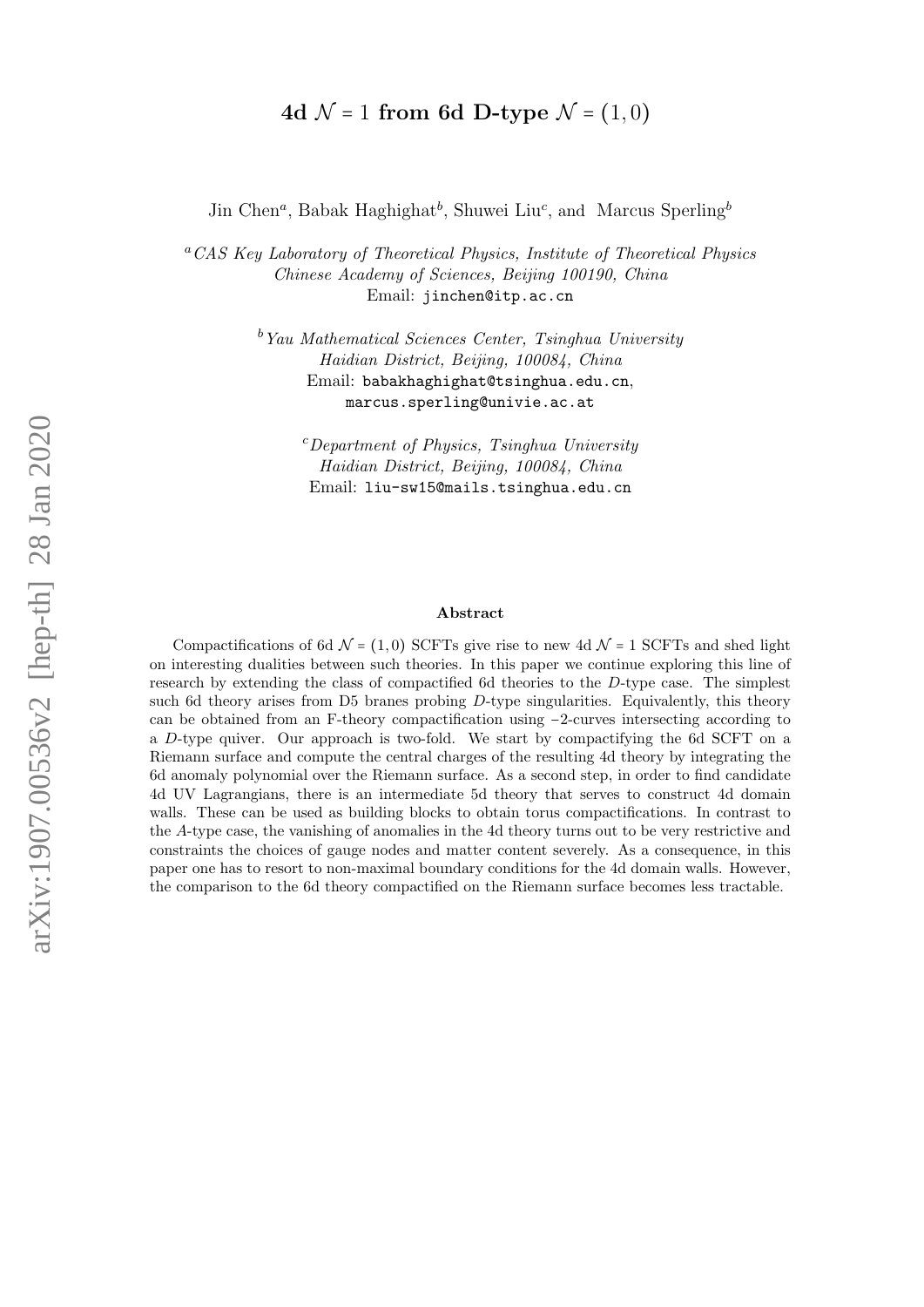# 4d $\mathcal{N} = 1$ from 6d D-type $\mathcal{N} = (1, 0)$

Jin Chen[a], Babak Haghighat[b], Shuwei Liu[c], and Marcus Sperling[b]

[a] *CAS Key Laboratory of Theoretical Physics, Institute of Theoretical Physics Chinese Academy of Sciences, Beijing 100190, China*
Email: jinchen@itp.ac.cn

[b] *Yau Mathematical Sciences Center, Tsinghua University Haidian District, Beijing, 100084, China*
Email: babakhaghighat@tsinghua.edu.cn, marcus.sperling@univie.ac.at

[c] *Department of Physics, Tsinghua University Haidian District, Beijing, 100084, China*
Email: liu-sw15@mails.tsinghua.edu.cn

### Abstract

Compactifications of 6d $\mathcal{N} = (1, 0)$ SCFTs give rise to new 4d $\mathcal{N} = 1$ SCFTs and shed light on interesting dualities between such theories. In this paper we continue exploring this line of research by extending the class of compactified 6d theories to the $D$-type case. The simplest such 6d theory arises from D5 branes probing $D$-type singularities. Equivalently, this theory can be obtained from an F-theory compactification using $-2$-curves intersecting according to a $D$-type quiver. Our approach is two-fold. We start by compactifying the 6d SCFT on a Riemann surface and compute the central charges of the resulting 4d theory by integrating the 6d anomaly polynomial over the Riemann surface. As a second step, in order to find candidate 4d UV Lagrangians, there is an intermediate 5d theory that serves to construct 4d domain walls. These can be used as building blocks to obtain torus compactifications. In contrast to the $A$-type case, the vanishing of anomalies in the 4d theory turns out to be very restrictive and constraints the choices of gauge nodes and matter content severely. As a consequence, in this paper one has to resort to non-maximal boundary conditions for the 4d domain walls. However, the comparison to the 6d theory compactified on the Riemann surface becomes less tractable.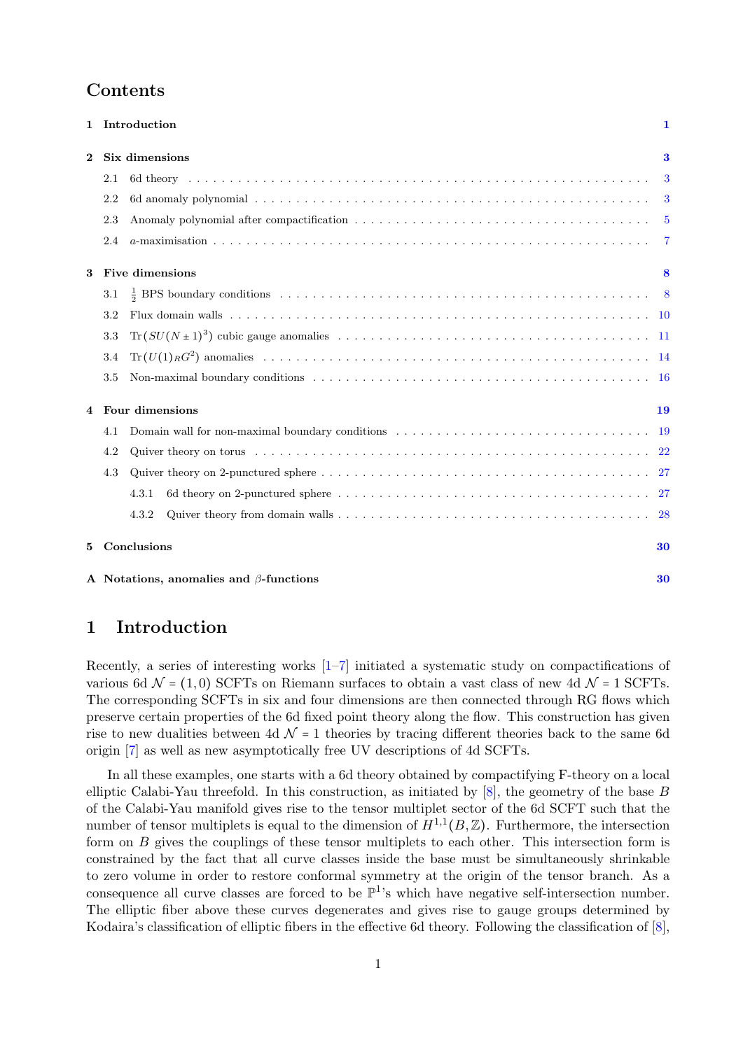# Contents

1 Introduction 1

2 Six dimensions 3
- 2.1 6d theory 3
- 2.2 6d anomaly polynomial 3
- 2.3 Anomaly polynomial after compactification 5
- 2.4 $a$-maximisation 7

3 Five dimensions 8
- 3.1 $\frac{1}{2}$ BPS boundary conditions 8
- 3.2 Flux domain walls 10
- 3.3 $\mathrm{Tr}\,(SU(N\pm 1)^3)$ cubic gauge anomalies 11
- 3.4 $\mathrm{Tr}\,(U(1)_R G^2)$ anomalies 14
- 3.5 Non-maximal boundary conditions 16

4 Four dimensions 19
- 4.1 Domain wall for non-maximal boundary conditions 19
- 4.2 Quiver theory on torus 22
- 4.3 Quiver theory on 2-punctured sphere 27
  - 4.3.1 6d theory on 2-punctured sphere 27
  - 4.3.2 Quiver theory from domain walls 28

5 Conclusions 30

A Notations, anomalies and $\beta$-functions 30

# 1 Introduction

Recently, a series of interesting works [1–7] initiated a systematic study on compactifications of various 6d $\mathcal{N}=(1,0)$ SCFTs on Riemann surfaces to obtain a vast class of new 4d $\mathcal{N}=1$ SCFTs. The corresponding SCFTs in six and four dimensions are then connected through RG flows which preserve certain properties of the 6d fixed point theory along the flow. This construction has given rise to new dualities between 4d $\mathcal{N}=1$ theories by tracing different theories back to the same 6d origin [7] as well as new asymptotically free UV descriptions of 4d SCFTs.

In all these examples, one starts with a 6d theory obtained by compactifying F-theory on a local elliptic Calabi-Yau threefold. In this construction, as initiated by [8], the geometry of the base $B$ of the Calabi-Yau manifold gives rise to the tensor multiplet sector of the 6d SCFT such that the number of tensor multiplets is equal to the dimension of $H^{1,1}(B,\mathbb{Z})$. Furthermore, the intersection form on $B$ gives the couplings of these tensor multiplets to each other. This intersection form is constrained by the fact that all curve classes inside the base must be simultaneously shrinkable to zero volume in order to restore conformal symmetry at the origin of the tensor branch. As a consequence all curve classes are forced to be $\mathbb{P}^1$'s which have negative self-intersection number. The elliptic fiber above these curves degenerates and gives rise to gauge groups determined by Kodaira's classification of elliptic fibers in the effective 6d theory. Following the classification of [8],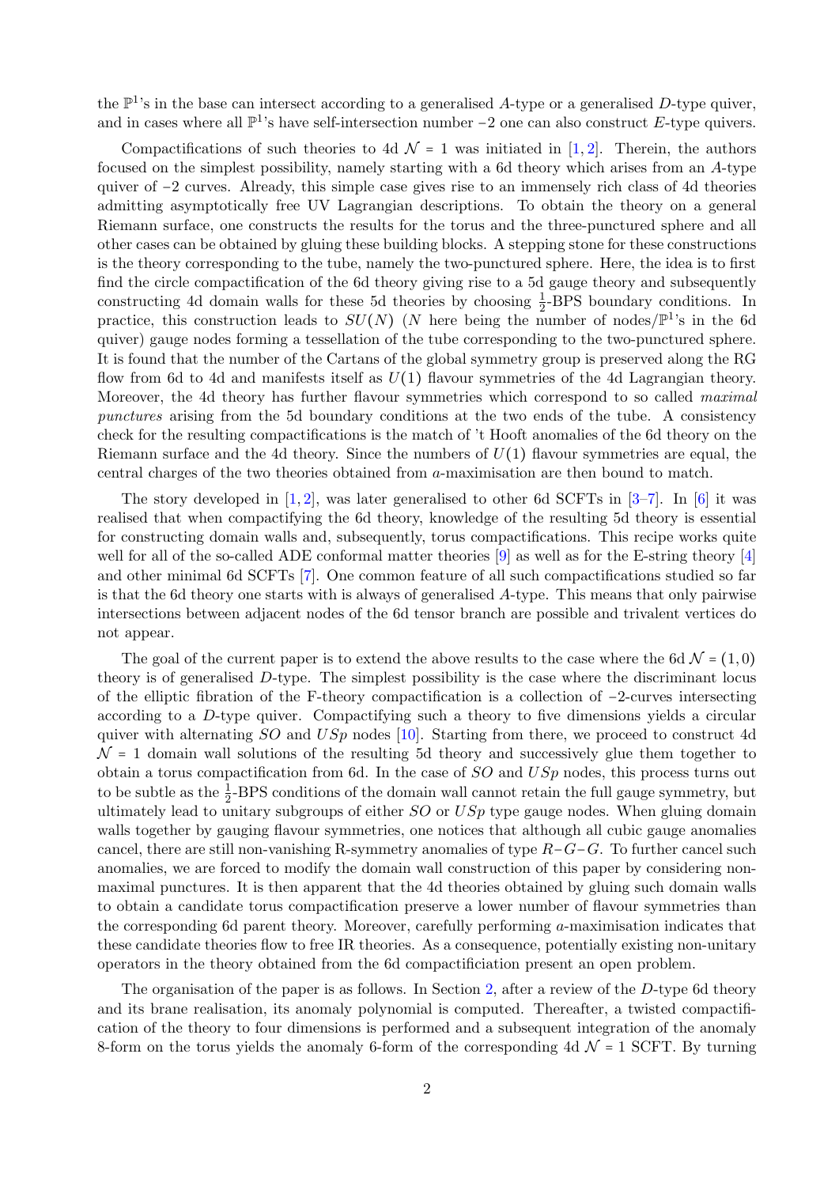the $\mathbb{P}^1$'s in the base can intersect according to a generalised $A$-type or a generalised $D$-type quiver, and in cases where all $\mathbb{P}^1$'s have self-intersection number $-2$ one can also construct $E$-type quivers.

Compactifications of such theories to 4d $\mathcal{N} = 1$ was initiated in [1, 2]. Therein, the authors focused on the simplest possibility, namely starting with a 6d theory which arises from an $A$-type quiver of $-2$ curves. Already, this simple case gives rise to an immensely rich class of 4d theories admitting asymptotically free UV Lagrangian descriptions. To obtain the theory on a general Riemann surface, one constructs the results for the torus and the three-punctured sphere and all other cases can be obtained by gluing these building blocks. A stepping stone for these constructions is the theory corresponding to the tube, namely the two-punctured sphere. Here, the idea is to first find the circle compactification of the 6d theory giving rise to a 5d gauge theory and subsequently constructing 4d domain walls for these 5d theories by choosing $\frac{1}{2}$-BPS boundary conditions. In practice, this construction leads to $SU(N)$ ($N$ here being the number of nodes/$\mathbb{P}^1$'s in the 6d quiver) gauge nodes forming a tessellation of the tube corresponding to the two-punctured sphere. It is found that the number of the Cartans of the global symmetry group is preserved along the RG flow from 6d to 4d and manifests itself as $U(1)$ flavour symmetries of the 4d Lagrangian theory. Moreover, the 4d theory has further flavour symmetries which correspond to so called *maximal punctures* arising from the 5d boundary conditions at the two ends of the tube. A consistency check for the resulting compactifications is the match of 't Hooft anomalies of the 6d theory on the Riemann surface and the 4d theory. Since the numbers of $U(1)$ flavour symmetries are equal, the central charges of the two theories obtained from $a$-maximisation are then bound to match.

The story developed in [1, 2], was later generalised to other 6d SCFTs in [3–7]. In [6] it was realised that when compactifying the 6d theory, knowledge of the resulting 5d theory is essential for constructing domain walls and, subsequently, torus compactifications. This recipe works quite well for all of the so-called ADE conformal matter theories [9] as well as for the E-string theory [4] and other minimal 6d SCFTs [7]. One common feature of all such compactifications studied so far is that the 6d theory one starts with is always of generalised $A$-type. This means that only pairwise intersections between adjacent nodes of the 6d tensor branch are possible and trivalent vertices do not appear.

The goal of the current paper is to extend the above results to the case where the 6d $\mathcal{N} = (1, 0)$ theory is of generalised $D$-type. The simplest possibility is the case where the discriminant locus of the elliptic fibration of the F-theory compactification is a collection of $-2$-curves intersecting according to a $D$-type quiver. Compactifying such a theory to five dimensions yields a circular quiver with alternating $SO$ and $USp$ nodes [10]. Starting from there, we proceed to construct 4d $\mathcal{N} = 1$ domain wall solutions of the resulting 5d theory and successively glue them together to obtain a torus compactification from 6d. In the case of $SO$ and $USp$ nodes, this process turns out to be subtle as the $\frac{1}{2}$-BPS conditions of the domain wall cannot retain the full gauge symmetry, but ultimately lead to unitary subgroups of either $SO$ or $USp$ type gauge nodes. When gluing domain walls together by gauging flavour symmetries, one notices that although all cubic gauge anomalies cancel, there are still non-vanishing R-symmetry anomalies of type $R$–$G$–$G$. To further cancel such anomalies, we are forced to modify the domain wall construction of this paper by considering non-maximal punctures. It is then apparent that the 4d theories obtained by gluing such domain walls to obtain a candidate torus compactification preserve a lower number of flavour symmetries than the corresponding 6d parent theory. Moreover, carefully performing $a$-maximisation indicates that these candidate theories flow to free IR theories. As a consequence, potentially existing non-unitary operators in the theory obtained from the 6d compactificiation present an open problem.

The organisation of the paper is as follows. In Section 2, after a review of the $D$-type 6d theory and its brane realisation, its anomaly polynomial is computed. Thereafter, a twisted compactification of the theory to four dimensions is performed and a subsequent integration of the anomaly 8-form on the torus yields the anomaly 6-form of the corresponding 4d $\mathcal{N} = 1$ SCFT. By turning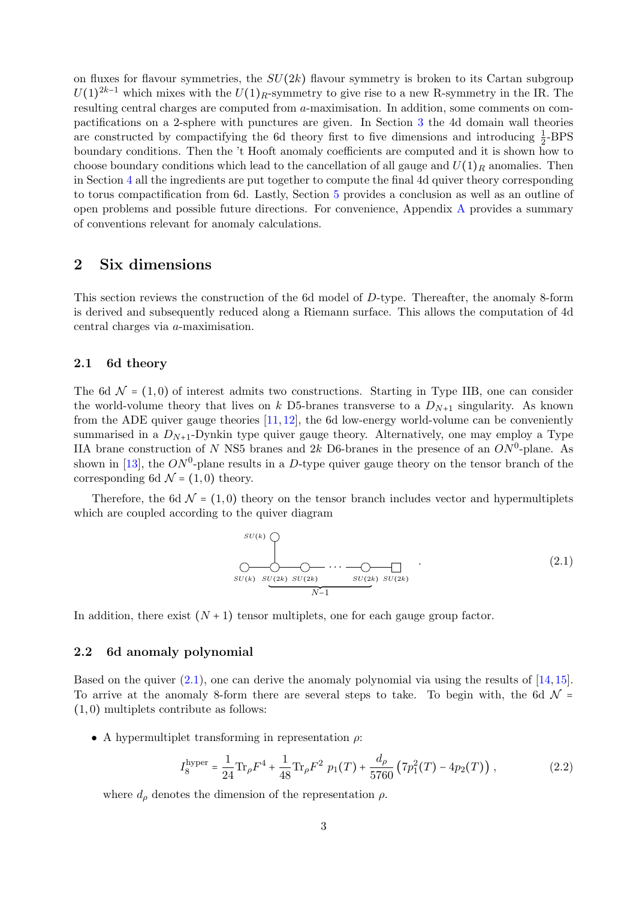on fluxes for flavour symmetries, the $SU(2k)$ flavour symmetry is broken to its Cartan subgroup $U(1)^{2k-1}$ which mixes with the $U(1)_R$-symmetry to give rise to a new R-symmetry in the IR. The resulting central charges are computed from $a$-maximisation. In addition, some comments on compactifications on a 2-sphere with punctures are given. In Section 3 the 4d domain wall theories are constructed by compactifying the 6d theory first to five dimensions and introducing $\frac{1}{2}$-BPS boundary conditions. Then the 't Hooft anomaly coefficients are computed and it is shown how to choose boundary conditions which lead to the cancellation of all gauge and $U(1)_R$ anomalies. Then in Section 4 all the ingredients are put together to compute the final 4d quiver theory corresponding to torus compactification from 6d. Lastly, Section 5 provides a conclusion as well as an outline of open problems and possible future directions. For convenience, Appendix A provides a summary of conventions relevant for anomaly calculations.

## 2 Six dimensions

This section reviews the construction of the 6d model of $D$-type. Thereafter, the anomaly 8-form is derived and subsequently reduced along a Riemann surface. This allows the computation of 4d central charges via $a$-maximisation.

### 2.1 6d theory

The 6d $\mathcal{N}=(1,0)$ of interest admits two constructions. Starting in Type IIB, one can consider the world-volume theory that lives on $k$ D5-branes transverse to a $D_{N+1}$ singularity. As known from the ADE quiver gauge theories [11, 12], the 6d low-energy world-volume can be conveniently summarised in a $D_{N+1}$-Dynkin type quiver gauge theory. Alternatively, one may employ a Type IIA brane construction of $N$ NS5 branes and $2k$ D6-branes in the presence of an $ON^0$-plane. As shown in [13], the $ON^0$-plane results in a $D$-type quiver gauge theory on the tensor branch of the corresponding 6d $\mathcal{N}=(1,0)$ theory.

Therefore, the 6d $\mathcal{N}=(1,0)$ theory on the tensor branch includes vector and hypermultiplets which are coupled according to the quiver diagram

$$
\begin{array}{c}
\quad\; SU(k) \\
\quad\;\; | \\
SU(k) - \underbrace{SU(2k) - SU(2k) - \cdots - SU(2k)}_{N-1} - \boxed{SU(2k)}
\end{array}
\qquad (2.1)
$$

In addition, there exist $(N+1)$ tensor multiplets, one for each gauge group factor.

### 2.2 6d anomaly polynomial

Based on the quiver (2.1), one can derive the anomaly polynomial via using the results of [14, 15]. To arrive at the anomaly 8-form there are several steps to take. To begin with, the 6d $\mathcal{N}=(1,0)$ multiplets contribute as follows:

- A hypermultiplet transforming in representation $\rho$:

$$
I_8^{\text{hyper}} = \frac{1}{24}\text{Tr}_\rho F^4 + \frac{1}{48}\text{Tr}_\rho F^2\; p_1(T) + \frac{d_\rho}{5760}\left(7p_1^2(T) - 4p_2(T)\right), \qquad (2.2)
$$

  where $d_\rho$ denotes the dimension of the representation $\rho$.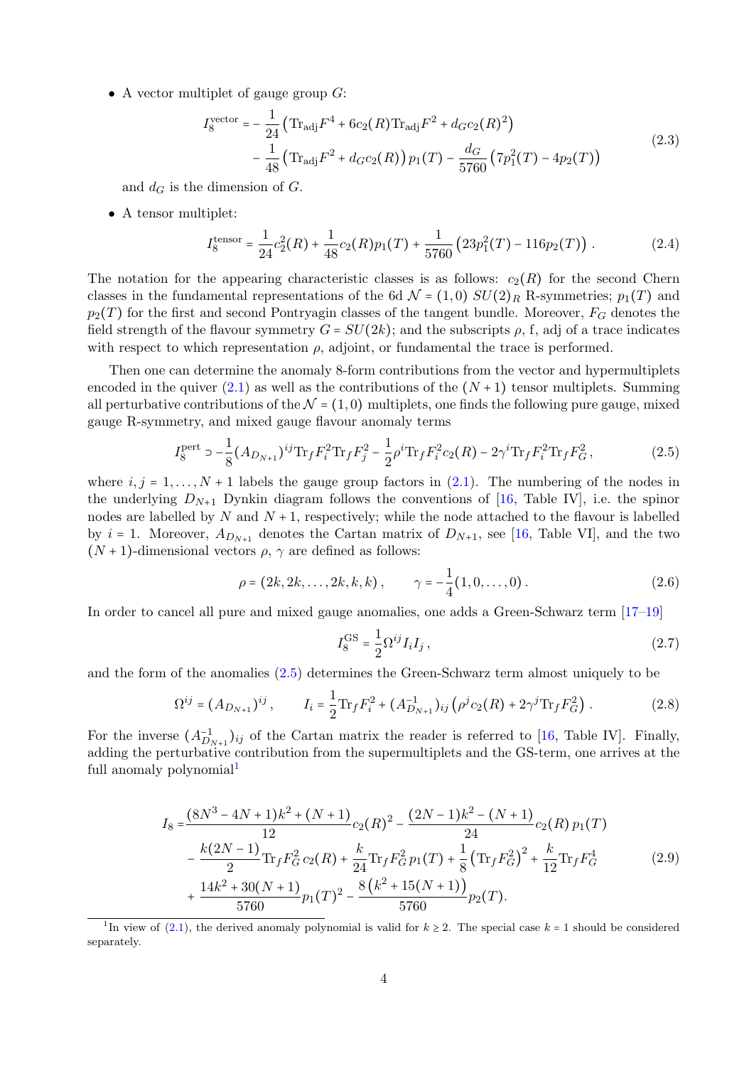- A vector multiplet of gauge group $G$:

$$
\begin{aligned}
I_8^{\text{vector}} = &-\frac{1}{24}\left(\text{Tr}_{\text{adj}}F^4 + 6c_2(R)\text{Tr}_{\text{adj}}F^2 + d_G c_2(R)^2\right) \\
&-\frac{1}{48}\left(\text{Tr}_{\text{adj}}F^2 + d_G c_2(R)\right)p_1(T) - \frac{d_G}{5760}\left(7p_1^2(T) - 4p_2(T)\right)
\end{aligned}
\tag{2.3}
$$

and $d_G$ is the dimension of $G$.

- A tensor multiplet:

$$
I_8^{\text{tensor}} = \frac{1}{24}c_2^2(R) + \frac{1}{48}c_2(R)p_1(T) + \frac{1}{5760}\left(23p_1^2(T) - 116p_2(T)\right) . \tag{2.4}
$$

The notation for the appearing characteristic classes is as follows: $c_2(R)$ for the second Chern classes in the fundamental representations of the 6d $\mathcal{N}=(1,0)$ $SU(2)_R$ R-symmetries; $p_1(T)$ and $p_2(T)$ for the first and second Pontryagin classes of the tangent bundle. Moreover, $F_G$ denotes the field strength of the flavour symmetry $G = SU(2k)$; and the subscripts $\rho$, f, adj of a trace indicates with respect to which representation $\rho$, adjoint, or fundamental the trace is performed.

Then one can determine the anomaly 8-form contributions from the vector and hypermultiplets encoded in the quiver (2.1) as well as the contributions of the $(N+1)$ tensor multiplets. Summing all perturbative contributions of the $\mathcal{N}=(1,0)$ multiplets, one finds the following pure gauge, mixed gauge R-symmetry, and mixed gauge flavour anomaly terms

$$
I_8^{\text{pert}} \supset -\frac{1}{8}(A_{D_{N+1}})^{ij}\text{Tr}_f F_i^2 \text{Tr}_f F_j^2 - \frac{1}{2}\rho^i \text{Tr}_f F_i^2 c_2(R) - 2\gamma^i \text{Tr}_f F_i^2 \text{Tr}_f F_G^2 \,, \tag{2.5}
$$

where $i,j = 1,\ldots,N+1$ labels the gauge group factors in (2.1). The numbering of the nodes in the underlying $D_{N+1}$ Dynkin diagram follows the conventions of [16, Table IV], i.e. the spinor nodes are labelled by $N$ and $N+1$, respectively; while the node attached to the flavour is labelled by $i=1$. Moreover, $A_{D_{N+1}}$ denotes the Cartan matrix of $D_{N+1}$, see [16, Table VI], and the two $(N+1)$-dimensional vectors $\rho$, $\gamma$ are defined as follows:

$$
\rho = (2k, 2k, \ldots, 2k, k, k) \,, \qquad \gamma = -\frac{1}{4}(1, 0, \ldots, 0) \,. \tag{2.6}
$$

In order to cancel all pure and mixed gauge anomalies, one adds a Green-Schwarz term [17–19]

$$
I_8^{\text{GS}} = \frac{1}{2}\Omega^{ij} I_i I_j \,, \tag{2.7}
$$

and the form of the anomalies (2.5) determines the Green-Schwarz term almost uniquely to be

$$
\Omega^{ij} = (A_{D_{N+1}})^{ij} \,, \qquad I_i = \frac{1}{2}\text{Tr}_f F_i^2 + (A_{D_{N+1}}^{-1})_{ij}\left(\rho^j c_2(R) + 2\gamma^j \text{Tr}_f F_G^2\right) . \tag{2.8}
$$

For the inverse $(A_{D_{N+1}}^{-1})_{ij}$ of the Cartan matrix the reader is referred to [16, Table IV]. Finally, adding the perturbative contribution from the supermultiplets and the GS-term, one arrives at the full anomaly polynomial[1]

$$
\begin{aligned}
I_8 = &\frac{(8N^3 - 4N + 1)k^2 + (N+1)}{12}c_2(R)^2 - \frac{(2N-1)k^2 - (N+1)}{24}c_2(R)\,p_1(T) \\
&- \frac{k(2N-1)}{2}\text{Tr}_f F_G^2\, c_2(R) + \frac{k}{24}\text{Tr}_f F_G^2\, p_1(T) + \frac{1}{8}\left(\text{Tr}_f F_G^2\right)^2 + \frac{k}{12}\text{Tr}_f F_G^4 \\
&+ \frac{14k^2 + 30(N+1)}{5760}p_1(T)^2 - \frac{8\left(k^2 + 15(N+1)\right)}{5760}p_2(T).
\end{aligned}
\tag{2.9}
$$

[1] In view of (2.1), the derived anomaly polynomial is valid for $k \geq 2$. The special case $k=1$ should be considered separately.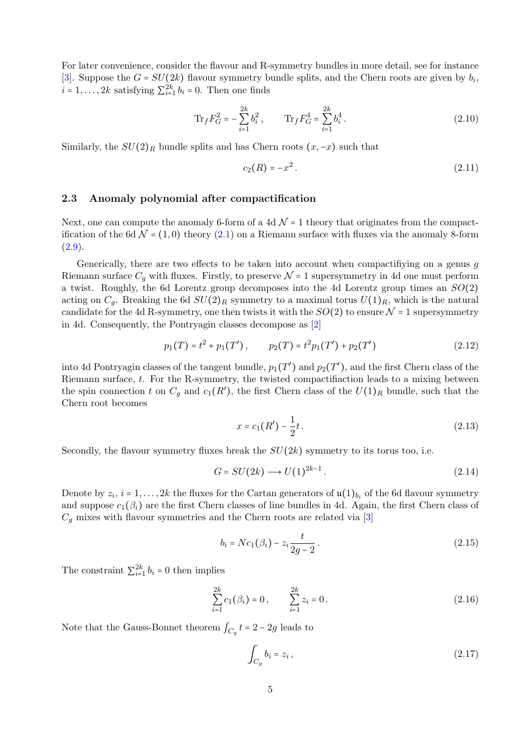For later convenience, consider the flavour and R-symmetry bundles in more detail, see for instance [3]. Suppose the $G = SU(2k)$ flavour symmetry bundle splits, and the Chern roots are given by $b_i$, $i = 1, \ldots, 2k$ satisfying $\sum_{i=1}^{2k} b_i = 0$. Then one finds

$$\mathrm{Tr}_f F_G^2 = -\sum_{i=1}^{2k} b_i^2 \,, \qquad \mathrm{Tr}_f F_G^4 = \sum_{i=1}^{2k} b_i^4 \,. \tag{2.10}$$

Similarly, the $SU(2)_R$ bundle splits and has Chern roots $(x, -x)$ such that

$$c_2(R) = -x^2 \,. \tag{2.11}$$

### 2.3 Anomaly polynomial after compactification

Next, one can compute the anomaly 6-form of a 4d $\mathcal{N} = 1$ theory that originates from the compactification of the 6d $\mathcal{N} = (1, 0)$ theory (2.1) on a Riemann surface with fluxes via the anomaly 8-form (2.9).

Generically, there are two effects to be taken into account when compactifiying on a genus $g$ Riemann surface $C_g$ with fluxes. Firstly, to preserve $\mathcal{N} = 1$ supersymmetry in 4d one must perform a twist. Roughly, the 6d Lorentz group decomposes into the 4d Lorentz group times an $SO(2)$ acting on $C_g$. Breaking the 6d $SU(2)_R$ symmetry to a maximal torus $U(1)_R$, which is the natural candidate for the 4d R-symmetry, one then twists it with the $SO(2)$ to ensure $\mathcal{N} = 1$ supersymmetry in 4d. Consequently, the Pontryagin classes decompose as [2]

$$p_1(T) = t^2 + p_1(T') \,, \qquad p_2(T) = t^2 p_1(T') + p_2(T') \tag{2.12}$$

into 4d Pontryagin classes of the tangent bundle, $p_1(T')$ and $p_2(T')$, and the first Chern class of the Riemann surface, $t$. For the R-symmetry, the twisted compactifiaction leads to a mixing between the spin connection $t$ on $C_g$ and $c_1(R')$, the first Chern class of the $U(1)_R$ bundle, such that the Chern root becomes

$$x = c_1(R') - \frac{1}{2} t \,. \tag{2.13}$$

Secondly, the flavour symmetry fluxes break the $SU(2k)$ symmetry to its torus too, i.e.

$$G = SU(2k) \longrightarrow U(1)^{2k-1} \,. \tag{2.14}$$

Denote by $z_i$, $i = 1, \ldots, 2k$ the fluxes for the Cartan generators of $\mathfrak{u}(1)_{b_i}$ of the 6d flavour symmetry and suppose $c_1(\beta_i)$ are the first Chern classes of line bundles in 4d. Again, the first Chern class of $C_g$ mixes with flavour symmetries and the Chern roots are related via [3]

$$b_i = N c_1(\beta_i) - z_i \frac{t}{2g - 2} \,. \tag{2.15}$$

The constraint $\sum_{i=1}^{2k} b_i = 0$ then implies

$$\sum_{i=1}^{2k} c_1(\beta_i) = 0 \,, \qquad \sum_{i=1}^{2k} z_i = 0 \,. \tag{2.16}$$

Note that the Gauss-Bonnet theorem $\int_{C_g} t = 2 - 2g$ leads to

$$\int_{C_g} b_i = z_i \,, \tag{2.17}$$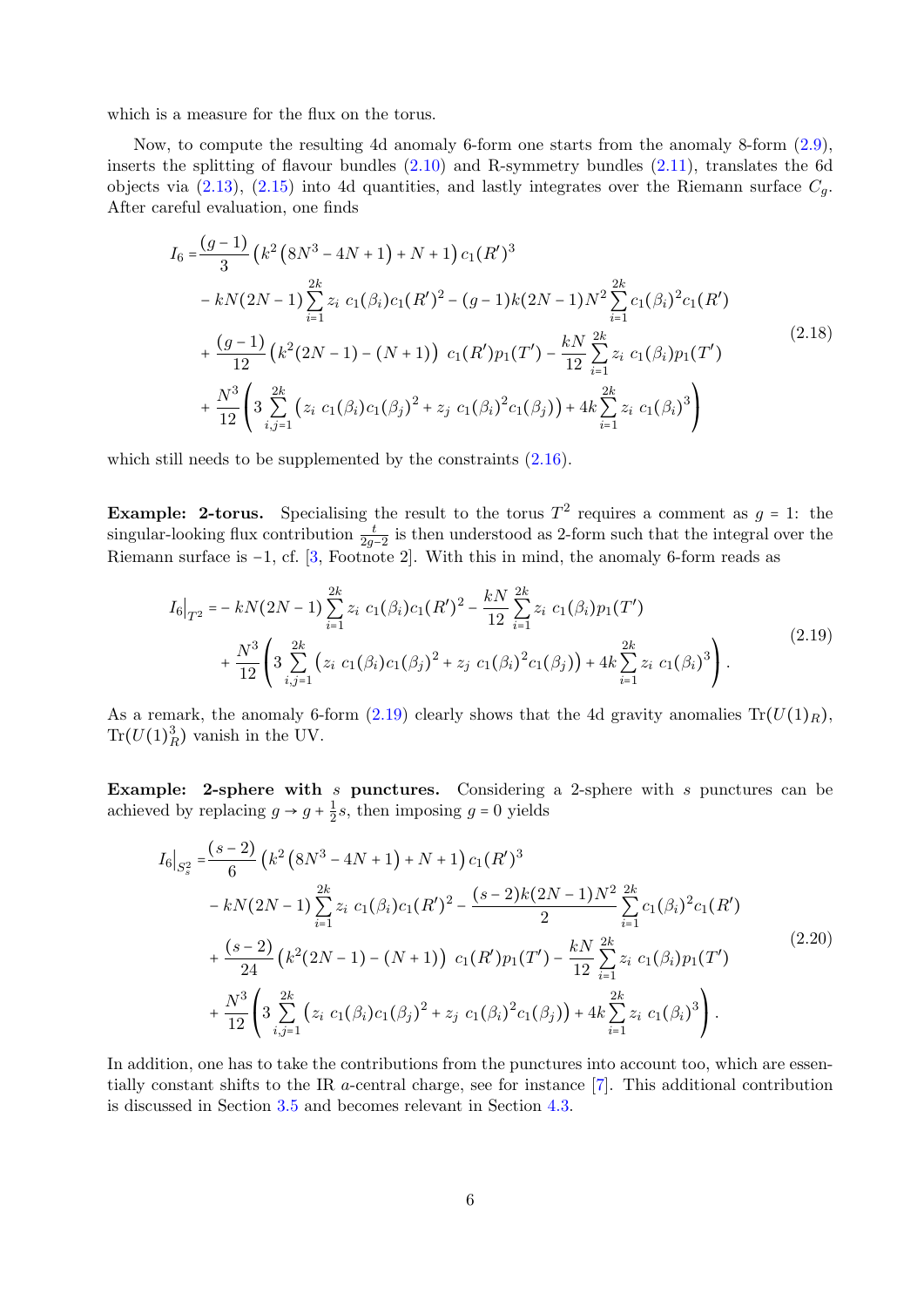which is a measure for the flux on the torus.

Now, to compute the resulting 4d anomaly 6-form one starts from the anomaly 8-form (2.9), inserts the splitting of flavour bundles (2.10) and R-symmetry bundles (2.11), translates the 6d objects via (2.13), (2.15) into 4d quantities, and lastly integrates over the Riemann surface $C_g$. After careful evaluation, one finds

$$
\begin{aligned}
I_6 =& \frac{(g-1)}{3}\left(k^2\left(8N^3-4N+1\right)+N+1\right)c_1(R')^3 \\
&- kN(2N-1)\sum_{i=1}^{2k} z_i\; c_1(\beta_i)c_1(R')^2 - (g-1)k(2N-1)N^2\sum_{i=1}^{2k} c_1(\beta_i)^2 c_1(R') \\
&+ \frac{(g-1)}{12}\left(k^2(2N-1)-(N+1)\right)\; c_1(R')p_1(T') - \frac{kN}{12}\sum_{i=1}^{2k} z_i\; c_1(\beta_i)p_1(T') \\
&+ \frac{N^3}{12}\left(3\sum_{i,j=1}^{2k}\left(z_i\; c_1(\beta_i)c_1(\beta_j)^2 + z_j\; c_1(\beta_i)^2 c_1(\beta_j)\right) + 4k\sum_{i=1}^{2k} z_i\; c_1(\beta_i)^3\right)
\end{aligned}
\tag{2.18}
$$

which still needs to be supplemented by the constraints (2.16).

**Example: 2-torus.** Specialising the result to the torus $T^2$ requires a comment as $g=1$: the singular-looking flux contribution $\frac{t}{2g-2}$ is then understood as 2-form such that the integral over the Riemann surface is $-1$, cf. [3, Footnote 2]. With this in mind, the anomaly 6-form reads as

$$
\begin{aligned}
I_6\big|_{T^2} =& -kN(2N-1)\sum_{i=1}^{2k} z_i\; c_1(\beta_i)c_1(R')^2 - \frac{kN}{12}\sum_{i=1}^{2k} z_i\; c_1(\beta_i)p_1(T') \\
&+ \frac{N^3}{12}\left(3\sum_{i,j=1}^{2k}\left(z_i\; c_1(\beta_i)c_1(\beta_j)^2 + z_j\; c_1(\beta_i)^2 c_1(\beta_j)\right) + 4k\sum_{i=1}^{2k} z_i\; c_1(\beta_i)^3\right).
\end{aligned}
\tag{2.19}
$$

As a remark, the anomaly 6-form (2.19) clearly shows that the 4d gravity anomalies $\mathrm{Tr}(U(1)_R)$, $\mathrm{Tr}(U(1)_R^3)$ vanish in the UV.

**Example: 2-sphere with $s$ punctures.** Considering a 2-sphere with $s$ punctures can be achieved by replacing $g \to g + \frac{1}{2}s$, then imposing $g=0$ yields

$$
\begin{aligned}
I_6\big|_{S^2_s} =& \frac{(s-2)}{6}\left(k^2\left(8N^3-4N+1\right)+N+1\right)c_1(R')^3 \\
&- kN(2N-1)\sum_{i=1}^{2k} z_i\; c_1(\beta_i)c_1(R')^2 - \frac{(s-2)k(2N-1)N^2}{2}\sum_{i=1}^{2k} c_1(\beta_i)^2 c_1(R') \\
&+ \frac{(s-2)}{24}\left(k^2(2N-1)-(N+1)\right)\; c_1(R')p_1(T') - \frac{kN}{12}\sum_{i=1}^{2k} z_i\; c_1(\beta_i)p_1(T') \\
&+ \frac{N^3}{12}\left(3\sum_{i,j=1}^{2k}\left(z_i\; c_1(\beta_i)c_1(\beta_j)^2 + z_j\; c_1(\beta_i)^2 c_1(\beta_j)\right) + 4k\sum_{i=1}^{2k} z_i\; c_1(\beta_i)^3\right).
\end{aligned}
\tag{2.20}
$$

In addition, one has to take the contributions from the punctures into account too, which are essentially constant shifts to the IR $a$-central charge, see for instance [7]. This additional contribution is discussed in Section 3.5 and becomes relevant in Section 4.3.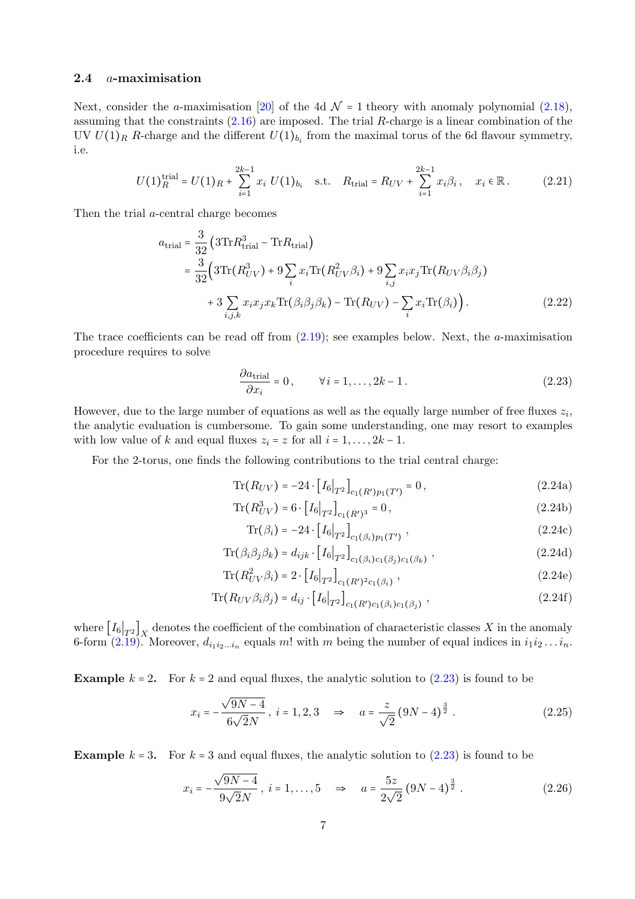### 2.4 $a$-maximisation

Next, consider the $a$-maximisation [20] of the 4d $\mathcal{N}=1$ theory with anomaly polynomial (2.18), assuming that the constraints (2.16) are imposed. The trial $R$-charge is a linear combination of the UV $U(1)_R$ $R$-charge and the different $U(1)_{b_i}$ from the maximal torus of the 6d flavour symmetry, i.e.

$$
U(1)_R^{\text{trial}} = U(1)_R + \sum_{i=1}^{2k-1} x_i \; U(1)_{b_i} \quad \text{s.t.} \quad R_{\text{trial}} = R_{UV} + \sum_{i=1}^{2k-1} x_i \beta_i \,, \quad x_i \in \mathbb{R} \,. \tag{2.21}
$$

Then the trial $a$-central charge becomes

$$
\begin{aligned}
a_{\text{trial}} &= \frac{3}{32}\left(3\text{Tr}R_{\text{trial}}^3 - \text{Tr}R_{\text{trial}}\right) \\
&= \frac{3}{32}\Big(3\text{Tr}(R_{UV}^3) + 9\sum_i x_i \text{Tr}(R_{UV}^2 \beta_i) + 9\sum_{i,j} x_i x_j \text{Tr}(R_{UV}\beta_i\beta_j) \\
&\quad + 3\sum_{i,j,k} x_i x_j x_k \text{Tr}(\beta_i\beta_j\beta_k) - \text{Tr}(R_{UV}) - \sum_i x_i \text{Tr}(\beta_i)\Big) \,.
\end{aligned} \tag{2.22}
$$

The trace coefficients can be read off from (2.19); see examples below. Next, the $a$-maximisation procedure requires to solve

$$
\frac{\partial a_{\text{trial}}}{\partial x_i} = 0 \,, \qquad \forall\, i = 1, \ldots, 2k-1 \,. \tag{2.23}
$$

However, due to the large number of equations as well as the equally large number of free fluxes $z_i$, the analytic evaluation is cumbersome. To gain some understanding, one may resort to examples with low value of $k$ and equal fluxes $z_i = z$ for all $i = 1, \ldots, 2k-1$.

For the 2-torus, one finds the following contributions to the trial central charge:

$$
\text{Tr}(R_{UV}) = -24 \cdot \left[I_6\big|_{T^2}\right]_{c_1(R')p_1(T')} = 0 \,, \tag{2.24a}
$$

$$
\text{Tr}(R_{UV}^3) = 6 \cdot \left[I_6\big|_{T^2}\right]_{c_1(R')^3} = 0 \,, \tag{2.24b}
$$

$$
\text{Tr}(\beta_i) = -24 \cdot \left[I_6\big|_{T^2}\right]_{c_1(\beta_i)p_1(T')} \,, \tag{2.24c}
$$

$$
\text{Tr}(\beta_i\beta_j\beta_k) = d_{ijk} \cdot \left[I_6\big|_{T^2}\right]_{c_1(\beta_i)c_1(\beta_j)c_1(\beta_k)} \,, \tag{2.24d}
$$

$$
\text{Tr}(R_{UV}^2\beta_i) = 2 \cdot \left[I_6\big|_{T^2}\right]_{c_1(R')^2 c_1(\beta_i)} \,, \tag{2.24e}
$$

$$
\text{Tr}(R_{UV}\beta_i\beta_j) = d_{ij} \cdot \left[I_6\big|_{T^2}\right]_{c_1(R')c_1(\beta_i)c_1(\beta_j)} \,, \tag{2.24f}
$$

where $\left[I_6\big|_{T^2}\right]_X$ denotes the coefficient of the combination of characteristic classes $X$ in the anomaly 6-form (2.19). Moreover, $d_{i_1 i_2 \ldots i_n}$ equals $m!$ with $m$ being the number of equal indices in $i_1 i_2 \ldots i_n$.

**Example $k=2$.** For $k=2$ and equal fluxes, the analytic solution to (2.23) is found to be

$$
x_i = -\frac{\sqrt{9N-4}}{6\sqrt{2}N} \,,\; i = 1,2,3 \quad \Rightarrow \quad a = \frac{z}{\sqrt{2}}\left(9N-4\right)^{\frac{3}{2}} \,. \tag{2.25}
$$

**Example $k=3$.** For $k=3$ and equal fluxes, the analytic solution to (2.23) is found to be

$$
x_i = -\frac{\sqrt{9N-4}}{9\sqrt{2}N} \,,\; i = 1,\ldots,5 \quad \Rightarrow \quad a = \frac{5z}{2\sqrt{2}}\left(9N-4\right)^{\frac{3}{2}} \,. \tag{2.26}
$$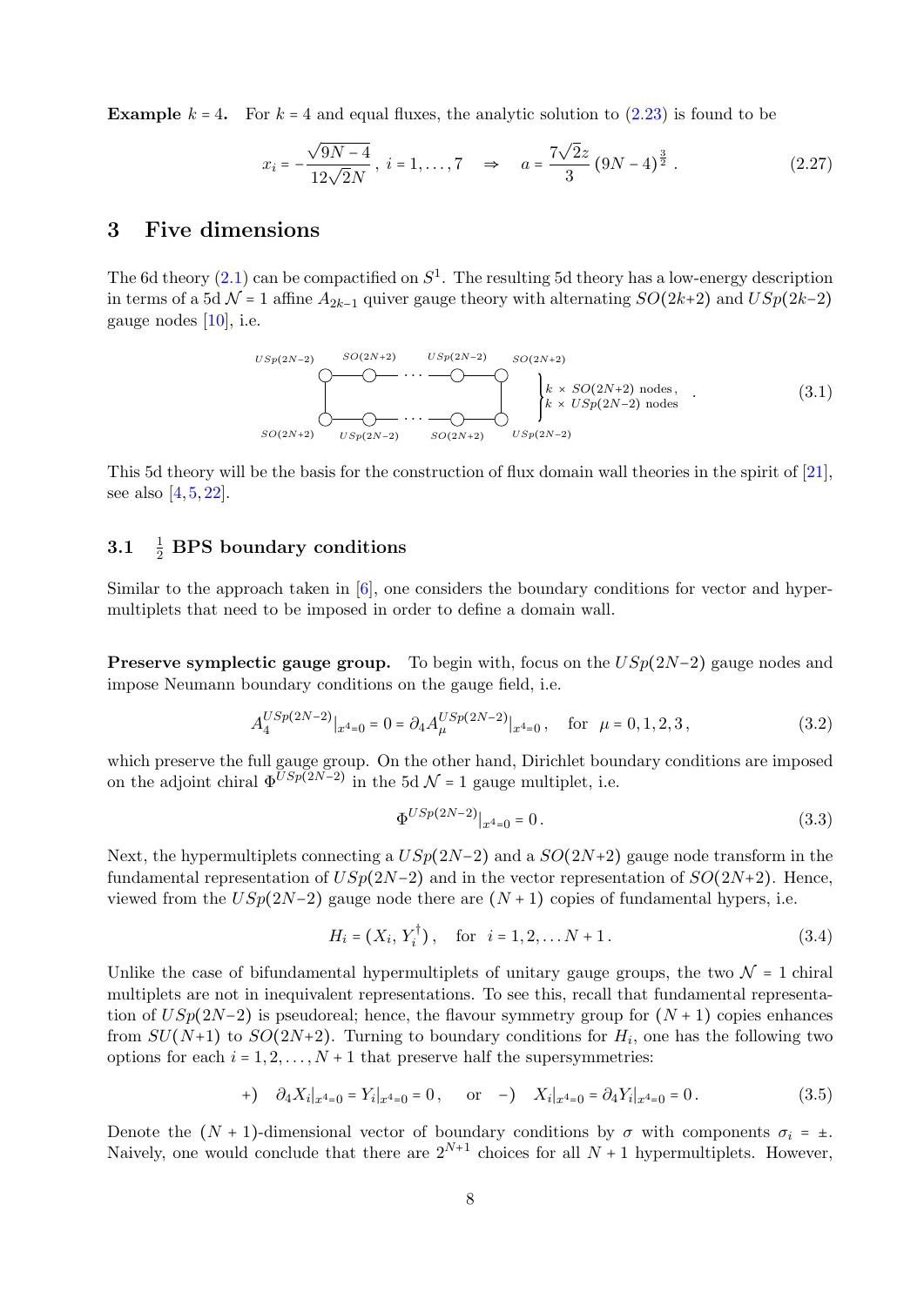**Example** $k=4$. For $k=4$ and equal fluxes, the analytic solution to (2.23) is found to be

$$x_i = -\frac{\sqrt{9N-4}}{12\sqrt{2}N}\,,\ i=1,\dots,7 \quad \Rightarrow \quad a = \frac{7\sqrt{2}z}{3}\,(9N-4)^{\frac{3}{2}}\,. \tag{2.27}$$

# 3 Five dimensions

The 6d theory (2.1) can be compactified on $S^1$. The resulting 5d theory has a low-energy description in terms of a 5d $\mathcal{N}=1$ affine $A_{2k-1}$ quiver gauge theory with alternating $SO(2k+2)$ and $USp(2k-2)$ gauge nodes [10], i.e.

$$\begin{array}{c} USp(2N-2) \quad SO(2N+2) \quad \cdots \quad USp(2N-2) \quad SO(2N+2) \\ SO(2N+2) \quad USp(2N-2) \quad \cdots \quad SO(2N+2) \quad USp(2N-2) \end{array} \left.\begin{array}{l} k \times SO(2N+2) \text{ nodes}, \\ k \times USp(2N-2) \text{ nodes} \end{array}\right. . \tag{3.1}$$

This 5d theory will be the basis for the construction of flux domain wall theories in the spirit of [21], see also [4,5,22].

## 3.1 $\frac{1}{2}$ BPS boundary conditions

Similar to the approach taken in [6], one considers the boundary conditions for vector and hypermultiplets that need to be imposed in order to define a domain wall.

**Preserve symplectic gauge group.** To begin with, focus on the $USp(2N-2)$ gauge nodes and impose Neumann boundary conditions on the gauge field, i.e.

$$A_4^{USp(2N-2)}|_{x^4=0} = 0 = \partial_4 A_\mu^{USp(2N-2)}|_{x^4=0}\,, \quad \text{for} \quad \mu = 0,1,2,3\,, \tag{3.2}$$

which preserve the full gauge group. On the other hand, Dirichlet boundary conditions are imposed on the adjoint chiral $\Phi^{USp(2N-2)}$ in the 5d $\mathcal{N}=1$ gauge multiplet, i.e.

$$\Phi^{USp(2N-2)}|_{x^4=0} = 0\,. \tag{3.3}$$

Next, the hypermultiplets connecting a $USp(2N-2)$ and a $SO(2N+2)$ gauge node transform in the fundamental representation of $USp(2N-2)$ and in the vector representation of $SO(2N+2)$. Hence, viewed from the $USp(2N-2)$ gauge node there are $(N+1)$ copies of fundamental hypers, i.e.

$$H_i = (X_i,\, Y_i^\dagger)\,, \quad \text{for} \quad i = 1,2,\dots N+1\,. \tag{3.4}$$

Unlike the case of bifundamental hypermultiplets of unitary gauge groups, the two $\mathcal{N}=1$ chiral multiplets are not in inequivalent representations. To see this, recall that fundamental representation of $USp(2N-2)$ is pseudoreal; hence, the flavour symmetry group for $(N+1)$ copies enhances from $SU(N+1)$ to $SO(2N+2)$. Turning to boundary conditions for $H_i$, one has the following two options for each $i=1,2,\dots,N+1$ that preserve half the supersymmetries:

$$+)\quad \partial_4 X_i|_{x^4=0} = Y_i|_{x^4=0} = 0\,, \quad \text{or} \quad -)\quad X_i|_{x^4=0} = \partial_4 Y_i|_{x^4=0} = 0\,. \tag{3.5}$$

Denote the $(N+1)$-dimensional vector of boundary conditions by $\sigma$ with components $\sigma_i = \pm$. Naively, one would conclude that there are $2^{N+1}$ choices for all $N+1$ hypermultiplets. However,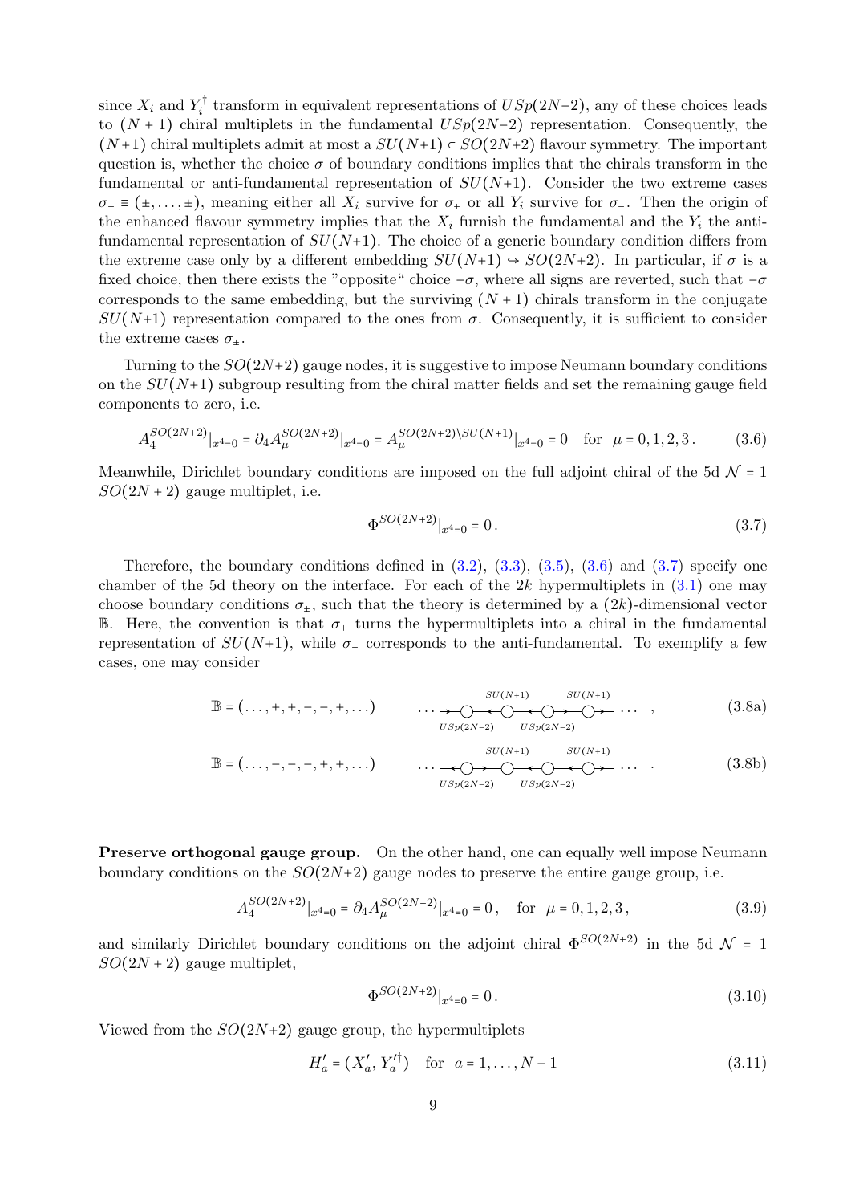since $X_i$ and $Y_i^\dagger$ transform in equivalent representations of $USp(2N-2)$, any of these choices leads to $(N+1)$ chiral multiplets in the fundamental $USp(2N-2)$ representation. Consequently, the $(N+1)$ chiral multiplets admit at most a $SU(N+1) \subset SO(2N+2)$ flavour symmetry. The important question is, whether the choice $\sigma$ of boundary conditions implies that the chirals transform in the fundamental or anti-fundamental representation of $SU(N+1)$. Consider the two extreme cases $\sigma_\pm \equiv (\pm, \dots, \pm)$, meaning either all $X_i$ survive for $\sigma_+$ or all $Y_i$ survive for $\sigma_-$. Then the origin of the enhanced flavour symmetry implies that the $X_i$ furnish the fundamental and the $Y_i$ the anti-fundamental representation of $SU(N+1)$. The choice of a generic boundary condition differs from the extreme case only by a different embedding $SU(N+1) \hookrightarrow SO(2N+2)$. In particular, if $\sigma$ is a fixed choice, then there exists the "opposite" choice $-\sigma$, where all signs are reverted, such that $-\sigma$ corresponds to the same embedding, but the surviving $(N+1)$ chirals transform in the conjugate $SU(N+1)$ representation compared to the ones from $\sigma$. Consequently, it is sufficient to consider the extreme cases $\sigma_\pm$.

Turning to the $SO(2N+2)$ gauge nodes, it is suggestive to impose Neumann boundary conditions on the $SU(N+1)$ subgroup resulting from the chiral matter fields and set the remaining gauge field components to zero, i.e.

$$A_4^{SO(2N+2)}|_{x^4=0} = \partial_4 A_\mu^{SO(2N+2)}|_{x^4=0} = A_\mu^{SO(2N+2)\setminus SU(N+1)}|_{x^4=0} = 0 \quad \text{for} \quad \mu = 0,1,2,3\,. \tag{3.6}$$

Meanwhile, Dirichlet boundary conditions are imposed on the full adjoint chiral of the 5d $\mathcal{N}=1$ $SO(2N+2)$ gauge multiplet, i.e.

$$\Phi^{SO(2N+2)}|_{x^4=0} = 0\,. \tag{3.7}$$

Therefore, the boundary conditions defined in (3.2), (3.3), (3.5), (3.6) and (3.7) specify one chamber of the 5d theory on the interface. For each of the $2k$ hypermultiplets in (3.1) one may choose boundary conditions $\sigma_\pm$, such that the theory is determined by a $(2k)$-dimensional vector $\mathbb{B}$. Here, the convention is that $\sigma_+$ turns the hypermultiplets into a chiral in the fundamental representation of $SU(N+1)$, while $\sigma_-$ corresponds to the anti-fundamental. To exemplify a few cases, one may consider

$$\mathbb{B} = (\dots,+,+,-,-,+,\dots) \qquad \cdots \to \underset{USp(2N-2)}{\bigcirc} \to \overset{SU(N+1)}{\bigcirc} \leftarrow \underset{USp(2N-2)}{\bigcirc} \leftarrow \overset{SU(N+1)}{\bigcirc} \to \cdots \,, \tag{3.8a}$$

$$\mathbb{B} = (\dots,-,-,-,+,+,\dots) \qquad \cdots \leftarrow \underset{USp(2N-2)}{\bigcirc} \leftarrow \overset{SU(N+1)}{\bigcirc} \leftarrow \underset{USp(2N-2)}{\bigcirc} \to \overset{SU(N+1)}{\bigcirc} \to \cdots \,. \tag{3.8b}$$

**Preserve orthogonal gauge group.** On the other hand, one can equally well impose Neumann boundary conditions on the $SO(2N+2)$ gauge nodes to preserve the entire gauge group, i.e.

$$A_4^{SO(2N+2)}|_{x^4=0} = \partial_4 A_\mu^{SO(2N+2)}|_{x^4=0} = 0\,, \quad \text{for} \quad \mu = 0,1,2,3\,, \tag{3.9}$$

and similarly Dirichlet boundary conditions on the adjoint chiral $\Phi^{SO(2N+2)}$ in the 5d $\mathcal{N}=1$ $SO(2N+2)$ gauge multiplet,

$$\Phi^{SO(2N+2)}|_{x^4=0} = 0\,. \tag{3.10}$$

Viewed from the $SO(2N+2)$ gauge group, the hypermultiplets

$$H'_a = (X'_a,\, Y'^\dagger_a) \quad \text{for} \quad a = 1,\dots,N-1 \tag{3.11}$$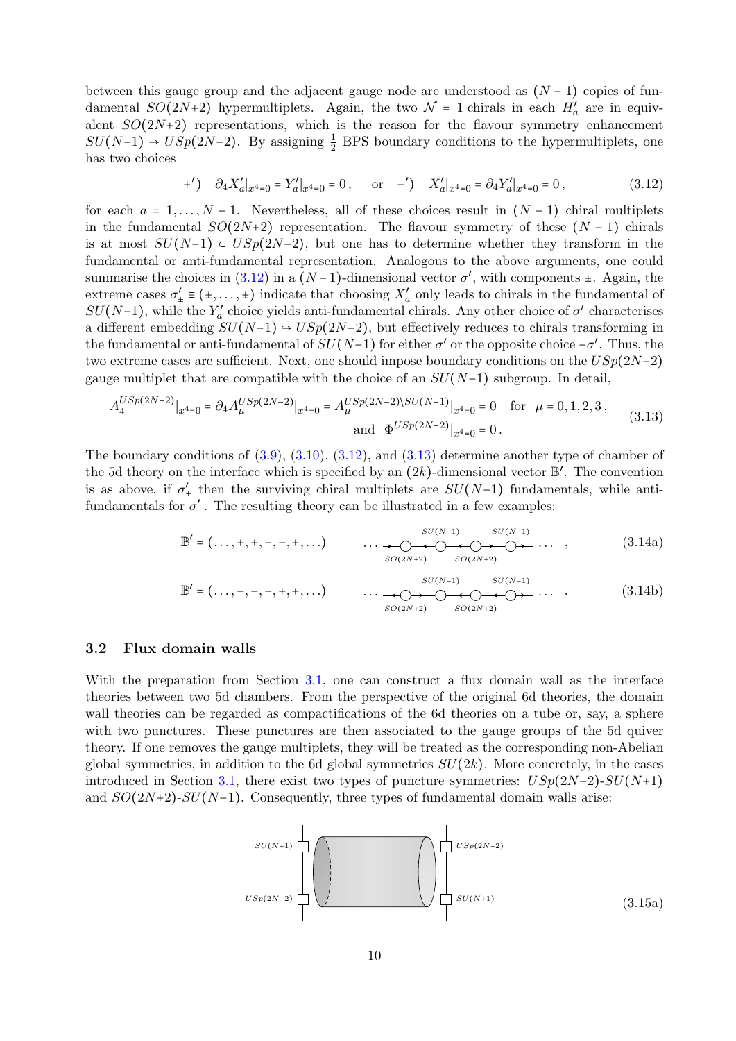between this gauge group and the adjacent gauge node are understood as $(N-1)$ copies of fundamental $SO(2N{+}2)$ hypermultiplets. Again, the two $\mathcal{N}=1$ chirals in each $H'_a$ are in equivalent $SO(2N{+}2)$ representations, which is the reason for the flavour symmetry enhancement $SU(N{-}1) \to USp(2N{-}2)$. By assigning $\frac{1}{2}$ BPS boundary conditions to the hypermultiplets, one has two choices

$$+') \quad \partial_4 X'_a|_{x^4=0} = Y'_a|_{x^4=0} = 0\,, \qquad \text{or} \quad -') \quad X'_a|_{x^4=0} = \partial_4 Y'_a|_{x^4=0} = 0\,, \tag{3.12}$$

for each $a = 1, \ldots, N-1$. Nevertheless, all of these choices result in $(N-1)$ chiral multiplets in the fundamental $SO(2N{+}2)$ representation. The flavour symmetry of these $(N-1)$ chirals is at most $SU(N{-}1) \subset USp(2N{-}2)$, but one has to determine whether they transform in the fundamental or anti-fundamental representation. Analogous to the above arguments, one could summarise the choices in (3.12) in a $(N-1)$-dimensional vector $\sigma'$, with components $\pm$. Again, the extreme cases $\sigma'_{\pm} \equiv (\pm, \ldots, \pm)$ indicate that choosing $X'_a$ only leads to chirals in the fundamental of $SU(N{-}1)$, while the $Y'_a$ choice yields anti-fundamental chirals. Any other choice of $\sigma'$ characterises a different embedding $SU(N{-}1) \hookrightarrow USp(2N{-}2)$, but effectively reduces to chirals transforming in the fundamental or anti-fundamental of $SU(N{-}1)$ for either $\sigma'$ or the opposite choice $-\sigma'$. Thus, the two extreme cases are sufficient. Next, one should impose boundary conditions on the $USp(2N{-}2)$ gauge multiplet that are compatible with the choice of an $SU(N{-}1)$ subgroup. In detail,

$$A_4^{USp(2N-2)}|_{x^4=0} = \partial_4 A_\mu^{USp(2N-2)}|_{x^4=0} = A_\mu^{USp(2N-2)\setminus SU(N-1)}|_{x^4=0} = 0 \quad \text{for} \quad \mu = 0,1,2,3\,, \quad \text{and} \quad \Phi^{USp(2N-2)}|_{x^4=0} = 0\,. \tag{3.13}$$

The boundary conditions of (3.9), (3.10), (3.12), and (3.13) determine another type of chamber of the 5d theory on the interface which is specified by an $(2k)$-dimensional vector $\mathbb{B}'$. The convention is as above, if $\sigma'_+$ then the surviving chiral multiplets are $SU(N{-}1)$ fundamentals, while anti-fundamentals for $\sigma'_-$. The resulting theory can be illustrated in a few examples:

$$\mathbb{B}' = (\ldots, +, +, -, -, +, \ldots) \tag{3.14a}$$

$$\mathbb{B}' = (\ldots, -, -, -, +, +, \ldots) \tag{3.14b}$$

## 3.2 Flux domain walls

With the preparation from Section 3.1, one can construct a flux domain wall as the interface theories between two 5d chambers. From the perspective of the original 6d theories, the domain wall theories can be regarded as compactifications of the 6d theories on a tube or, say, a sphere with two punctures. These punctures are then associated to the gauge groups of the 5d quiver theory. If one removes the gauge multiplets, they will be treated as the corresponding non-Abelian global symmetries, in addition to the 6d global symmetries $SU(2k)$. More concretely, in the cases introduced in Section 3.1, there exist two types of puncture symmetries: $USp(2N{-}2)$-$SU(N{+}1)$ and $SO(2N{+}2)$-$SU(N{-}1)$. Consequently, three types of fundamental domain walls arise:

(3.15a)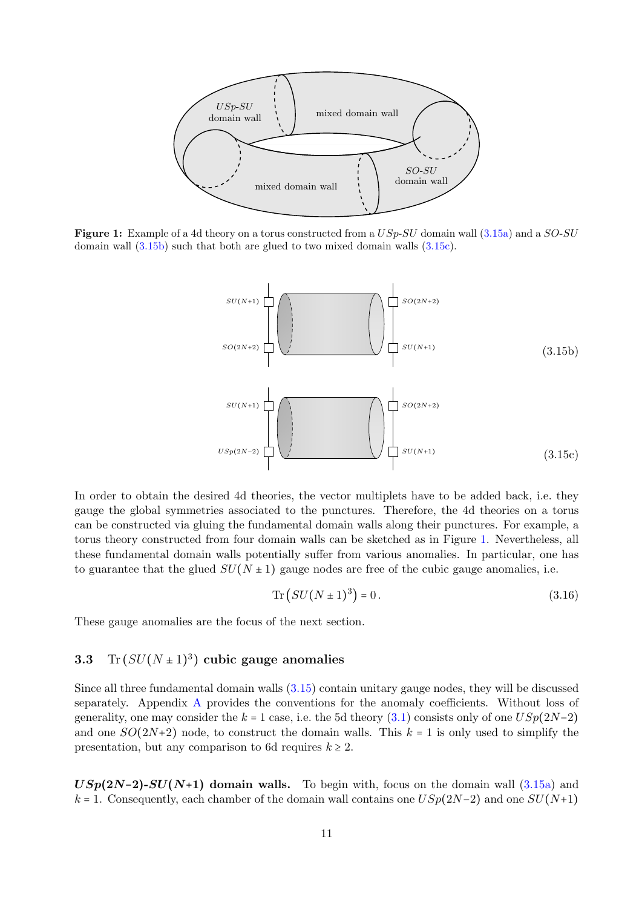**Figure 1:** Example of a 4d theory on a torus constructed from a $USp$-$SU$ domain wall (3.15a) and a $SO$-$SU$ domain wall (3.15b) such that both are glued to two mixed domain walls (3.15c).

(3.15b)

(3.15c)

In order to obtain the desired 4d theories, the vector multiplets have to be added back, i.e. they gauge the global symmetries associated to the punctures. Therefore, the 4d theories on a torus can be constructed via gluing the fundamental domain walls along their punctures. For example, a torus theory constructed from four domain walls can be sketched as in Figure 1. Nevertheless, all these fundamental domain walls potentially suffer from various anomalies. In particular, one has to guarantee that the glued $SU(N\pm1)$ gauge nodes are free of the cubic gauge anomalies, i.e.

$$\mathrm{Tr}\left(SU(N\pm1)^3\right) = 0\,. \tag{3.16}$$

These gauge anomalies are the focus of the next section.

### 3.3 $\mathrm{Tr}\left(SU(N\pm1)^3\right)$ cubic gauge anomalies

Since all three fundamental domain walls (3.15) contain unitary gauge nodes, they will be discussed separately. Appendix A provides the conventions for the anomaly coefficients. Without loss of generality, one may consider the $k=1$ case, i.e. the 5d theory (3.1) consists only of one $USp(2N-2)$ and one $SO(2N+2)$ node, to construct the domain walls. This $k=1$ is only used to simplify the presentation, but any comparison to 6d requires $k\geq2$.

***USp*(2*N*–2)-*SU*(*N*+1) domain walls.** To begin with, focus on the domain wall (3.15a) and $k=1$. Consequently, each chamber of the domain wall contains one $USp(2N-2)$ and one $SU(N+1)$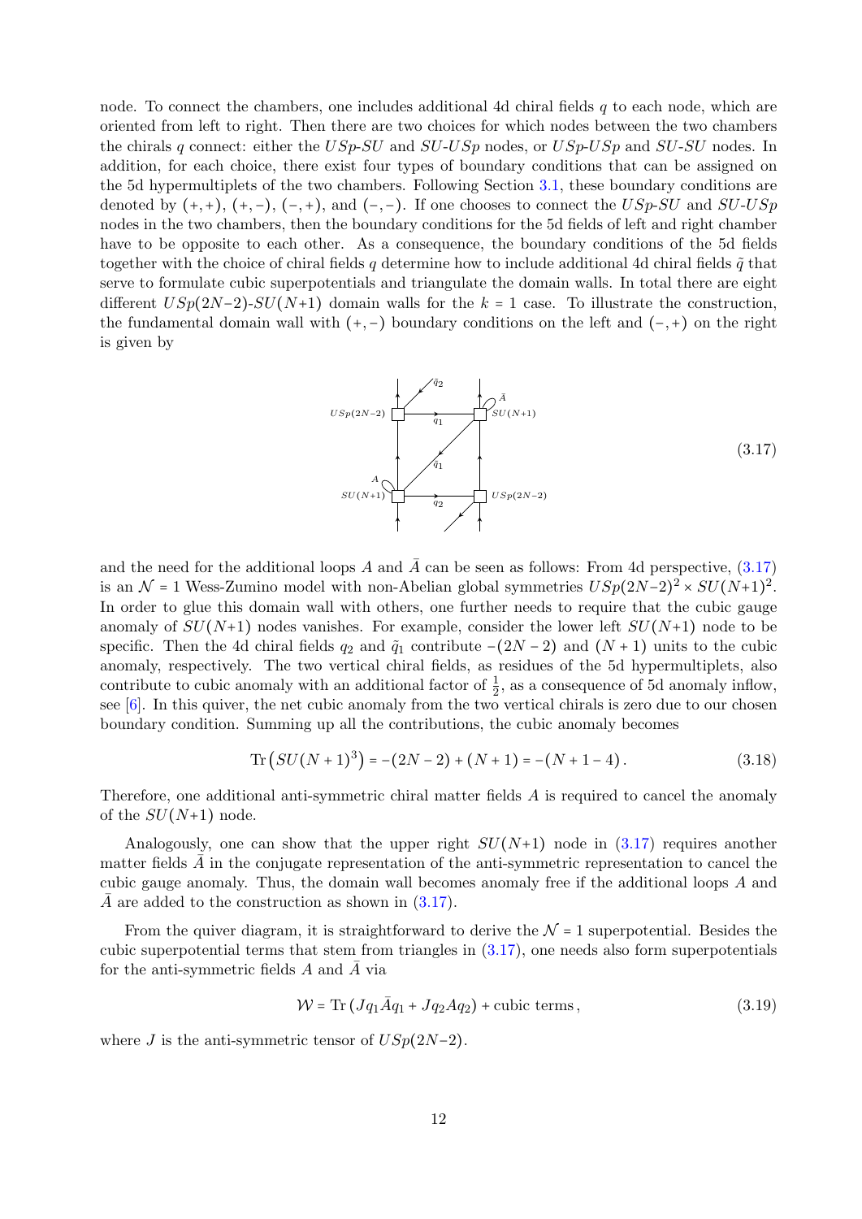node. To connect the chambers, one includes additional 4d chiral fields $q$ to each node, which are oriented from left to right. Then there are two choices for which nodes between the two chambers the chirals $q$ connect: either the $USp$-$SU$ and $SU$-$USp$ nodes, or $USp$-$USp$ and $SU$-$SU$ nodes. In addition, for each choice, there exist four types of boundary conditions that can be assigned on the 5d hypermultiplets of the two chambers. Following Section 3.1, these boundary conditions are denoted by $(+,+)$, $(+,-)$, $(-,+)$, and $(-,-)$. If one chooses to connect the $USp$-$SU$ and $SU$-$USp$ nodes in the two chambers, then the boundary conditions for the 5d fields of left and right chamber have to be opposite to each other. As a consequence, the boundary conditions of the 5d fields together with the choice of chiral fields $q$ determine how to include additional 4d chiral fields $\tilde{q}$ that serve to formulate cubic superpotentials and triangulate the domain walls. In total there are eight different $USp(2N-2)$-$SU(N+1)$ domain walls for the $k=1$ case. To illustrate the construction, the fundamental domain wall with $(+,-)$ boundary conditions on the left and $(-,+)$ on the right is given by

(3.17)

and the need for the additional loops $A$ and $\bar{A}$ can be seen as follows: From 4d perspective, (3.17) is an $\mathcal{N}=1$ Wess-Zumino model with non-Abelian global symmetries $USp(2N-2)^2 \times SU(N+1)^2$. In order to glue this domain wall with others, one further needs to require that the cubic gauge anomaly of $SU(N+1)$ nodes vanishes. For example, consider the lower left $SU(N+1)$ node to be specific. Then the 4d chiral fields $q_2$ and $\tilde{q}_1$ contribute $-(2N-2)$ and $(N+1)$ units to the cubic anomaly, respectively. The two vertical chiral fields, as residues of the 5d hypermultiplets, also contribute to cubic anomaly with an additional factor of $\frac{1}{2}$, as a consequence of 5d anomaly inflow, see [6]. In this quiver, the net cubic anomaly from the two vertical chirals is zero due to our chosen boundary condition. Summing up all the contributions, the cubic anomaly becomes

$$\mathrm{Tr}\left(SU(N+1)^3\right) = -(2N-2) + (N+1) = -(N+1-4)\,. \tag{3.18}$$

Therefore, one additional anti-symmetric chiral matter fields $A$ is required to cancel the anomaly of the $SU(N+1)$ node.

Analogously, one can show that the upper right $SU(N+1)$ node in (3.17) requires another matter fields $\bar{A}$ in the conjugate representation of the anti-symmetric representation to cancel the cubic gauge anomaly. Thus, the domain wall becomes anomaly free if the additional loops $A$ and $\bar{A}$ are added to the construction as shown in (3.17).

From the quiver diagram, it is straightforward to derive the $\mathcal{N}=1$ superpotential. Besides the cubic superpotential terms that stem from triangles in (3.17), one needs also form superpotentials for the anti-symmetric fields $A$ and $\bar{A}$ via

$$\mathcal{W} = \mathrm{Tr}\left(Jq_1\bar{A}q_1 + Jq_2Aq_2\right) + \text{cubic terms}\,, \tag{3.19}$$

where $J$ is the anti-symmetric tensor of $USp(2N-2)$.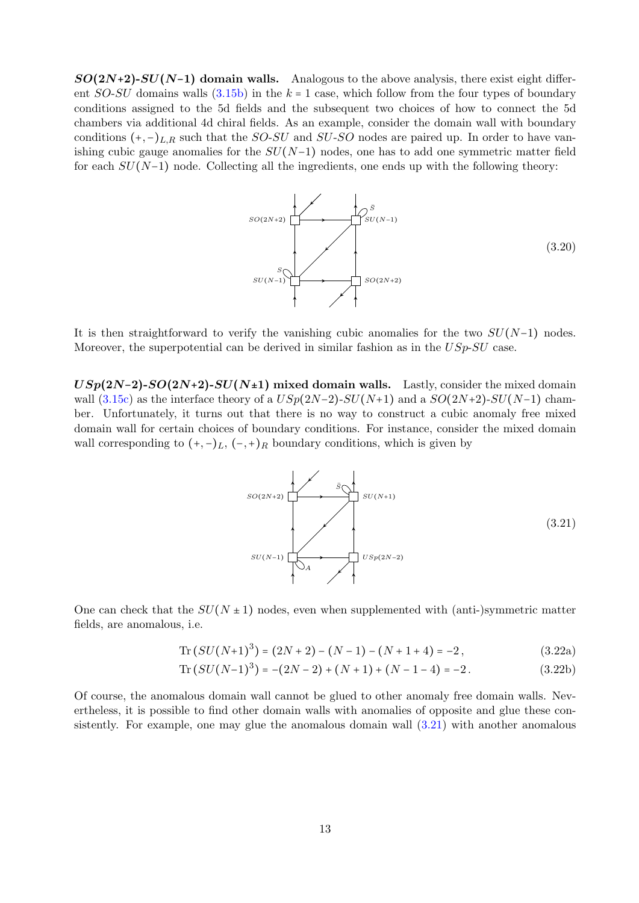***SO*(2*N*+2)-*SU*(*N*–1) domain walls.** Analogous to the above analysis, there exist eight different *SO*-*SU* domains walls (3.15b) in the $k = 1$ case, which follow from the four types of boundary conditions assigned to the 5d fields and the subsequent two choices of how to connect the 5d chambers via additional 4d chiral fields. As an example, consider the domain wall with boundary conditions $(+,-)_{L,R}$ such that the *SO*-*SU* and *SU*-*SO* nodes are paired up. In order to have vanishing cubic gauge anomalies for the $SU(N{-}1)$ nodes, one has to add one symmetric matter field for each $SU(N{-}1)$ node. Collecting all the ingredients, one ends up with the following theory:

(3.20)

It is then straightforward to verify the vanishing cubic anomalies for the two $SU(N{-}1)$ nodes. Moreover, the superpotential can be derived in similar fashion as in the *USp*-*SU* case.

***USp*(2*N*–2)-*SO*(2*N*+2)-*SU*(*N*±1) mixed domain walls.** Lastly, consider the mixed domain wall (3.15c) as the interface theory of a $USp(2N{-}2)$-$SU(N{+}1)$ and a $SO(2N{+}2)$-$SU(N{-}1)$ chamber. Unfortunately, it turns out that there is no way to construct a cubic anomaly free mixed domain wall for certain choices of boundary conditions. For instance, consider the mixed domain wall corresponding to $(+,-)_L$, $(-,+)_R$ boundary conditions, which is given by

(3.21)

One can check that the $SU(N \pm 1)$ nodes, even when supplemented with (anti-)symmetric matter fields, are anomalous, i.e.

$$\mathrm{Tr}\left(SU(N{+}1)^3\right) = (2N+2) - (N-1) - (N+1+4) = -2\,, \tag{3.22a}$$

$$\mathrm{Tr}\left(SU(N{-}1)^3\right) = -(2N-2) + (N+1) + (N-1-4) = -2\,. \tag{3.22b}$$

Of course, the anomalous domain wall cannot be glued to other anomaly free domain walls. Nevertheless, it is possible to find other domain walls with anomalies of opposite and glue these consistently. For example, one may glue the anomalous domain wall (3.21) with another anomalous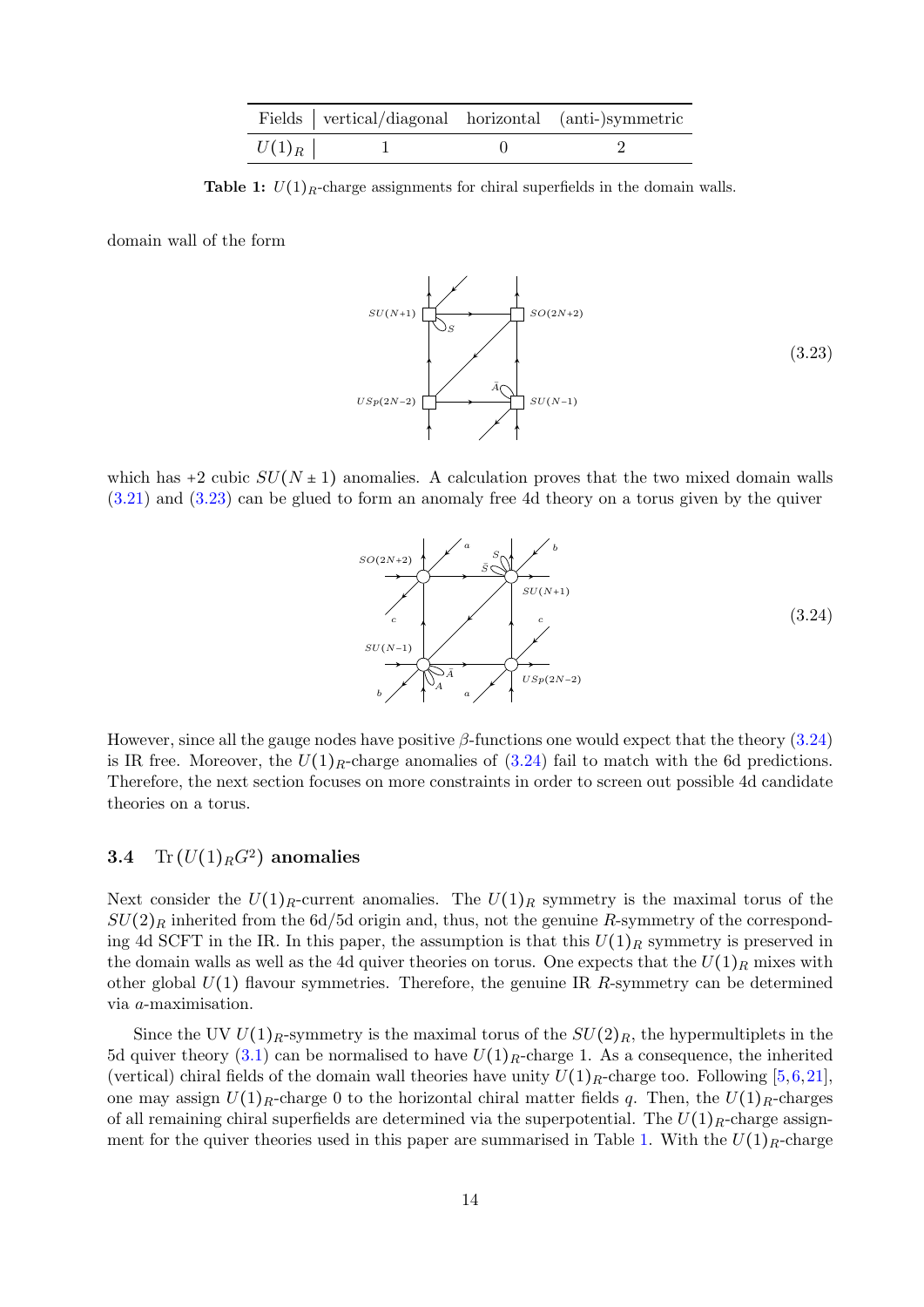| Fields | vertical/diagonal | horizontal | (anti-)symmetric |
|---|---|---|---|
| $U(1)_R$ | 1 | 0 | 2 |

**Table 1:** $U(1)_R$-charge assignments for chiral superfields in the domain walls.

domain wall of the form

(3.23)

which has +2 cubic $SU(N\pm 1)$ anomalies. A calculation proves that the two mixed domain walls (3.21) and (3.23) can be glued to form an anomaly free 4d theory on a torus given by the quiver

(3.24)

However, since all the gauge nodes have positive $\beta$-functions one would expect that the theory (3.24) is IR free. Moreover, the $U(1)_R$-charge anomalies of (3.24) fail to match with the 6d predictions. Therefore, the next section focuses on more constraints in order to screen out possible 4d candidate theories on a torus.

### 3.4 $\mathrm{Tr}\left(U(1)_R G^2\right)$ anomalies

Next consider the $U(1)_R$-current anomalies. The $U(1)_R$ symmetry is the maximal torus of the $SU(2)_R$ inherited from the 6d/5d origin and, thus, not the genuine $R$-symmetry of the corresponding 4d SCFT in the IR. In this paper, the assumption is that this $U(1)_R$ symmetry is preserved in the domain walls as well as the 4d quiver theories on torus. One expects that the $U(1)_R$ mixes with other global $U(1)$ flavour symmetries. Therefore, the genuine IR $R$-symmetry can be determined via $a$-maximisation.

Since the UV $U(1)_R$-symmetry is the maximal torus of the $SU(2)_R$, the hypermultiplets in the 5d quiver theory (3.1) can be normalised to have $U(1)_R$-charge 1. As a consequence, the inherited (vertical) chiral fields of the domain wall theories have unity $U(1)_R$-charge too. Following [5,6,21], one may assign $U(1)_R$-charge 0 to the horizontal chiral matter fields $q$. Then, the $U(1)_R$-charges of all remaining chiral superfields are determined via the superpotential. The $U(1)_R$-charge assignment for the quiver theories used in this paper are summarised in Table 1. With the $U(1)_R$-charge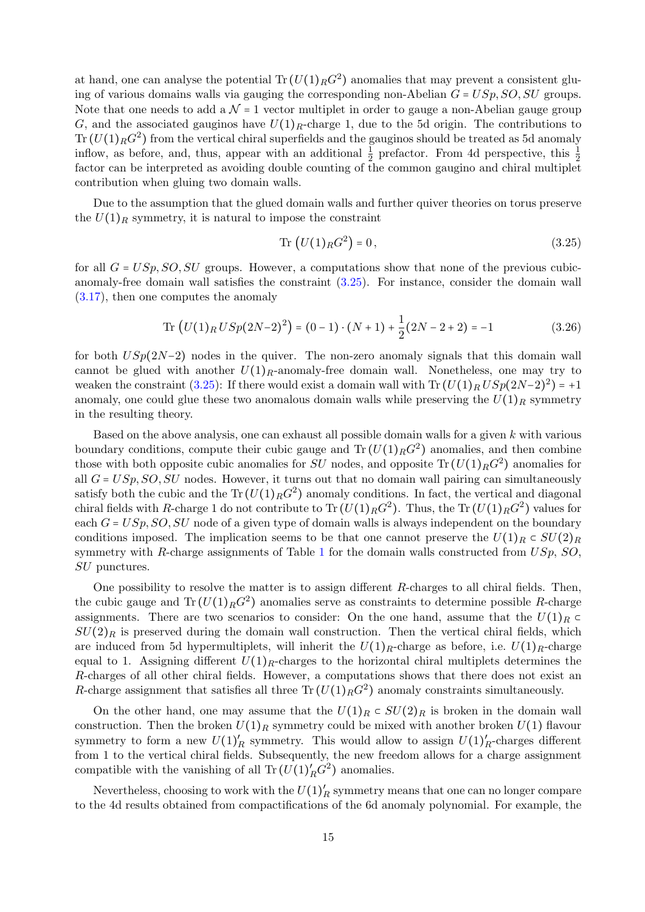at hand, one can analyse the potential $\mathrm{Tr}\,(U(1)_R G^2)$ anomalies that may prevent a consistent gluing of various domains walls via gauging the corresponding non-Abelian $G = USp, SO, SU$ groups. Note that one needs to add a $\mathcal{N} = 1$ vector multiplet in order to gauge a non-Abelian gauge group $G$, and the associated gauginos have $U(1)_R$-charge 1, due to the 5d origin. The contributions to $\mathrm{Tr}\,(U(1)_R G^2)$ from the vertical chiral superfields and the gauginos should be treated as 5d anomaly inflow, as before, and, thus, appear with an additional $\frac{1}{2}$ prefactor. From 4d perspective, this $\frac{1}{2}$ factor can be interpreted as avoiding double counting of the common gaugino and chiral multiplet contribution when gluing two domain walls.

Due to the assumption that the glued domain walls and further quiver theories on torus preserve the $U(1)_R$ symmetry, it is natural to impose the constraint

$$\mathrm{Tr}\,\left(U(1)_R G^2\right) = 0\,, \tag{3.25}$$

for all $G = USp, SO, SU$ groups. However, a computations show that none of the previous cubic-anomaly-free domain wall satisfies the constraint (3.25). For instance, consider the domain wall (3.17), then one computes the anomaly

$$\mathrm{Tr}\,\left(U(1)_R\, USp(2N{-}2)^2\right) = (0-1)\cdot(N+1) + \frac{1}{2}(2N-2+2) = -1 \tag{3.26}$$

for both $USp(2N{-}2)$ nodes in the quiver. The non-zero anomaly signals that this domain wall cannot be glued with another $U(1)_R$-anomaly-free domain wall. Nonetheless, one may try to weaken the constraint (3.25): If there would exist a domain wall with $\mathrm{Tr}\,(U(1)_R\, USp(2N{-}2)^2) = +1$ anomaly, one could glue these two anomalous domain walls while preserving the $U(1)_R$ symmetry in the resulting theory.

Based on the above analysis, one can exhaust all possible domain walls for a given $k$ with various boundary conditions, compute their cubic gauge and $\mathrm{Tr}\,(U(1)_R G^2)$ anomalies, and then combine those with both opposite cubic anomalies for $SU$ nodes, and opposite $\mathrm{Tr}\,(U(1)_R G^2)$ anomalies for all $G = USp, SO, SU$ nodes. However, it turns out that no domain wall pairing can simultaneously satisfy both the cubic and the $\mathrm{Tr}\,(U(1)_R G^2)$ anomaly conditions. In fact, the vertical and diagonal chiral fields with $R$-charge 1 do not contribute to $\mathrm{Tr}\,(U(1)_R G^2)$. Thus, the $\mathrm{Tr}\,(U(1)_R G^2)$ values for each $G = USp, SO, SU$ node of a given type of domain walls is always independent on the boundary conditions imposed. The implication seems to be that one cannot preserve the $U(1)_R \subset SU(2)_R$ symmetry with $R$-charge assignments of Table 1 for the domain walls constructed from $USp$, $SO$, $SU$ punctures.

One possibility to resolve the matter is to assign different $R$-charges to all chiral fields. Then, the cubic gauge and $\mathrm{Tr}\,(U(1)_R G^2)$ anomalies serve as constraints to determine possible $R$-charge assignments. There are two scenarios to consider: On the one hand, assume that the $U(1)_R \subset SU(2)_R$ is preserved during the domain wall construction. Then the vertical chiral fields, which are induced from 5d hypermultiplets, will inherit the $U(1)_R$-charge as before, i.e. $U(1)_R$-charge equal to 1. Assigning different $U(1)_R$-charges to the horizontal chiral multiplets determines the $R$-charges of all other chiral fields. However, a computations shows that there does not exist an $R$-charge assignment that satisfies all three $\mathrm{Tr}\,(U(1)_R G^2)$ anomaly constraints simultaneously.

On the other hand, one may assume that the $U(1)_R \subset SU(2)_R$ is broken in the domain wall construction. Then the broken $U(1)_R$ symmetry could be mixed with another broken $U(1)$ flavour symmetry to form a new $U(1)_R'$ symmetry. This would allow to assign $U(1)_R'$-charges different from 1 to the vertical chiral fields. Subsequently, the new freedom allows for a charge assignment compatible with the vanishing of all $\mathrm{Tr}\,(U(1)_R' G^2)$ anomalies.

Nevertheless, choosing to work with the $U(1)_R'$ symmetry means that one can no longer compare to the 4d results obtained from compactifications of the 6d anomaly polynomial. For example, the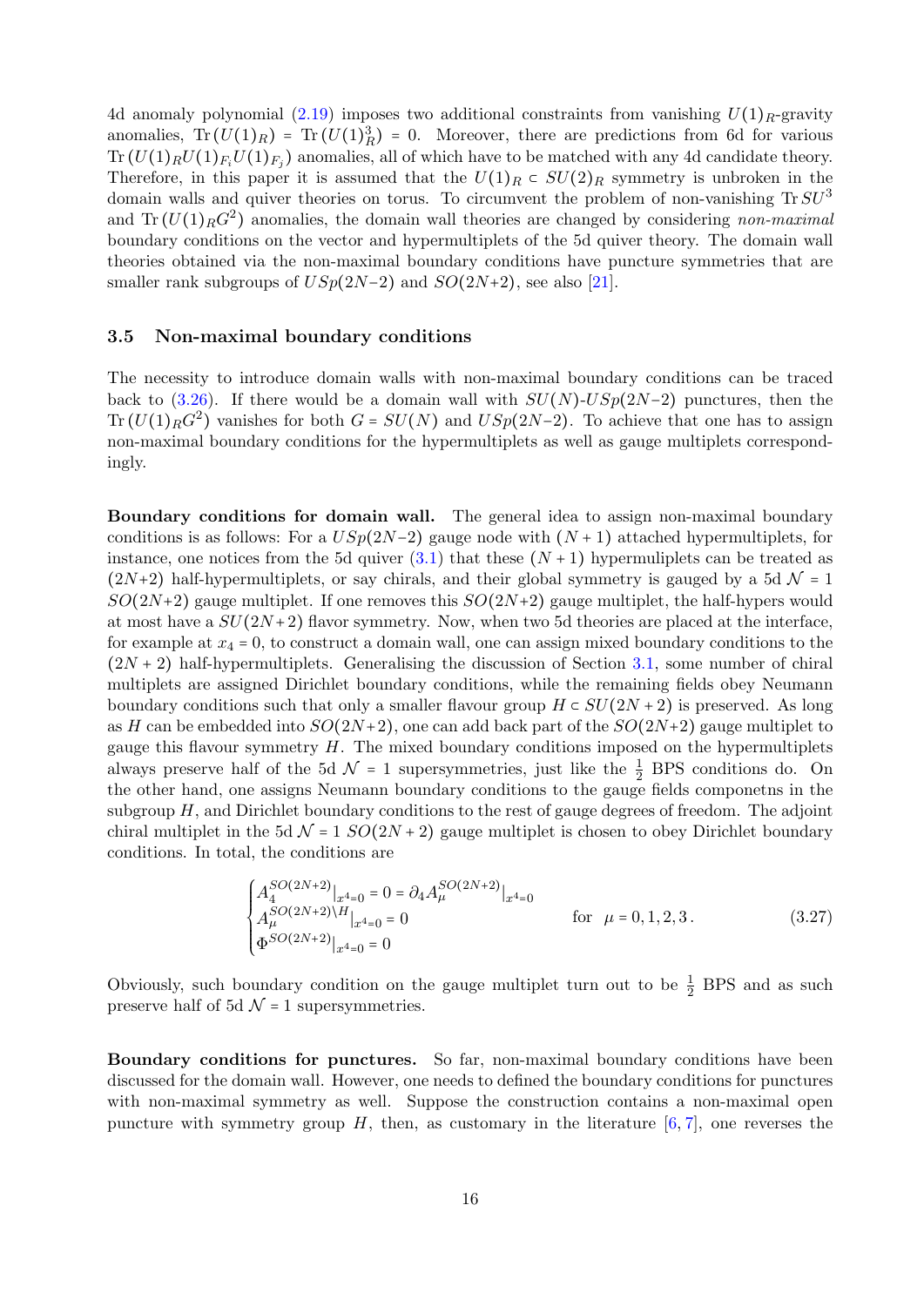4d anomaly polynomial (2.19) imposes two additional constraints from vanishing $U(1)_R$-gravity anomalies, $\mathrm{Tr}\,(U(1)_R) = \mathrm{Tr}\,(U(1)_R^3) = 0$. Moreover, there are predictions from 6d for various $\mathrm{Tr}\,(U(1)_R U(1)_{F_i} U(1)_{F_j})$ anomalies, all of which have to be matched with any 4d candidate theory. Therefore, in this paper it is assumed that the $U(1)_R \subset SU(2)_R$ symmetry is unbroken in the domain walls and quiver theories on torus. To circumvent the problem of non-vanishing $\mathrm{Tr}\,SU^3$ and $\mathrm{Tr}\,(U(1)_R G^2)$ anomalies, the domain wall theories are changed by considering *non-maximal* boundary conditions on the vector and hypermultiplets of the 5d quiver theory. The domain wall theories obtained via the non-maximal boundary conditions have puncture symmetries that are smaller rank subgroups of $USp(2N{-}2)$ and $SO(2N{+}2)$, see also [21].

### 3.5 Non-maximal boundary conditions

The necessity to introduce domain walls with non-maximal boundary conditions can be traced back to (3.26). If there would be a domain wall with $SU(N)$-$USp(2N{-}2)$ punctures, then the $\mathrm{Tr}\,(U(1)_R G^2)$ vanishes for both $G = SU(N)$ and $USp(2N{-}2)$. To achieve that one has to assign non-maximal boundary conditions for the hypermultiplets as well as gauge multiplets correspondingly.

**Boundary conditions for domain wall.** The general idea to assign non-maximal boundary conditions is as follows: For a $USp(2N{-}2)$ gauge node with $(N+1)$ attached hypermultiplets, for instance, one notices from the 5d quiver (3.1) that these $(N+1)$ hypermuliplets can be treated as $(2N{+}2)$ half-hypermultiplets, or say chirals, and their global symmetry is gauged by a 5d $\mathcal{N}=1$ $SO(2N{+}2)$ gauge multiplet. If one removes this $SO(2N{+}2)$ gauge multiplet, the half-hypers would at most have a $SU(2N+2)$ flavor symmetry. Now, when two 5d theories are placed at the interface, for example at $x_4 = 0$, to construct a domain wall, one can assign mixed boundary conditions to the $(2N+2)$ half-hypermultiplets. Generalising the discussion of Section 3.1, some number of chiral multiplets are assigned Dirichlet boundary conditions, while the remaining fields obey Neumann boundary conditions such that only a smaller flavour group $H \subset SU(2N+2)$ is preserved. As long as $H$ can be embedded into $SO(2N{+}2)$, one can add back part of the $SO(2N{+}2)$ gauge multiplet to gauge this flavour symmetry $H$. The mixed boundary conditions imposed on the hypermultiplets always preserve half of the 5d $\mathcal{N}=1$ supersymmetries, just like the $\frac{1}{2}$ BPS conditions do. On the other hand, one assigns Neumann boundary conditions to the gauge fields componetns in the subgroup $H$, and Dirichlet boundary conditions to the rest of gauge degrees of freedom. The adjoint chiral multiplet in the 5d $\mathcal{N}=1$ $SO(2N+2)$ gauge multiplet is chosen to obey Dirichlet boundary conditions. In total, the conditions are

$$
\begin{cases}
A_4^{SO(2N+2)}|_{x^4=0} = 0 = \partial_4 A_\mu^{SO(2N+2)}|_{x^4=0} \\
A_\mu^{SO(2N+2)\setminus H}|_{x^4=0} = 0 \\
\Phi^{SO(2N+2)}|_{x^4=0} = 0
\end{cases}
\qquad \text{for} \quad \mu = 0,1,2,3\,. \tag{3.27}
$$

Obviously, such boundary condition on the gauge multiplet turn out to be $\frac{1}{2}$ BPS and as such preserve half of 5d $\mathcal{N}=1$ supersymmetries.

**Boundary conditions for punctures.** So far, non-maximal boundary conditions have been discussed for the domain wall. However, one needs to defined the boundary conditions for punctures with non-maximal symmetry as well. Suppose the construction contains a non-maximal open puncture with symmetry group $H$, then, as customary in the literature [6, 7], one reverses the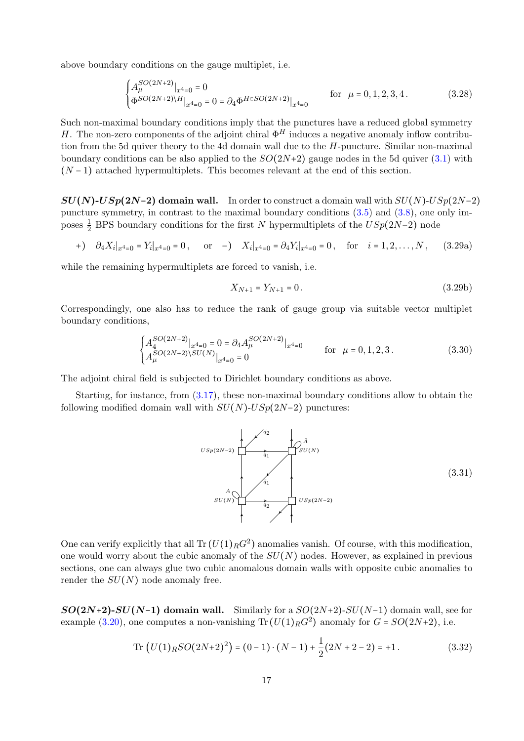above boundary conditions on the gauge multiplet, i.e.

$$
\begin{cases} A_\mu^{SO(2N+2)}|_{x^4=0} = 0 \\ \Phi^{SO(2N+2)\setminus H}|_{x^4=0} = 0 = \partial_4 \Phi^{H\subset SO(2N+2)}|_{x^4=0} \end{cases} \qquad \text{for} \quad \mu = 0,1,2,3,4\,. \tag{3.28}
$$

Such non-maximal boundary conditions imply that the punctures have a reduced global symmetry $H$. The non-zero components of the adjoint chiral $\Phi^H$ induces a negative anomaly inflow contribution from the 5d quiver theory to the 4d domain wall due to the $H$-puncture. Similar non-maximal boundary conditions can be also applied to the $SO(2N+2)$ gauge nodes in the 5d quiver (3.1) with $(N-1)$ attached hypermultiplets. This becomes relevant at the end of this section.

**$SU(N)$-$USp(2N-2)$ domain wall.** In order to construct a domain wall with $SU(N)$-$USp(2N-2)$ puncture symmetry, in contrast to the maximal boundary conditions (3.5) and (3.8), one only imposes $\frac{1}{2}$ BPS boundary conditions for the first $N$ hypermultiplets of the $USp(2N-2)$ node

$$
+)\quad \partial_4 X_i|_{x^4=0} = Y_i|_{x^4=0} = 0\,, \qquad \text{or} \quad -)\quad X_i|_{x^4=0} = \partial_4 Y_i|_{x^4=0} = 0\,, \quad \text{for} \quad i = 1,2,\ldots,N\,, \tag{3.29a}
$$

while the remaining hypermultiplets are forced to vanish, i.e.

$$
X_{N+1} = Y_{N+1} = 0\,. \tag{3.29b}
$$

Correspondingly, one also has to reduce the rank of gauge group via suitable vector multiplet boundary conditions,

$$
\begin{cases} A_4^{SO(2N+2)}|_{x^4=0} = 0 = \partial_4 A_\mu^{SO(2N+2)}|_{x^4=0} \\ A_\mu^{SO(2N+2)\setminus SU(N)}|_{x^4=0} = 0 \end{cases} \qquad \text{for} \quad \mu = 0,1,2,3\,. \tag{3.30}
$$

The adjoint chiral field is subjected to Dirichlet boundary conditions as above.

Starting, for instance, from (3.17), these non-maximal boundary conditions allow to obtain the following modified domain wall with $SU(N)$-$USp(2N-2)$ punctures:

$$
\text{[quiver diagram]} \tag{3.31}
$$

One can verify explicitly that all $\text{Tr}\,(U(1)_R G^2)$ anomalies vanish. Of course, with this modification, one would worry about the cubic anomaly of the $SU(N)$ nodes. However, as explained in previous sections, one can always glue two cubic anomalous domain walls with opposite cubic anomalies to render the $SU(N)$ node anomaly free.

**$SO(2N+2)$-$SU(N-1)$ domain wall.** Similarly for a $SO(2N+2)$-$SU(N-1)$ domain wall, see for example (3.20), one computes a non-vanishing $\text{Tr}\,(U(1)_R G^2)$ anomaly for $G = SO(2N+2)$, i.e.

$$
\text{Tr}\left(U(1)_R SO(2N+2)^2\right) = (0-1)\cdot(N-1) + \frac{1}{2}(2N+2-2) = +1\,. \tag{3.32}
$$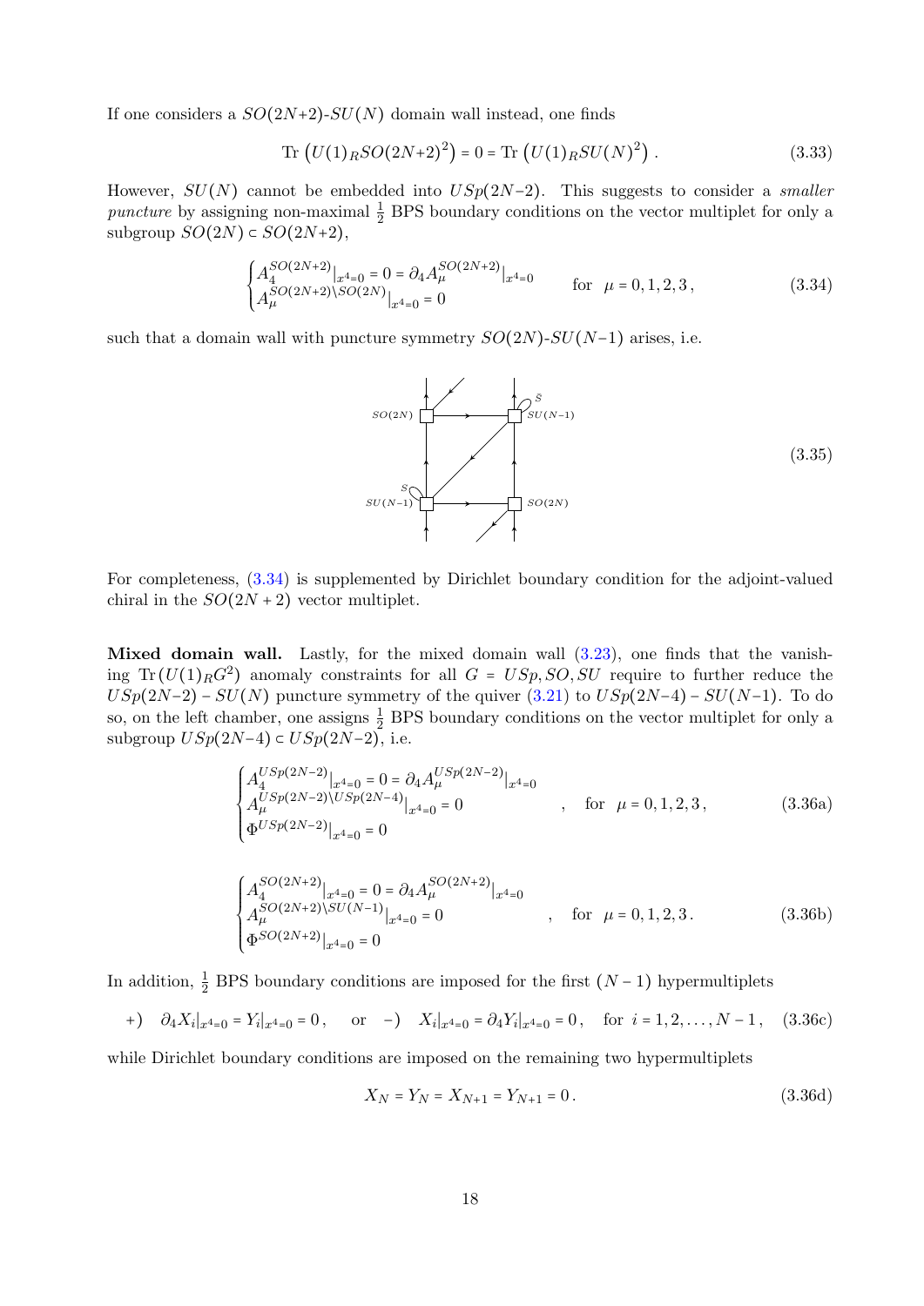If one considers a $SO(2N{+}2)$-$SU(N)$ domain wall instead, one finds

$$\text{Tr}\left(U(1)_R SO(2N{+}2)^2\right) = 0 = \text{Tr}\left(U(1)_R SU(N)^2\right) . \tag{3.33}$$

However, $SU(N)$ cannot be embedded into $USp(2N{-}2)$. This suggests to consider a *smaller puncture* by assigning non-maximal $\frac{1}{2}$ BPS boundary conditions on the vector multiplet for only a subgroup $SO(2N) \subset SO(2N{+}2)$,

$$\begin{cases} A_4^{SO(2N+2)}|_{x^4=0} = 0 = \partial_4 A_\mu^{SO(2N+2)}|_{x^4=0} \\ A_\mu^{SO(2N+2)\setminus SO(2N)}|_{x^4=0} = 0 \end{cases} \qquad \text{for} \quad \mu = 0,1,2,3\,, \tag{3.34}$$

such that a domain wall with puncture symmetry $SO(2N)$-$SU(N{-}1)$ arises, i.e.

$$\text{(3.35)}$$

For completeness, (3.34) is supplemented by Dirichlet boundary condition for the adjoint-valued chiral in the $SO(2N+2)$ vector multiplet.

**Mixed domain wall.** Lastly, for the mixed domain wall (3.23), one finds that the vanishing $\text{Tr}\left(U(1)_R G^2\right)$ anomaly constraints for all $G = USp, SO, SU$ require to further reduce the $USp(2N{-}2) - SU(N)$ puncture symmetry of the quiver (3.21) to $USp(2N{-}4) - SU(N{-}1)$. To do so, on the left chamber, one assigns $\frac{1}{2}$ BPS boundary conditions on the vector multiplet for only a subgroup $USp(2N{-}4) \subset USp(2N{-}2)$, i.e.

$$\begin{cases} A_4^{USp(2N-2)}|_{x^4=0} = 0 = \partial_4 A_\mu^{USp(2N-2)}|_{x^4=0} \\ A_\mu^{USp(2N-2)\setminus USp(2N-4)}|_{x^4=0} = 0 \\ \Phi^{USp(2N-2)}|_{x^4=0} = 0 \end{cases} , \quad \text{for} \quad \mu = 0,1,2,3\,, \tag{3.36a}$$

$$\begin{cases} A_4^{SO(2N+2)}|_{x^4=0} = 0 = \partial_4 A_\mu^{SO(2N+2)}|_{x^4=0} \\ A_\mu^{SO(2N+2)\setminus SU(N-1)}|_{x^4=0} = 0 \\ \Phi^{SO(2N+2)}|_{x^4=0} = 0 \end{cases} , \quad \text{for} \quad \mu = 0,1,2,3\,. \tag{3.36b}$$

In addition, $\frac{1}{2}$ BPS boundary conditions are imposed for the first $(N-1)$ hypermultiplets

$$+)\quad \partial_4 X_i|_{x^4=0} = Y_i|_{x^4=0} = 0\,, \quad \text{or} \quad -)\quad X_i|_{x^4=0} = \partial_4 Y_i|_{x^4=0} = 0\,, \quad \text{for } i = 1,2,\ldots,N-1\,, \tag{3.36c}$$

while Dirichlet boundary conditions are imposed on the remaining two hypermultiplets

$$X_N = Y_N = X_{N+1} = Y_{N+1} = 0\,. \tag{3.36d}$$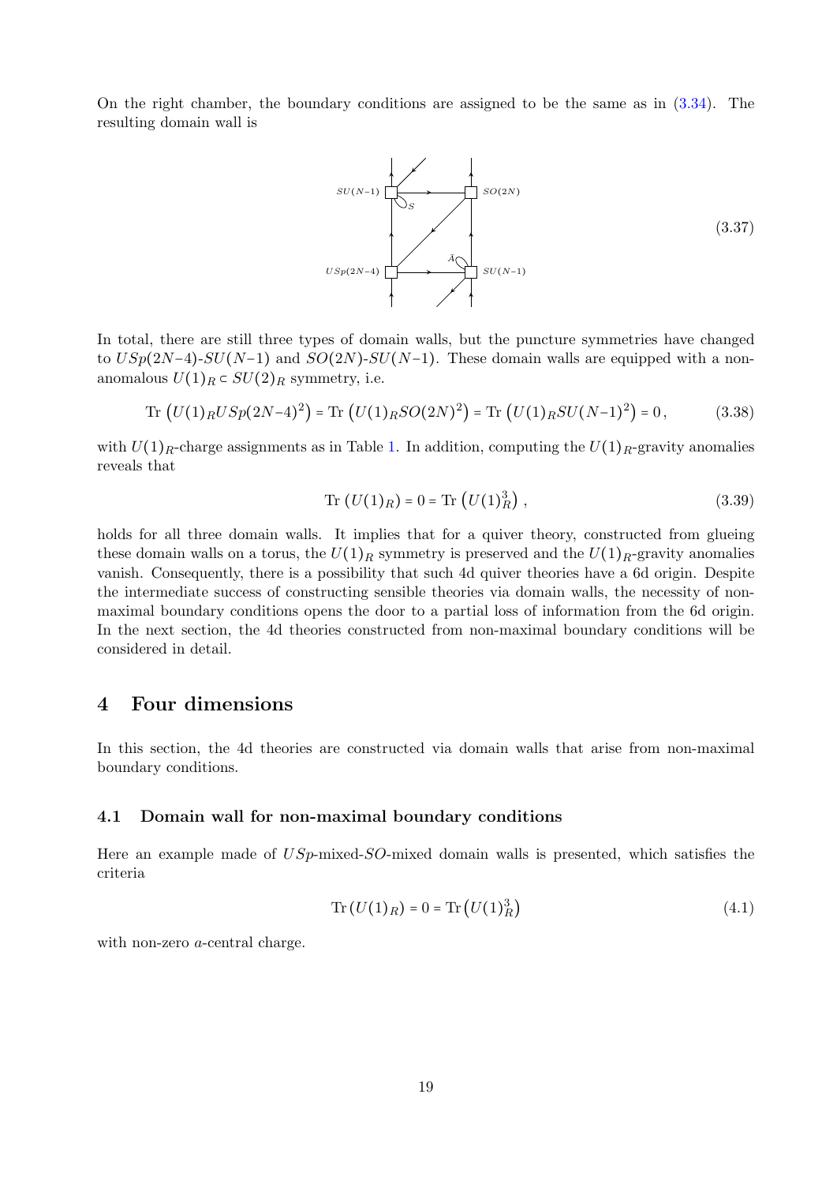On the right chamber, the boundary conditions are assigned to be the same as in (3.34). The resulting domain wall is

$$\text{(3.37)}$$

In total, there are still three types of domain walls, but the puncture symmetries have changed to $USp(2N-4)$-$SU(N-1)$ and $SO(2N)$-$SU(N-1)$. These domain walls are equipped with a non-anomalous $U(1)_R \subset SU(2)_R$ symmetry, i.e.

$$\mathrm{Tr}\left(U(1)_R USp(2N-4)^2\right) = \mathrm{Tr}\left(U(1)_R SO(2N)^2\right) = \mathrm{Tr}\left(U(1)_R SU(N-1)^2\right) = 0\,, \tag{3.38}$$

with $U(1)_R$-charge assignments as in Table 1. In addition, computing the $U(1)_R$-gravity anomalies reveals that

$$\mathrm{Tr}\left(U(1)_R\right) = 0 = \mathrm{Tr}\left(U(1)_R^3\right)\,, \tag{3.39}$$

holds for all three domain walls. It implies that for a quiver theory, constructed from glueing these domain walls on a torus, the $U(1)_R$ symmetry is preserved and the $U(1)_R$-gravity anomalies vanish. Consequently, there is a possibility that such 4d quiver theories have a 6d origin. Despite the intermediate success of constructing sensible theories via domain walls, the necessity of non-maximal boundary conditions opens the door to a partial loss of information from the 6d origin. In the next section, the 4d theories constructed from non-maximal boundary conditions will be considered in detail.

# 4 Four dimensions

In this section, the 4d theories are constructed via domain walls that arise from non-maximal boundary conditions.

## 4.1 Domain wall for non-maximal boundary conditions

Here an example made of $USp$-mixed-$SO$-mixed domain walls is presented, which satisfies the criteria

$$\mathrm{Tr}\left(U(1)_R\right) = 0 = \mathrm{Tr}\left(U(1)_R^3\right) \tag{4.1}$$

with non-zero $a$-central charge.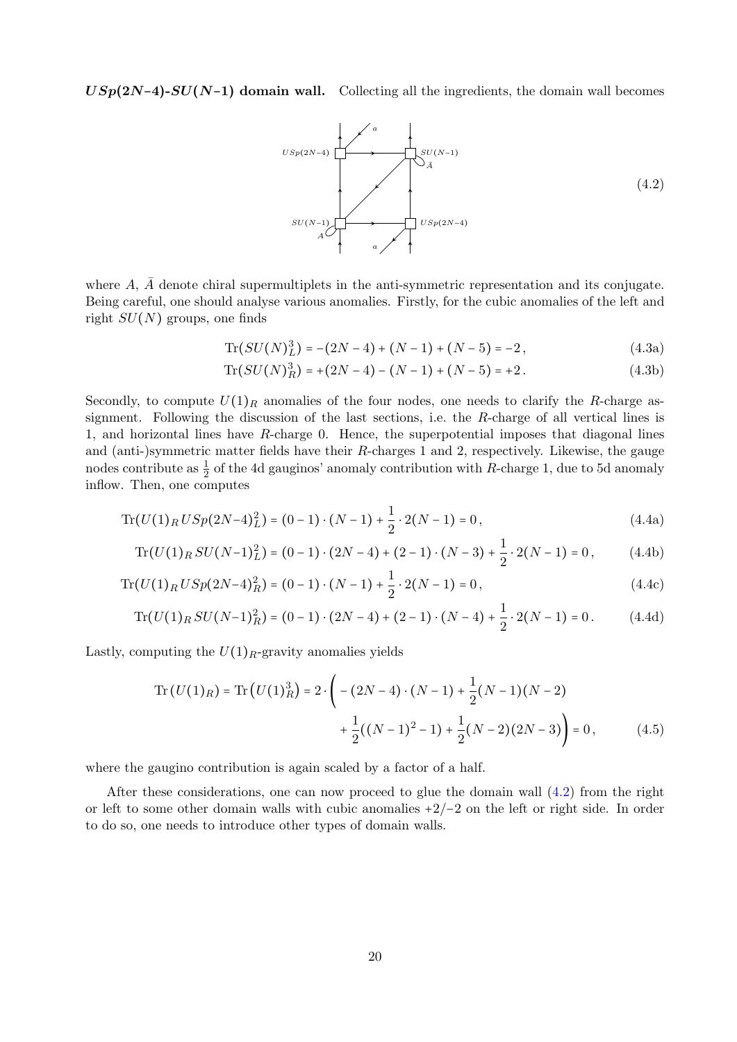***USp*(2*N*–4)-*SU*(*N*–1) domain wall.** Collecting all the ingredients, the domain wall becomes

$$
(4.2)
$$

where $A$, $\bar{A}$ denote chiral supermultiplets in the anti-symmetric representation and its conjugate. Being careful, one should analyse various anomalies. Firstly, for the cubic anomalies of the left and right $SU(N)$ groups, one finds

$$
\mathrm{Tr}(SU(N)_L^3) = -(2N-4) + (N-1) + (N-5) = -2\,, \tag{4.3a}
$$

$$
\mathrm{Tr}(SU(N)_R^3) = +(2N-4) - (N-1) + (N-5) = +2\,. \tag{4.3b}
$$

Secondly, to compute $U(1)_R$ anomalies of the four nodes, one needs to clarify the $R$-charge assignment. Following the discussion of the last sections, i.e. the $R$-charge of all vertical lines is 1, and horizontal lines have $R$-charge 0. Hence, the superpotential imposes that diagonal lines and (anti-)symmetric matter fields have their $R$-charges 1 and 2, respectively. Likewise, the gauge nodes contribute as $\frac{1}{2}$ of the 4d gauginos' anomaly contribution with $R$-charge 1, due to 5d anomaly inflow. Then, one computes

$$
\mathrm{Tr}(U(1)_R\, USp(2N\text{–}4)_L^2) = (0-1)\cdot(N-1) + \frac{1}{2}\cdot 2(N-1) = 0\,, \tag{4.4a}
$$

$$
\mathrm{Tr}(U(1)_R\, SU(N\text{–}1)_L^2) = (0-1)\cdot(2N-4) + (2-1)\cdot(N-3) + \frac{1}{2}\cdot 2(N-1) = 0\,, \tag{4.4b}
$$

$$
\mathrm{Tr}(U(1)_R\, USp(2N\text{–}4)_R^2) = (0-1)\cdot(N-1) + \frac{1}{2}\cdot 2(N-1) = 0\,, \tag{4.4c}
$$

$$
\mathrm{Tr}(U(1)_R\, SU(N\text{–}1)_R^2) = (0-1)\cdot(2N-4) + (2-1)\cdot(N-4) + \frac{1}{2}\cdot 2(N-1) = 0\,. \tag{4.4d}
$$

Lastly, computing the $U(1)_R$-gravity anomalies yields

$$
\begin{aligned}
\mathrm{Tr}\left(U(1)_R\right) = \mathrm{Tr}\left(U(1)_R^3\right) = 2\cdot\Bigg( &-(2N-4)\cdot(N-1) + \frac{1}{2}(N-1)(N-2) \\
&+ \frac{1}{2}((N-1)^2-1) + \frac{1}{2}(N-2)(2N-3)\Bigg) = 0\,,
\end{aligned} \tag{4.5}
$$

where the gaugino contribution is again scaled by a factor of a half.

After these considerations, one can now proceed to glue the domain wall (4.2) from the right or left to some other domain walls with cubic anomalies $+2/-2$ on the left or right side. In order to do so, one needs to introduce other types of domain walls.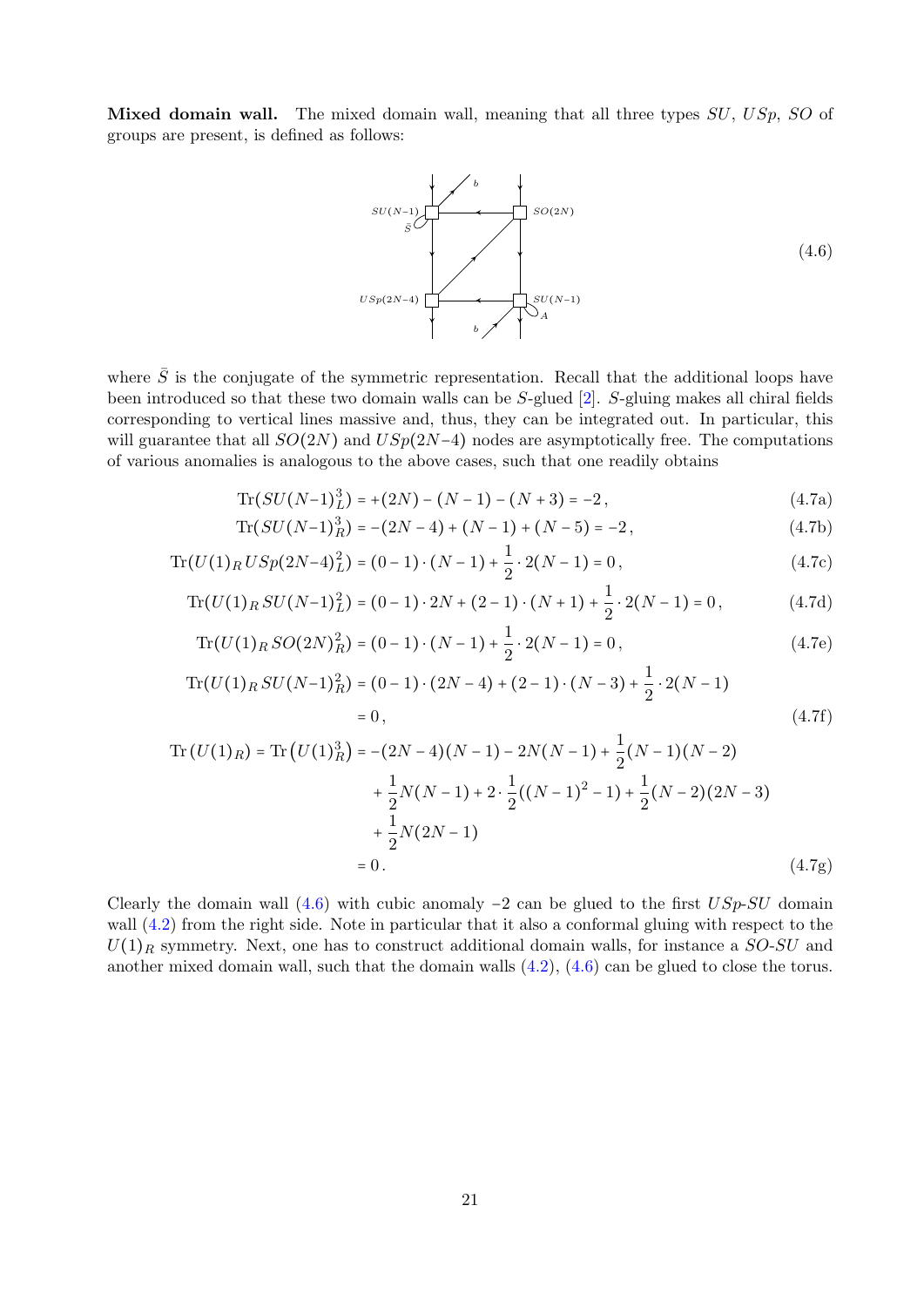**Mixed domain wall.** The mixed domain wall, meaning that all three types $SU$, $USp$, $SO$ of groups are present, is defined as follows:

$$\text{(4.6)}$$

where $\bar{S}$ is the conjugate of the symmetric representation. Recall that the additional loops have been introduced so that these two domain walls can be $S$-glued [2]. $S$-gluing makes all chiral fields corresponding to vertical lines massive and, thus, they can be integrated out. In particular, this will guarantee that all $SO(2N)$ and $USp(2N-4)$ nodes are asymptotically free. The computations of various anomalies is analogous to the above cases, such that one readily obtains

$$\mathrm{Tr}(SU(N-1)^3_L) = +(2N) - (N-1) - (N+3) = -2\,, \tag{4.7a}$$

$$\mathrm{Tr}(SU(N-1)^3_R) = -(2N-4) + (N-1) + (N-5) = -2\,, \tag{4.7b}$$

$$\mathrm{Tr}(U(1)_R\, USp(2N-4)^2_L) = (0-1)\cdot(N-1) + \frac{1}{2}\cdot 2(N-1) = 0\,, \tag{4.7c}$$

$$\mathrm{Tr}(U(1)_R\, SU(N-1)^2_L) = (0-1)\cdot 2N + (2-1)\cdot(N+1) + \frac{1}{2}\cdot 2(N-1) = 0\,, \tag{4.7d}$$

$$\mathrm{Tr}(U(1)_R\, SO(2N)^2_R) = (0-1)\cdot(N-1) + \frac{1}{2}\cdot 2(N-1) = 0\,, \tag{4.7e}$$

$$\begin{aligned}\mathrm{Tr}(U(1)_R\, SU(N-1)^2_R) &= (0-1)\cdot(2N-4) + (2-1)\cdot(N-3) + \frac{1}{2}\cdot 2(N-1) \\ &= 0\,,\end{aligned} \tag{4.7f}$$

$$\begin{aligned}\mathrm{Tr}\left(U(1)_R\right) = \mathrm{Tr}\left(U(1)^3_R\right) &= -(2N-4)(N-1) - 2N(N-1) + \frac{1}{2}(N-1)(N-2) \\ &\quad + \frac{1}{2}N(N-1) + 2\cdot\frac{1}{2}((N-1)^2-1) + \frac{1}{2}(N-2)(2N-3) \\ &\quad + \frac{1}{2}N(2N-1) \\ &= 0\,.\end{aligned} \tag{4.7g}$$

Clearly the domain wall (4.6) with cubic anomaly $-2$ can be glued to the first $USp$-$SU$ domain wall (4.2) from the right side. Note in particular that it also a conformal gluing with respect to the $U(1)_R$ symmetry. Next, one has to construct additional domain walls, for instance a $SO$-$SU$ and another mixed domain wall, such that the domain walls (4.2), (4.6) can be glued to close the torus.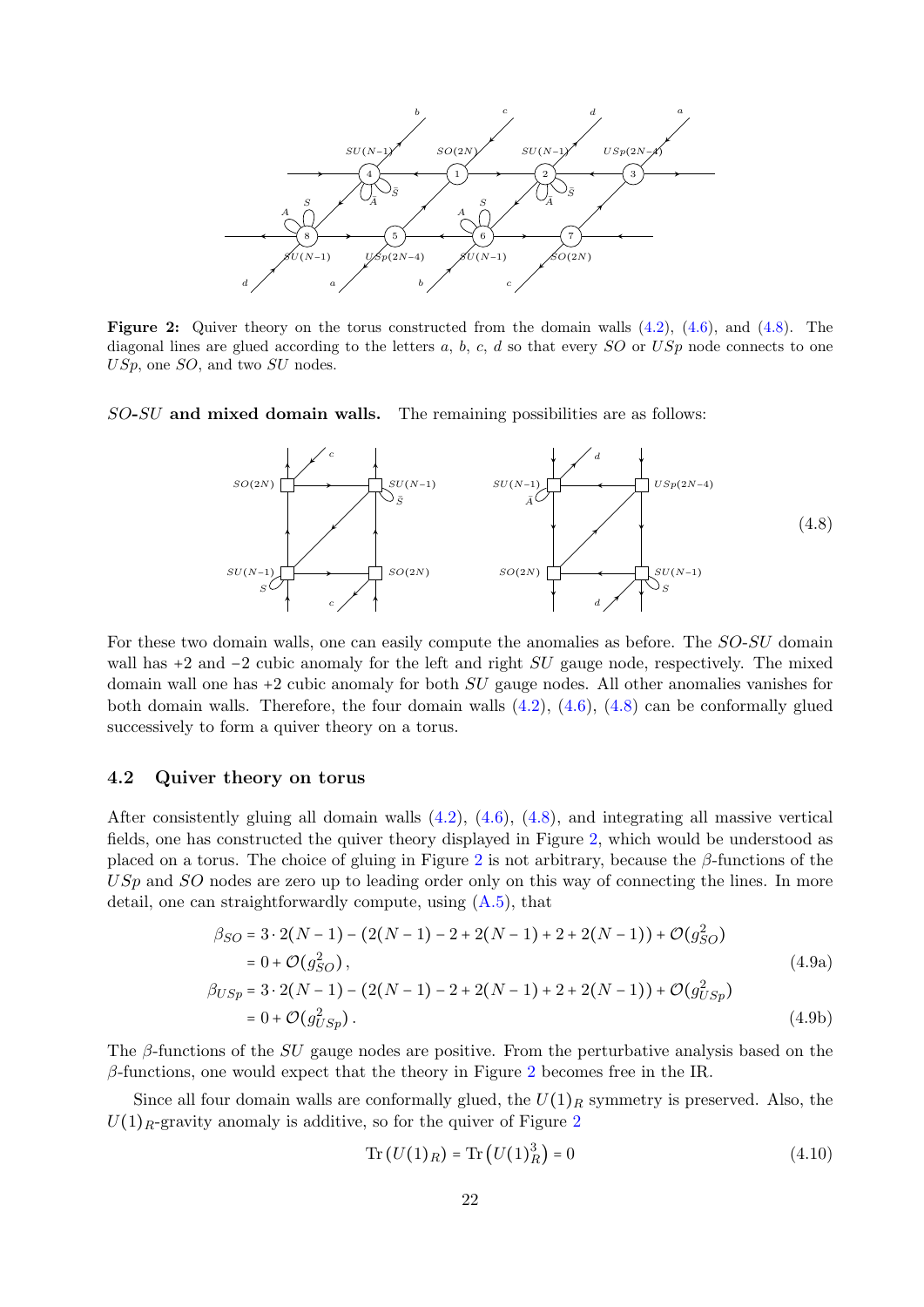**Figure 2:** Quiver theory on the torus constructed from the domain walls (4.2), (4.6), and (4.8). The diagonal lines are glued according to the letters $a$, $b$, $c$, $d$ so that every $SO$ or $USp$ node connects to one $USp$, one $SO$, and two $SU$ nodes.

**$SO$-$SU$ and mixed domain walls.** The remaining possibilities are as follows:

(4.8)

For these two domain walls, one can easily compute the anomalies as before. The $SO$-$SU$ domain wall has $+2$ and $-2$ cubic anomaly for the left and right $SU$ gauge node, respectively. The mixed domain wall one has $+2$ cubic anomaly for both $SU$ gauge nodes. All other anomalies vanishes for both domain walls. Therefore, the four domain walls (4.2), (4.6), (4.8) can be conformally glued successively to form a quiver theory on a torus.

### 4.2 Quiver theory on torus

After consistently gluing all domain walls (4.2), (4.6), (4.8), and integrating all massive vertical fields, one has constructed the quiver theory displayed in Figure 2, which would be understood as placed on a torus. The choice of gluing in Figure 2 is not arbitrary, because the $\beta$-functions of the $USp$ and $SO$ nodes are zero up to leading order only on this way of connecting the lines. In more detail, one can straightforwardly compute, using (A.5), that

$$
\begin{aligned}
\beta_{SO} &= 3 \cdot 2(N-1) - \left(2(N-1) - 2 + 2(N-1) + 2 + 2(N-1)\right) + \mathcal{O}(g_{SO}^2) \\
&= 0 + \mathcal{O}(g_{SO}^2)\,,
\end{aligned}
\tag{4.9a}
$$

$$
\begin{aligned}
\beta_{USp} &= 3 \cdot 2(N-1) - \left(2(N-1) - 2 + 2(N-1) + 2 + 2(N-1)\right) + \mathcal{O}(g_{USp}^2) \\
&= 0 + \mathcal{O}(g_{USp}^2)\,.
\end{aligned}
\tag{4.9b}
$$

The $\beta$-functions of the $SU$ gauge nodes are positive. From the perturbative analysis based on the $\beta$-functions, one would expect that the theory in Figure 2 becomes free in the IR.

Since all four domain walls are conformally glued, the $U(1)_R$ symmetry is preserved. Also, the $U(1)_R$-gravity anomaly is additive, so for the quiver of Figure 2

$$
\operatorname{Tr}\left(U(1)_R\right) = \operatorname{Tr}\left(U(1)_R^3\right) = 0
\tag{4.10}
$$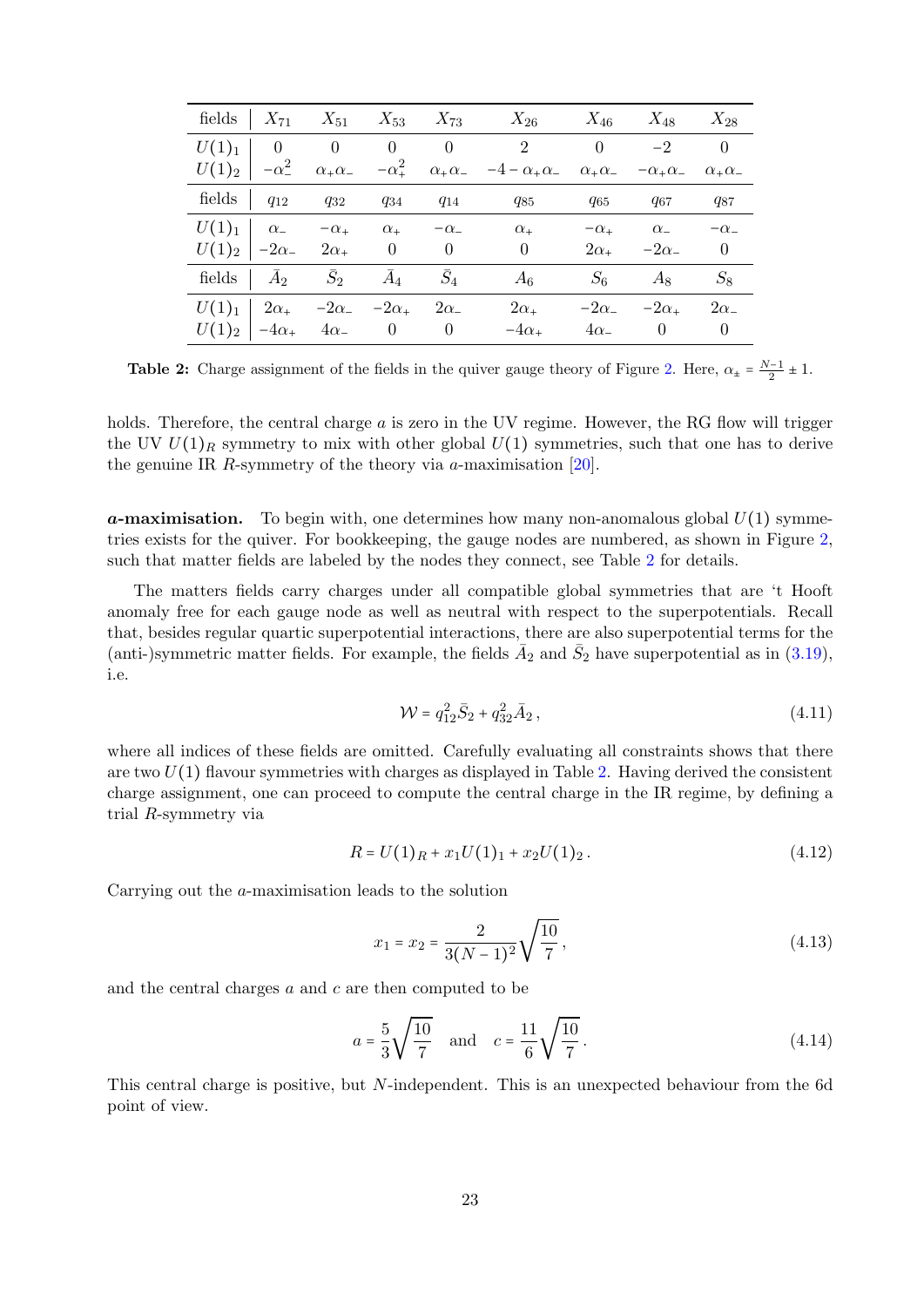| fields | $X_{71}$ | $X_{51}$ | $X_{53}$ | $X_{73}$ | $X_{26}$ | $X_{46}$ | $X_{48}$ | $X_{28}$ |
|---|---|---|---|---|---|---|---|---|
| $U(1)_1$ | $0$ | $0$ | $0$ | $0$ | $2$ | $0$ | $-2$ | $0$ |
| $U(1)_2$ | $-\alpha_-^2$ | $\alpha_+\alpha_-$ | $-\alpha_+^2$ | $\alpha_+\alpha_-$ | $-4-\alpha_+\alpha_-$ | $\alpha_+\alpha_-$ | $-\alpha_+\alpha_-$ | $\alpha_+\alpha_-$ |
| fields | $q_{12}$ | $q_{32}$ | $q_{34}$ | $q_{14}$ | $q_{85}$ | $q_{65}$ | $q_{67}$ | $q_{87}$ |
| $U(1)_1$ | $\alpha_-$ | $-\alpha_+$ | $\alpha_+$ | $-\alpha_-$ | $\alpha_+$ | $-\alpha_+$ | $\alpha_-$ | $-\alpha_-$ |
| $U(1)_2$ | $-2\alpha_-$ | $2\alpha_+$ | $0$ | $0$ | $0$ | $2\alpha_+$ | $-2\alpha_-$ | $0$ |
| fields | $\bar{A}_2$ | $\bar{S}_2$ | $\bar{A}_4$ | $\bar{S}_4$ | $A_6$ | $S_6$ | $A_8$ | $S_8$ |
| $U(1)_1$ | $2\alpha_+$ | $-2\alpha_-$ | $-2\alpha_+$ | $2\alpha_-$ | $2\alpha_+$ | $-2\alpha_-$ | $-2\alpha_+$ | $2\alpha_-$ |
| $U(1)_2$ | $-4\alpha_+$ | $4\alpha_-$ | $0$ | $0$ | $-4\alpha_+$ | $4\alpha_-$ | $0$ | $0$ |

**Table 2:** Charge assignment of the fields in the quiver gauge theory of Figure 2. Here, $\alpha_\pm = \frac{N-1}{2} \pm 1$.

holds. Therefore, the central charge $a$ is zero in the UV regime. However, the RG flow will trigger the UV $U(1)_R$ symmetry to mix with other global $U(1)$ symmetries, such that one has to derive the genuine IR $R$-symmetry of the theory via $a$-maximisation [20].

***a*-maximisation.** To begin with, one determines how many non-anomalous global $U(1)$ symmetries exists for the quiver. For bookkeeping, the gauge nodes are numbered, as shown in Figure 2, such that matter fields are labeled by the nodes they connect, see Table 2 for details.

The matters fields carry charges under all compatible global symmetries that are 't Hooft anomaly free for each gauge node as well as neutral with respect to the superpotentials. Recall that, besides regular quartic superpotential interactions, there are also superpotential terms for the (anti-)symmetric matter fields. For example, the fields $\bar{A}_2$ and $\bar{S}_2$ have superpotential as in (3.19), i.e.

$$\mathcal{W} = q_{12}^2 \bar{S}_2 + q_{32}^2 \bar{A}_2 \,, \tag{4.11}$$

where all indices of these fields are omitted. Carefully evaluating all constraints shows that there are two $U(1)$ flavour symmetries with charges as displayed in Table 2. Having derived the consistent charge assignment, one can proceed to compute the central charge in the IR regime, by defining a trial $R$-symmetry via

$$R = U(1)_R + x_1 U(1)_1 + x_2 U(1)_2 \,. \tag{4.12}$$

Carrying out the $a$-maximisation leads to the solution

$$x_1 = x_2 = \frac{2}{3(N-1)^2}\sqrt{\frac{10}{7}} \,, \tag{4.13}$$

and the central charges $a$ and $c$ are then computed to be

$$a = \frac{5}{3}\sqrt{\frac{10}{7}} \quad \text{and} \quad c = \frac{11}{6}\sqrt{\frac{10}{7}} \,. \tag{4.14}$$

This central charge is positive, but $N$-independent. This is an unexpected behaviour from the 6d point of view.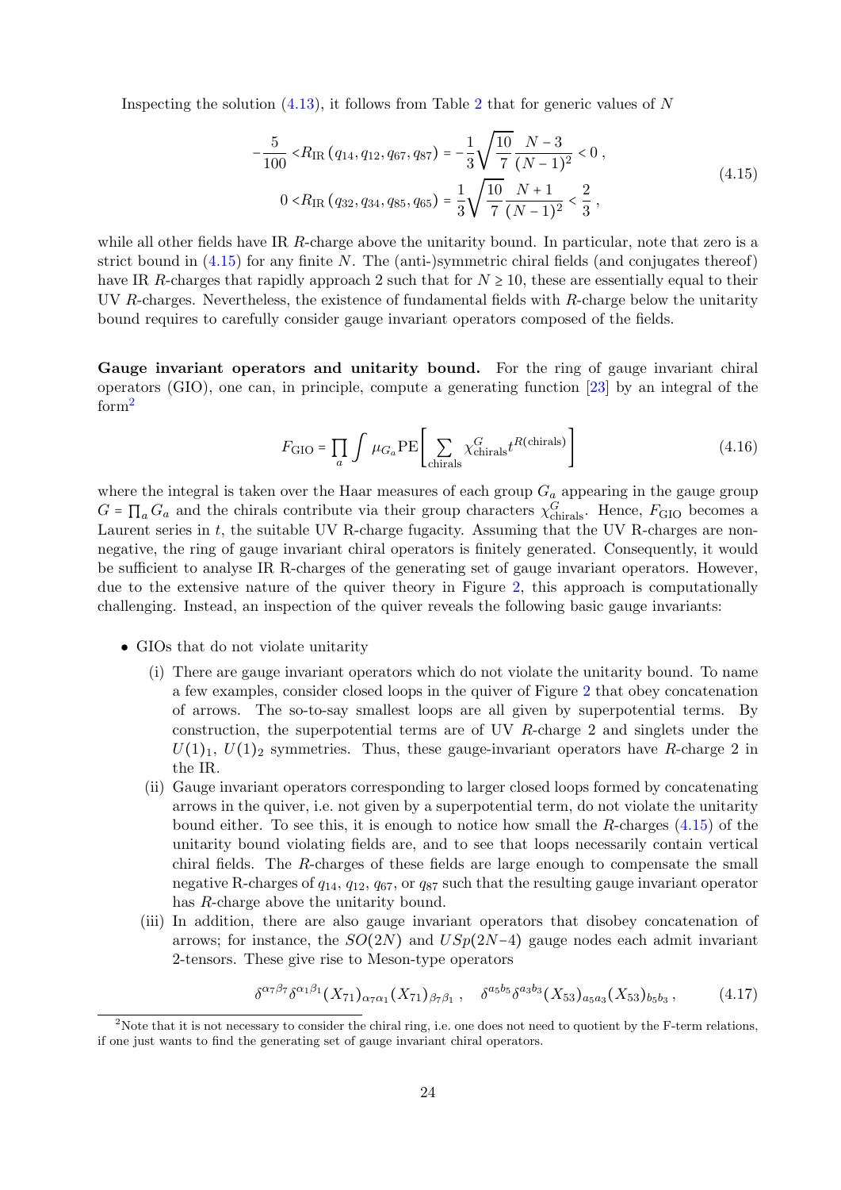Inspecting the solution (4.13), it follows from Table 2 that for generic values of $N$

$$
\begin{aligned}
-\frac{5}{100} < & R_{\mathrm{IR}}\left(q_{14}, q_{12}, q_{67}, q_{87}\right) = -\frac{1}{3}\sqrt{\frac{10}{7}}\frac{N-3}{(N-1)^2} < 0 \,, \\
0 < & R_{\mathrm{IR}}\left(q_{32}, q_{34}, q_{85}, q_{65}\right) = \frac{1}{3}\sqrt{\frac{10}{7}}\frac{N+1}{(N-1)^2} < \frac{2}{3} \,,
\end{aligned}
\tag{4.15}
$$

while all other fields have IR $R$-charge above the unitarity bound. In particular, note that zero is a strict bound in (4.15) for any finite $N$. The (anti-)symmetric chiral fields (and conjugates thereof) have IR $R$-charges that rapidly approach 2 such that for $N \geq 10$, these are essentially equal to their UV $R$-charges. Nevertheless, the existence of fundamental fields with $R$-charge below the unitarity bound requires to carefully consider gauge invariant operators composed of the fields.

**Gauge invariant operators and unitarity bound.** For the ring of gauge invariant chiral operators (GIO), one can, in principle, compute a generating function [23] by an integral of the form[2]

$$
F_{\mathrm{GIO}} = \prod_a \int \mu_{G_a} \mathrm{PE}\left[\sum_{\mathrm{chirals}} \chi^{G}_{\mathrm{chirals}} t^{R(\mathrm{chirals})}\right]
\tag{4.16}
$$

where the integral is taken over the Haar measures of each group $G_a$ appearing in the gauge group $G = \prod_a G_a$ and the chirals contribute via their group characters $\chi^{G}_{\mathrm{chirals}}$. Hence, $F_{\mathrm{GIO}}$ becomes a Laurent series in $t$, the suitable UV R-charge fugacity. Assuming that the UV R-charges are non-negative, the ring of gauge invariant chiral operators is finitely generated. Consequently, it would be sufficient to analyse IR R-charges of the generating set of gauge invariant operators. However, due to the extensive nature of the quiver theory in Figure 2, this approach is computationally challenging. Instead, an inspection of the quiver reveals the following basic gauge invariants:

- GIOs that do not violate unitarity
  - (i) There are gauge invariant operators which do not violate the unitarity bound. To name a few examples, consider closed loops in the quiver of Figure 2 that obey concatenation of arrows. The so-to-say smallest loops are all given by superpotential terms. By construction, the superpotential terms are of UV $R$-charge 2 and singlets under the $U(1)_1$, $U(1)_2$ symmetries. Thus, these gauge-invariant operators have $R$-charge 2 in the IR.
  - (ii) Gauge invariant operators corresponding to larger closed loops formed by concatenating arrows in the quiver, i.e. not given by a superpotential term, do not violate the unitarity bound either. To see this, it is enough to notice how small the $R$-charges (4.15) of the unitarity bound violating fields are, and to see that loops necessarily contain vertical chiral fields. The $R$-charges of these fields are large enough to compensate the small negative R-charges of $q_{14}$, $q_{12}$, $q_{67}$, or $q_{87}$ such that the resulting gauge invariant operator has $R$-charge above the unitarity bound.
  - (iii) In addition, there are also gauge invariant operators that disobey concatenation of arrows; for instance, the $SO(2N)$ and $USp(2N-4)$ gauge nodes each admit invariant 2-tensors. These give rise to Meson-type operators

$$
\delta^{\alpha_7\beta_7}\delta^{\alpha_1\beta_1}(X_{71})_{\alpha_7\alpha_1}(X_{71})_{\beta_7\beta_1} \,, \quad \delta^{a_5 b_5}\delta^{a_3 b_3}(X_{53})_{a_5 a_3}(X_{53})_{b_5 b_3} \,,
\tag{4.17}
$$

[2] Note that it is not necessary to consider the chiral ring, i.e. one does not need to quotient by the F-term relations, if one just wants to find the generating set of gauge invariant chiral operators.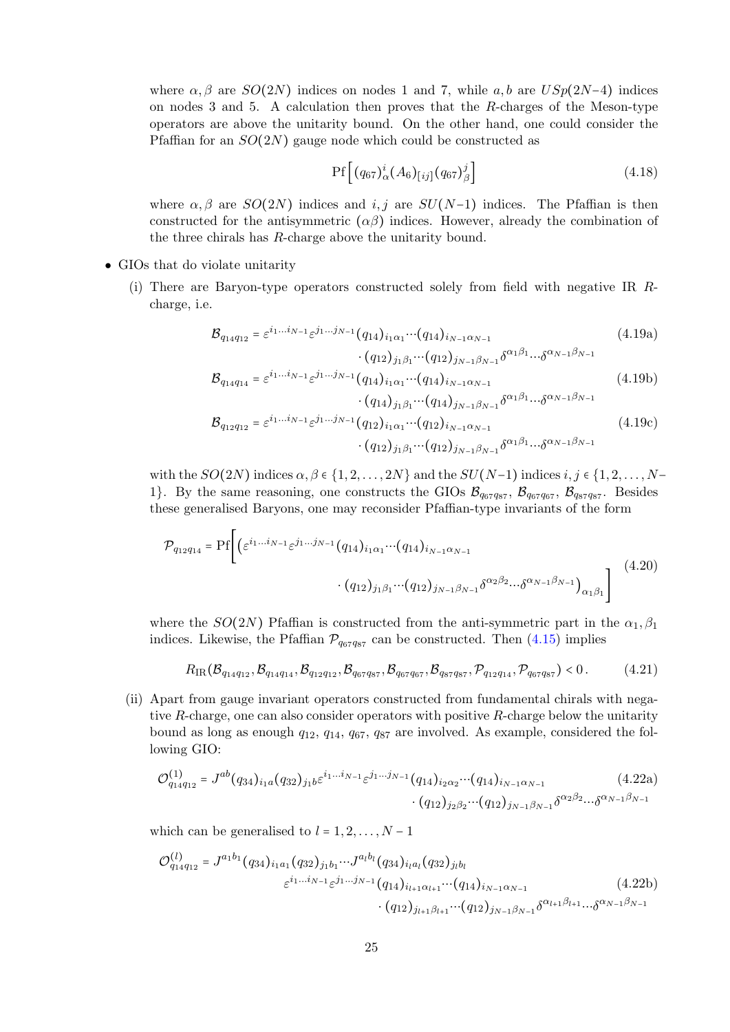where $\alpha, \beta$ are $SO(2N)$ indices on nodes 1 and 7, while $a, b$ are $USp(2N{-}4)$ indices on nodes 3 and 5. A calculation then proves that the $R$-charges of the Meson-type operators are above the unitarity bound. On the other hand, one could consider the Pfaffian for an $SO(2N)$ gauge node which could be constructed as

$$\mathrm{Pf}\Big[(q_{67})^i_\alpha (A_6)_{[ij]} (q_{67})^j_\beta\Big] \tag{4.18}$$

where $\alpha, \beta$ are $SO(2N)$ indices and $i, j$ are $SU(N{-}1)$ indices. The Pfaffian is then constructed for the antisymmetric $(\alpha\beta)$ indices. However, already the combination of the three chirals has $R$-charge above the unitarity bound.

- GIOs that do violate unitarity
  (i) There are Baryon-type operators constructed solely from field with negative IR $R$-charge, i.e.

$$\begin{aligned}\mathcal{B}_{q_{14}q_{12}} = \varepsilon^{i_1\dots i_{N-1}}\varepsilon^{j_1\dots j_{N-1}}(q_{14})_{i_1\alpha_1}\cdots(q_{14})_{i_{N-1}\alpha_{N-1}}& \\ \cdot (q_{12})_{j_1\beta_1}\cdots(q_{12})_{j_{N-1}\beta_{N-1}}\delta^{\alpha_1\beta_1}\dots\delta^{\alpha_{N-1}\beta_{N-1}}&\end{aligned} \tag{4.19a}$$

$$\begin{aligned}\mathcal{B}_{q_{14}q_{14}} = \varepsilon^{i_1\dots i_{N-1}}\varepsilon^{j_1\dots j_{N-1}}(q_{14})_{i_1\alpha_1}\cdots(q_{14})_{i_{N-1}\alpha_{N-1}}& \\ \cdot (q_{14})_{j_1\beta_1}\cdots(q_{14})_{j_{N-1}\beta_{N-1}}\delta^{\alpha_1\beta_1}\dots\delta^{\alpha_{N-1}\beta_{N-1}}&\end{aligned} \tag{4.19b}$$

$$\begin{aligned}\mathcal{B}_{q_{12}q_{12}} = \varepsilon^{i_1\dots i_{N-1}}\varepsilon^{j_1\dots j_{N-1}}(q_{12})_{i_1\alpha_1}\cdots(q_{12})_{i_{N-1}\alpha_{N-1}}& \\ \cdot (q_{12})_{j_1\beta_1}\cdots(q_{12})_{j_{N-1}\beta_{N-1}}\delta^{\alpha_1\beta_1}\dots\delta^{\alpha_{N-1}\beta_{N-1}}&\end{aligned} \tag{4.19c}$$

with the $SO(2N)$ indices $\alpha, \beta \in \{1, 2, \dots, 2N\}$ and the $SU(N{-}1)$ indices $i, j \in \{1, 2, \dots, N{-}1\}$. By the same reasoning, one constructs the GIOs $\mathcal{B}_{q_{67}q_{87}}$, $\mathcal{B}_{q_{67}q_{67}}$, $\mathcal{B}_{q_{87}q_{87}}$. Besides these generalised Baryons, one may reconsider Pfaffian-type invariants of the form

$$\mathcal{P}_{q_{12}q_{14}} = \mathrm{Pf}\Bigg[\Big(\varepsilon^{i_1\dots i_{N-1}}\varepsilon^{j_1\dots j_{N-1}}(q_{14})_{i_1\alpha_1}\cdots(q_{14})_{i_{N-1}\alpha_{N-1}} \cdot (q_{12})_{j_1\beta_1}\cdots(q_{12})_{j_{N-1}\beta_{N-1}}\delta^{\alpha_2\beta_2}\dots\delta^{\alpha_{N-1}\beta_{N-1}}\Big)_{\alpha_1\beta_1}\Bigg] \tag{4.20}$$

where the $SO(2N)$ Pfaffian is constructed from the anti-symmetric part in the $\alpha_1, \beta_1$ indices. Likewise, the Pfaffian $\mathcal{P}_{q_{67}q_{87}}$ can be constructed. Then (4.15) implies

$$R_{\mathrm{IR}}(\mathcal{B}_{q_{14}q_{12}}, \mathcal{B}_{q_{14}q_{14}}, \mathcal{B}_{q_{12}q_{12}}, \mathcal{B}_{q_{67}q_{87}}, \mathcal{B}_{q_{67}q_{67}}, \mathcal{B}_{q_{87}q_{87}}, \mathcal{P}_{q_{12}q_{14}}, \mathcal{P}_{q_{67}q_{87}}) < 0\,. \tag{4.21}$$

  (ii) Apart from gauge invariant operators constructed from fundamental chirals with negative $R$-charge, one can also consider operators with positive $R$-charge below the unitarity bound as long as enough $q_{12}$, $q_{14}$, $q_{67}$, $q_{87}$ are involved. As example, considered the following GIO:

$$\begin{aligned}\mathcal{O}^{(1)}_{q_{14}q_{12}} = J^{ab}(q_{34})_{i_1 a}(q_{32})_{j_1 b}\varepsilon^{i_1\dots i_{N-1}}\varepsilon^{j_1\dots j_{N-1}}(q_{14})_{i_2\alpha_2}\cdots(q_{14})_{i_{N-1}\alpha_{N-1}}& \\ \cdot (q_{12})_{j_2\beta_2}\cdots(q_{12})_{j_{N-1}\beta_{N-1}}\delta^{\alpha_2\beta_2}\dots\delta^{\alpha_{N-1}\beta_{N-1}}&\end{aligned} \tag{4.22a}$$

which can be generalised to $l = 1, 2, \dots, N-1$

$$\begin{aligned}\mathcal{O}^{(l)}_{q_{14}q_{12}} = J^{a_1 b_1}(q_{34})_{i_1 a_1}(q_{32})_{j_1 b_1}\cdots J^{a_l b_l}(q_{34})_{i_l a_l}(q_{32})_{j_l b_l}& \\ \varepsilon^{i_1\dots i_{N-1}}\varepsilon^{j_1\dots j_{N-1}}(q_{14})_{i_{l+1}\alpha_{l+1}}\cdots(q_{14})_{i_{N-1}\alpha_{N-1}}& \\ \cdot (q_{12})_{j_{l+1}\beta_{l+1}}\cdots(q_{12})_{j_{N-1}\beta_{N-1}}\delta^{\alpha_{l+1}\beta_{l+1}}\dots\delta^{\alpha_{N-1}\beta_{N-1}}&\end{aligned} \tag{4.22b}$$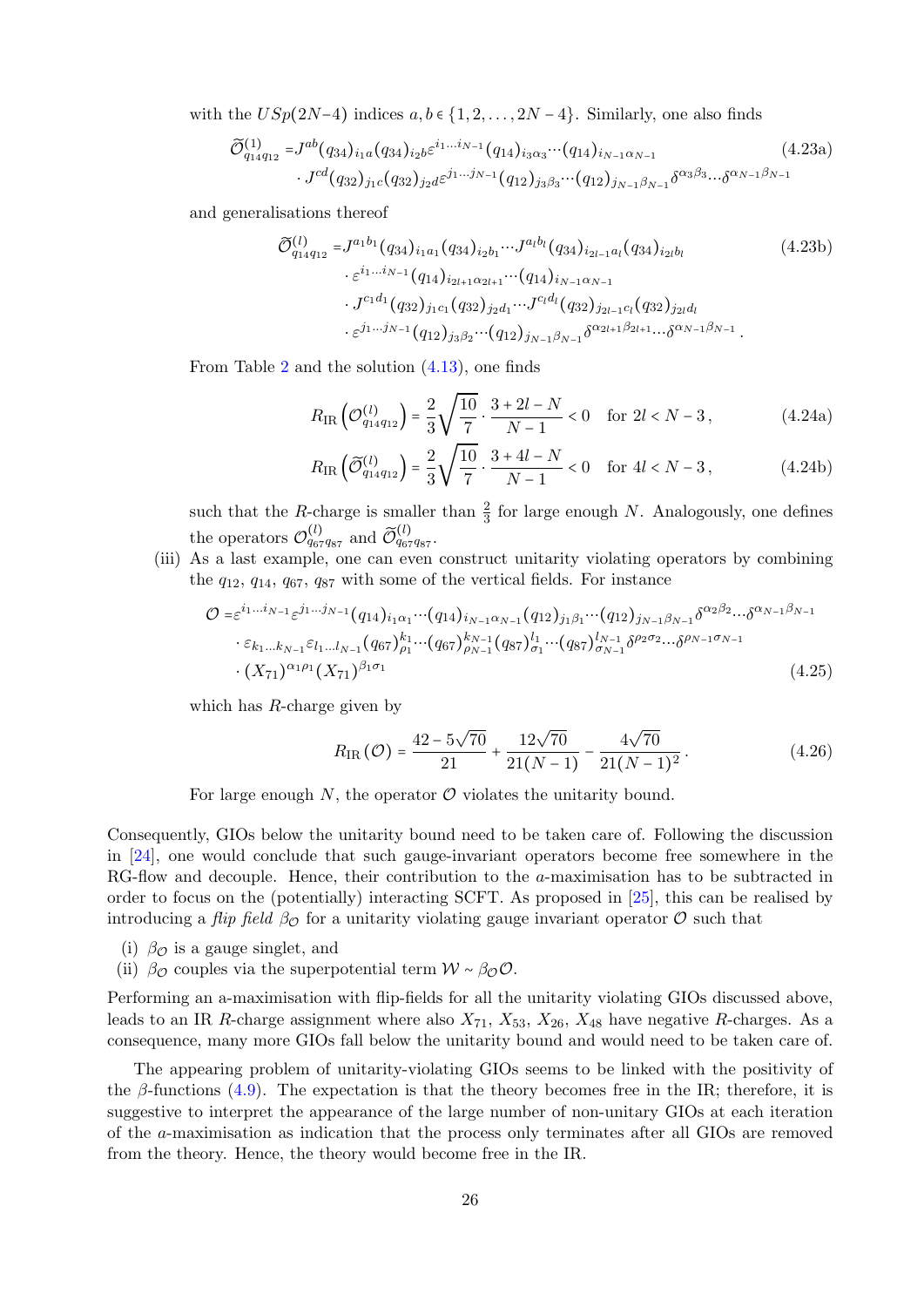with the $USp(2N-4)$ indices $a,b \in \{1,2,\ldots,2N-4\}$. Similarly, one also finds

$$
\begin{aligned}
\widetilde{\mathcal{O}}^{(1)}_{q_{14}q_{12}} =& J^{ab}(q_{34})_{i_1 a}(q_{34})_{i_2 b}\varepsilon^{i_1\ldots i_{N-1}}(q_{14})_{i_3\alpha_3}\cdots(q_{14})_{i_{N-1}\alpha_{N-1}} \\
&\cdot J^{cd}(q_{32})_{j_1 c}(q_{32})_{j_2 d}\varepsilon^{j_1\ldots j_{N-1}}(q_{12})_{j_3\beta_3}\cdots(q_{12})_{j_{N-1}\beta_{N-1}}\delta^{\alpha_3\beta_3}\cdots\delta^{\alpha_{N-1}\beta_{N-1}}
\end{aligned}
\tag{4.23a}
$$

and generalisations thereof

$$
\begin{aligned}
\widetilde{\mathcal{O}}^{(l)}_{q_{14}q_{12}} =& J^{a_1 b_1}(q_{34})_{i_1 a_1}(q_{34})_{i_2 b_1}\cdots J^{a_l b_l}(q_{34})_{i_{2l-1}a_l}(q_{34})_{i_{2l}b_l} \\
&\cdot \varepsilon^{i_1\ldots i_{N-1}}(q_{14})_{i_{2l+1}\alpha_{2l+1}}\cdots(q_{14})_{i_{N-1}\alpha_{N-1}} \\
&\cdot J^{c_1 d_1}(q_{32})_{j_1 c_1}(q_{32})_{j_2 d_1}\cdots J^{c_l d_l}(q_{32})_{j_{2l-1}c_l}(q_{32})_{j_{2l}d_l} \\
&\cdot \varepsilon^{j_1\ldots j_{N-1}}(q_{12})_{j_3\beta_2}\cdots(q_{12})_{j_{N-1}\beta_{N-1}}\delta^{\alpha_{2l+1}\beta_{2l+1}}\cdots\delta^{\alpha_{N-1}\beta_{N-1}}\,.
\end{aligned}
\tag{4.23b}
$$

From Table 2 and the solution (4.13), one finds

$$
R_{\mathrm{IR}}\left(\mathcal{O}^{(l)}_{q_{14}q_{12}}\right) = \frac{2}{3}\sqrt{\frac{10}{7}}\cdot\frac{3+2l-N}{N-1} < 0 \quad \text{for } 2l < N-3\,, \tag{4.24a}
$$

$$
R_{\mathrm{IR}}\left(\widetilde{\mathcal{O}}^{(l)}_{q_{14}q_{12}}\right) = \frac{2}{3}\sqrt{\frac{10}{7}}\cdot\frac{3+4l-N}{N-1} < 0 \quad \text{for } 4l < N-3\,, \tag{4.24b}
$$

such that the $R$-charge is smaller than $\frac{2}{3}$ for large enough $N$. Analogously, one defines the operators $\mathcal{O}^{(l)}_{q_{67}q_{87}}$ and $\widetilde{\mathcal{O}}^{(l)}_{q_{67}q_{87}}$.

(iii) As a last example, one can even construct unitarity violating operators by combining the $q_{12}$, $q_{14}$, $q_{67}$, $q_{87}$ with some of the vertical fields. For instance

$$
\begin{aligned}
\mathcal{O} =& \varepsilon^{i_1\ldots i_{N-1}}\varepsilon^{j_1\ldots j_{N-1}}(q_{14})_{i_1\alpha_1}\cdots(q_{14})_{i_{N-1}\alpha_{N-1}}(q_{12})_{j_1\beta_1}\cdots(q_{12})_{j_{N-1}\beta_{N-1}}\delta^{\alpha_2\beta_2}\cdots\delta^{\alpha_{N-1}\beta_{N-1}} \\
&\cdot \varepsilon_{k_1\ldots k_{N-1}}\varepsilon_{l_1\ldots l_{N-1}}(q_{67})^{k_1}_{\rho_1}\cdots(q_{67})^{k_{N-1}}_{\rho_{N-1}}(q_{87})^{l_1}_{\sigma_1}\cdots(q_{87})^{l_{N-1}}_{\sigma_{N-1}}\delta^{\rho_2\sigma_2}\cdots\delta^{\rho_{N-1}\sigma_{N-1}} \\
&\cdot (X_{71})^{\alpha_1\rho_1}(X_{71})^{\beta_1\sigma_1}
\end{aligned}
\tag{4.25}
$$

which has $R$-charge given by

$$
R_{\mathrm{IR}}(\mathcal{O}) = \frac{42-5\sqrt{70}}{21} + \frac{12\sqrt{70}}{21(N-1)} - \frac{4\sqrt{70}}{21(N-1)^2}\,. \tag{4.26}
$$

For large enough $N$, the operator $\mathcal{O}$ violates the unitarity bound.

Consequently, GIOs below the unitarity bound need to be taken care of. Following the discussion in [24], one would conclude that such gauge-invariant operators become free somewhere in the RG-flow and decouple. Hence, their contribution to the $a$-maximisation has to be subtracted in order to focus on the (potentially) interacting SCFT. As proposed in [25], this can be realised by introducing a *flip field* $\beta_{\mathcal{O}}$ for a unitarity violating gauge invariant operator $\mathcal{O}$ such that

(i) $\beta_{\mathcal{O}}$ is a gauge singlet, and
(ii) $\beta_{\mathcal{O}}$ couples via the superpotential term $\mathcal{W} \sim \beta_{\mathcal{O}}\mathcal{O}$.

Performing an a-maximisation with flip-fields for all the unitarity violating GIOs discussed above, leads to an IR $R$-charge assignment where also $X_{71}$, $X_{53}$, $X_{26}$, $X_{48}$ have negative $R$-charges. As a consequence, many more GIOs fall below the unitarity bound and would need to be taken care of.

The appearing problem of unitarity-violating GIOs seems to be linked with the positivity of the $\beta$-functions (4.9). The expectation is that the theory becomes free in the IR; therefore, it is suggestive to interpret the appearance of the large number of non-unitary GIOs at each iteration of the $a$-maximisation as indication that the process only terminates after all GIOs are removed from the theory. Hence, the theory would become free in the IR.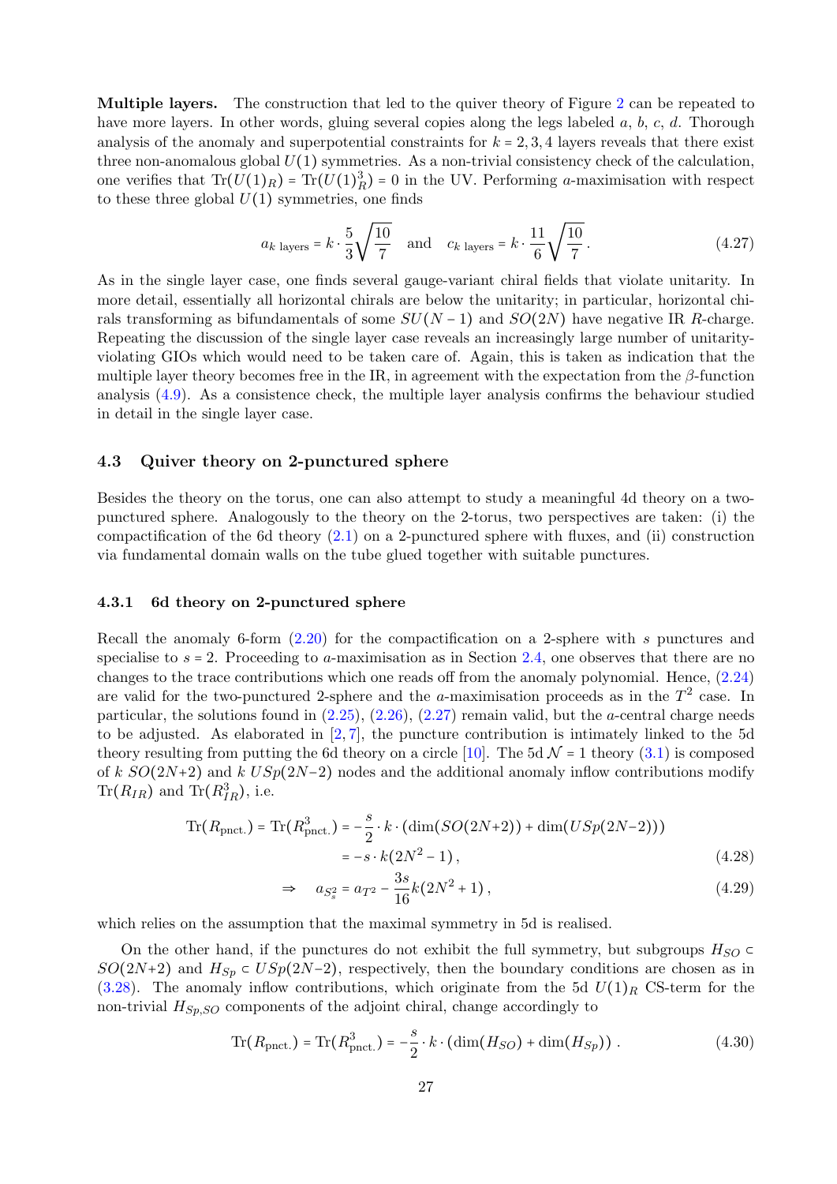**Multiple layers.** The construction that led to the quiver theory of Figure 2 can be repeated to have more layers. In other words, gluing several copies along the legs labeled $a$, $b$, $c$, $d$. Thorough analysis of the anomaly and superpotential constraints for $k = 2, 3, 4$ layers reveals that there exist three non-anomalous global $U(1)$ symmetries. As a non-trivial consistency check of the calculation, one verifies that $\mathrm{Tr}(U(1)_R) = \mathrm{Tr}(U(1)_R^3) = 0$ in the UV. Performing $a$-maximisation with respect to these three global $U(1)$ symmetries, one finds

$$a_{k \text{ layers}} = k \cdot \frac{5}{3}\sqrt{\frac{10}{7}} \quad \text{and} \quad c_{k \text{ layers}} = k \cdot \frac{11}{6}\sqrt{\frac{10}{7}} \,. \tag{4.27}$$

As in the single layer case, one finds several gauge-variant chiral fields that violate unitarity. In more detail, essentially all horizontal chirals are below the unitarity; in particular, horizontal chirals transforming as bifundamentals of some $SU(N-1)$ and $SO(2N)$ have negative IR $R$-charge. Repeating the discussion of the single layer case reveals an increasingly large number of unitarity-violating GIOs which would need to be taken care of. Again, this is taken as indication that the multiple layer theory becomes free in the IR, in agreement with the expectation from the $\beta$-function analysis (4.9). As a consistence check, the multiple layer analysis confirms the behaviour studied in detail in the single layer case.

### 4.3 Quiver theory on 2-punctured sphere

Besides the theory on the torus, one can also attempt to study a meaningful 4d theory on a two-punctured sphere. Analogously to the theory on the 2-torus, two perspectives are taken: (i) the compactification of the 6d theory (2.1) on a 2-punctured sphere with fluxes, and (ii) construction via fundamental domain walls on the tube glued together with suitable punctures.

#### 4.3.1 6d theory on 2-punctured sphere

Recall the anomaly 6-form (2.20) for the compactification on a 2-sphere with $s$ punctures and specialise to $s = 2$. Proceeding to $a$-maximisation as in Section 2.4, one observes that there are no changes to the trace contributions which one reads off from the anomaly polynomial. Hence, (2.24) are valid for the two-punctured 2-sphere and the $a$-maximisation proceeds as in the $T^2$ case. In particular, the solutions found in (2.25), (2.26), (2.27) remain valid, but the $a$-central charge needs to be adjusted. As elaborated in [2, 7], the puncture contribution is intimately linked to the 5d theory resulting from putting the 6d theory on a circle [10]. The 5d $\mathcal{N} = 1$ theory (3.1) is composed of $k$ $SO(2N+2)$ and $k$ $USp(2N-2)$ nodes and the additional anomaly inflow contributions modify $\mathrm{Tr}(R_{IR})$ and $\mathrm{Tr}(R_{IR}^3)$, i.e.

$$\begin{aligned}
\mathrm{Tr}(R_{\text{pnct.}}) = \mathrm{Tr}(R_{\text{pnct.}}^3) &= -\frac{s}{2} \cdot k \cdot \left(\dim(SO(2N+2)) + \dim(USp(2N-2))\right) \\
&= -s \cdot k (2N^2 - 1) \,, 
\end{aligned} \tag{4.28}$$

$$\Rightarrow \quad a_{S^2_s} = a_{T^2} - \frac{3s}{16} k (2N^2 + 1) \,, \tag{4.29}$$

which relies on the assumption that the maximal symmetry in 5d is realised.

On the other hand, if the punctures do not exhibit the full symmetry, but subgroups $H_{SO} \subset SO(2N+2)$ and $H_{Sp} \subset USp(2N-2)$, respectively, then the boundary conditions are chosen as in (3.28). The anomaly inflow contributions, which originate from the 5d $U(1)_R$ CS-term for the non-trivial $H_{Sp,SO}$ components of the adjoint chiral, change accordingly to

$$\mathrm{Tr}(R_{\text{pnct.}}) = \mathrm{Tr}(R_{\text{pnct.}}^3) = -\frac{s}{2} \cdot k \cdot \left(\dim(H_{SO}) + \dim(H_{Sp})\right) \,. \tag{4.30}$$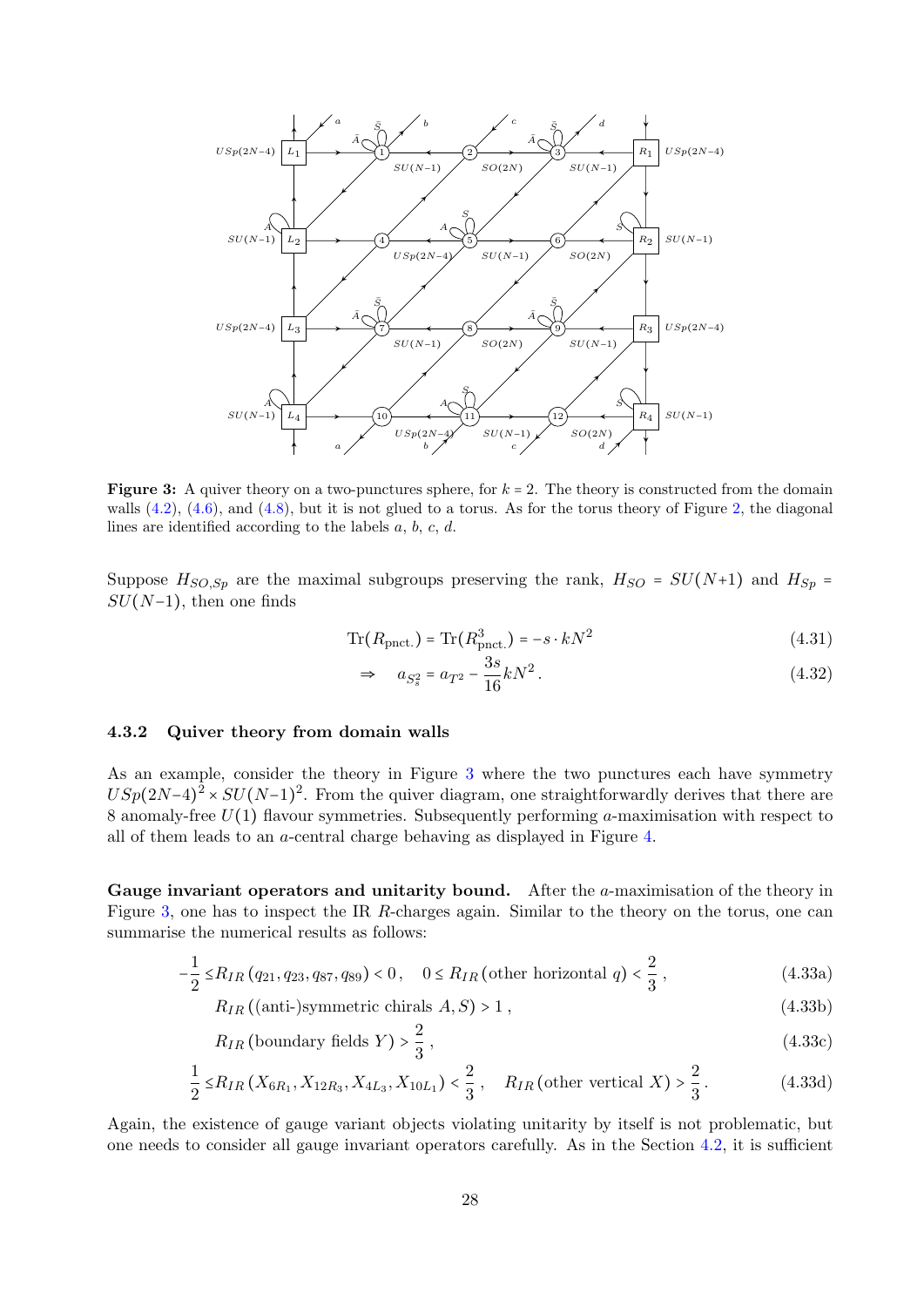**Figure 3:** A quiver theory on a two-punctures sphere, for $k = 2$. The theory is constructed from the domain walls (4.2), (4.6), and (4.8), but it is not glued to a torus. As for the torus theory of Figure 2, the diagonal lines are identified according to the labels $a$, $b$, $c$, $d$.

Suppose $H_{SO,Sp}$ are the maximal subgroups preserving the rank, $H_{SO} = SU(N{+}1)$ and $H_{Sp} = SU(N{-}1)$, then one finds

$$
\mathrm{Tr}(R_{\text{pnct.}}) = \mathrm{Tr}(R^3_{\text{pnct.}}) = -s \cdot kN^2 \tag{4.31}
$$

$$
\Rightarrow \quad a_{S^2_s} = a_{T^2} - \frac{3s}{16} kN^2 \,. \tag{4.32}
$$

### 4.3.2 Quiver theory from domain walls

As an example, consider the theory in Figure 3 where the two punctures each have symmetry $USp(2N{-}4)^2 \times SU(N{-}1)^2$. From the quiver diagram, one straightforwardly derives that there are 8 anomaly-free $U(1)$ flavour symmetries. Subsequently performing $a$-maximisation with respect to all of them leads to an $a$-central charge behaving as displayed in Figure 4.

**Gauge invariant operators and unitarity bound.** After the $a$-maximisation of the theory in Figure 3, one has to inspect the IR $R$-charges again. Similar to the theory on the torus, one can summarise the numerical results as follows:

$$
-\frac{1}{2} \leq R_{IR}\left(q_{21}, q_{23}, q_{87}, q_{89}\right) < 0\,, \quad 0 \leq R_{IR}\left(\text{other horizontal } q\right) < \frac{2}{3}\,, \tag{4.33a}
$$

$$
R_{IR}\left((\text{anti-})\text{symmetric chirals } A, S\right) > 1\,, \tag{4.33b}
$$

$$
R_{IR}\left(\text{boundary fields } Y\right) > \frac{2}{3}\,, \tag{4.33c}
$$

$$
\frac{1}{2} \leq R_{IR}\left(X_{6R_1}, X_{12R_3}, X_{4L_3}, X_{10L_1}\right) < \frac{2}{3}\,, \quad R_{IR}\left(\text{other vertical } X\right) > \frac{2}{3}\,. \tag{4.33d}
$$

Again, the existence of gauge variant objects violating unitarity by itself is not problematic, but one needs to consider all gauge invariant operators carefully. As in the Section 4.2, it is sufficient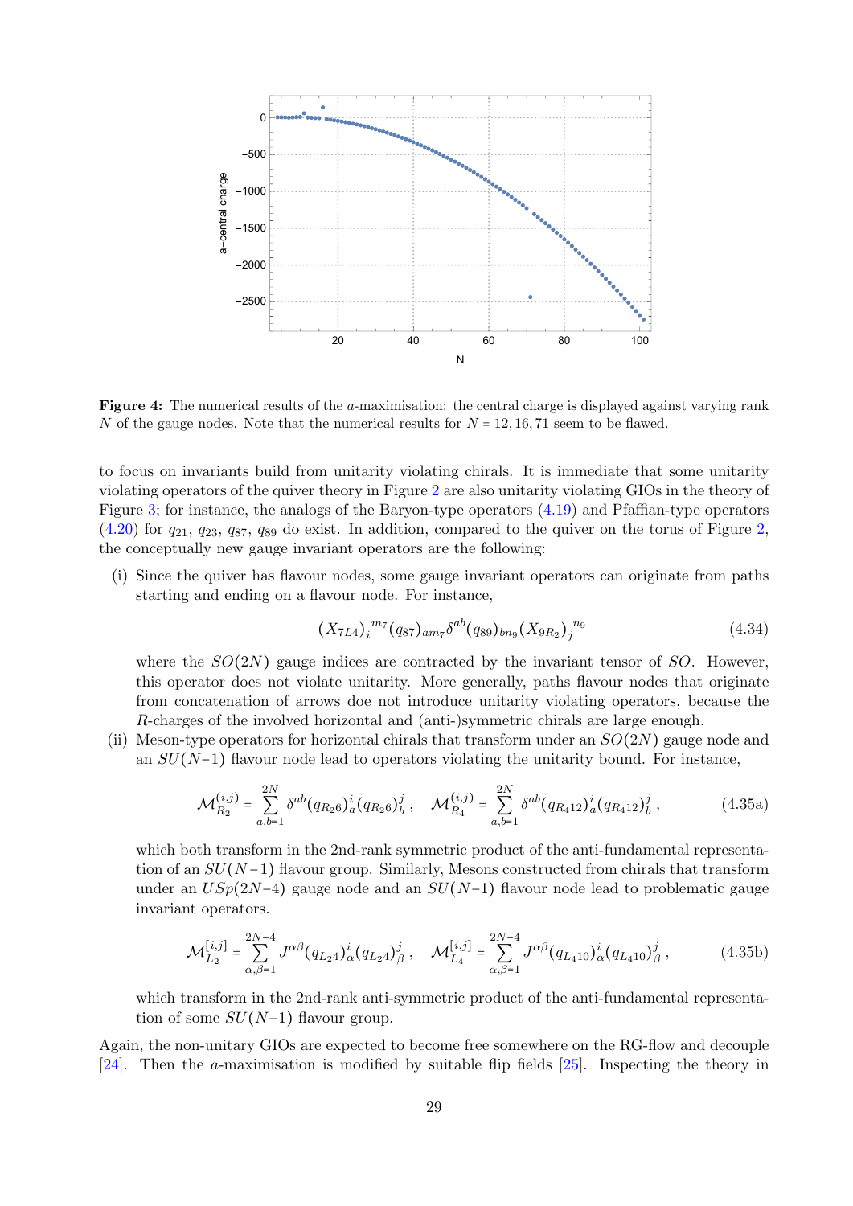**Figure 4:** The numerical results of the $a$-maximisation: the central charge is displayed against varying rank $N$ of the gauge nodes. Note that the numerical results for $N = 12, 16, 71$ seem to be flawed.

to focus on invariants build from unitarity violating chirals. It is immediate that some unitarity violating operators of the quiver theory in Figure 2 are also unitarity violating GIOs in the theory of Figure 3; for instance, the analogs of the Baryon-type operators (4.19) and Pfaffian-type operators (4.20) for $q_{21}$, $q_{23}$, $q_{87}$, $q_{89}$ do exist. In addition, compared to the quiver on the torus of Figure 2, the conceptually new gauge invariant operators are the following:

(i) Since the quiver has flavour nodes, some gauge invariant operators can originate from paths starting and ending on a flavour node. For instance,

$$(X_{7L4})_i^{\ m_7} (q_{87})_{am_7} \delta^{ab} (q_{89})_{bn_9} (X_{9R_2})_j^{\ n_9} \tag{4.34}$$

where the $SO(2N)$ gauge indices are contracted by the invariant tensor of $SO$. However, this operator does not violate unitarity. More generally, paths flavour nodes that originate from concatenation of arrows doe not introduce unitarity violating operators, because the $R$-charges of the involved horizontal and (anti-)symmetric chirals are large enough.

(ii) Meson-type operators for horizontal chirals that transform under an $SO(2N)$ gauge node and an $SU(N-1)$ flavour node lead to operators violating the unitarity bound. For instance,

$$\mathcal{M}_{R_2}^{(i,j)} = \sum_{a,b=1}^{2N} \delta^{ab} (q_{R_2 6})_a^i (q_{R_2 6})_b^j \,, \quad \mathcal{M}_{R_4}^{(i,j)} = \sum_{a,b=1}^{2N} \delta^{ab} (q_{R_4 12})_a^i (q_{R_4 12})_b^j \,, \tag{4.35a}$$

which both transform in the 2nd-rank symmetric product of the anti-fundamental representation of an $SU(N-1)$ flavour group. Similarly, Mesons constructed from chirals that transform under an $USp(2N-4)$ gauge node and an $SU(N-1)$ flavour node lead to problematic gauge invariant operators.

$$\mathcal{M}_{L_2}^{[i,j]} = \sum_{\alpha,\beta=1}^{2N-4} J^{\alpha\beta} (q_{L_2 4})_\alpha^i (q_{L_2 4})_\beta^j \,, \quad \mathcal{M}_{L_4}^{[i,j]} = \sum_{\alpha,\beta=1}^{2N-4} J^{\alpha\beta} (q_{L_4 10})_\alpha^i (q_{L_4 10})_\beta^j \,, \tag{4.35b}$$

which transform in the 2nd-rank anti-symmetric product of the anti-fundamental representation of some $SU(N-1)$ flavour group.

Again, the non-unitary GIOs are expected to become free somewhere on the RG-flow and decouple [24]. Then the $a$-maximisation is modified by suitable flip fields [25]. Inspecting the theory in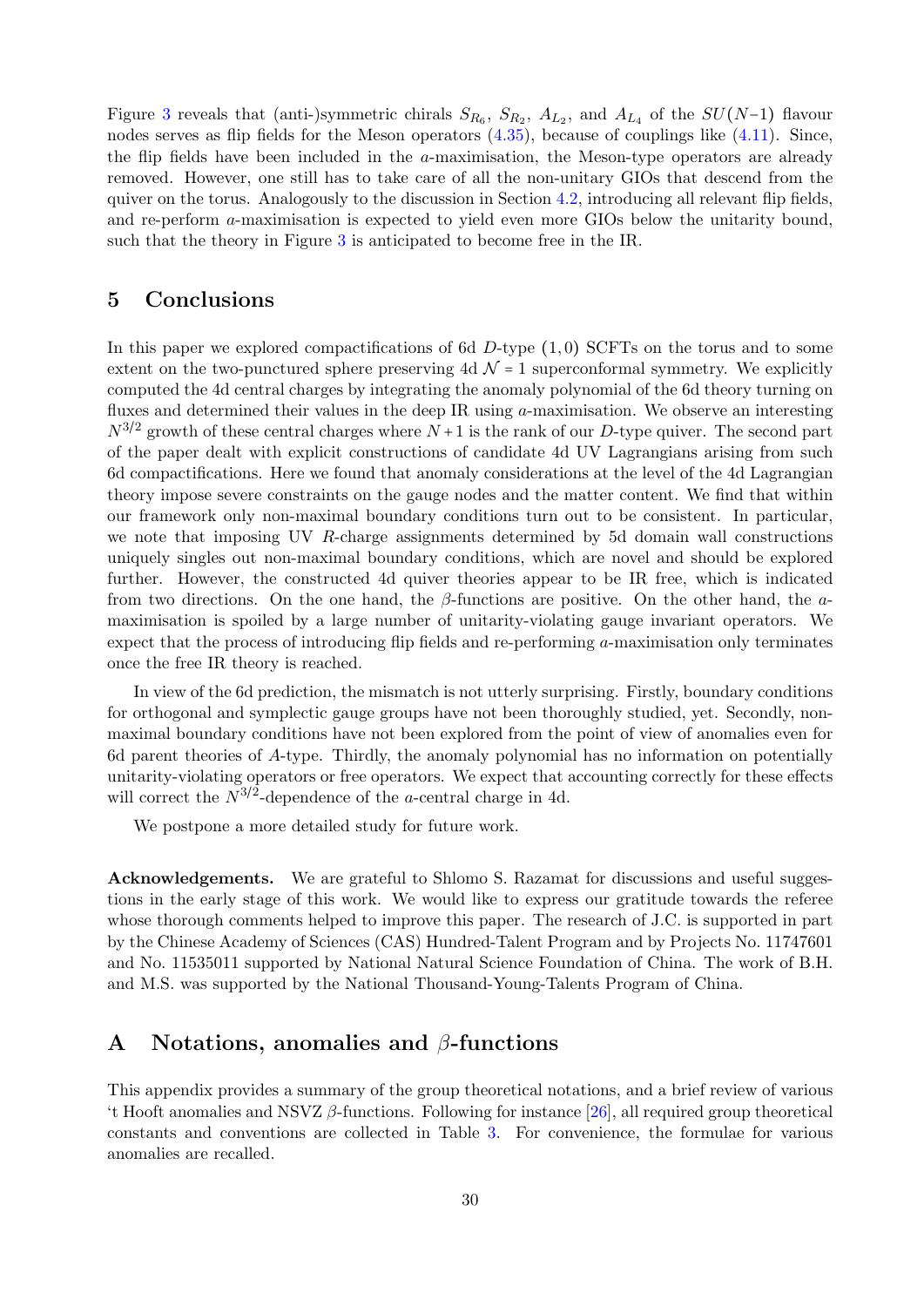Figure 3 reveals that (anti-)symmetric chirals $S_{R_6}$, $S_{R_2}$, $A_{L_2}$, and $A_{L_4}$ of the $SU(N-1)$ flavour nodes serves as flip fields for the Meson operators (4.35), because of couplings like (4.11). Since, the flip fields have been included in the $a$-maximisation, the Meson-type operators are already removed. However, one still has to take care of all the non-unitary GIOs that descend from the quiver on the torus. Analogously to the discussion in Section 4.2, introducing all relevant flip fields, and re-perform $a$-maximisation is expected to yield even more GIOs below the unitarity bound, such that the theory in Figure 3 is anticipated to become free in the IR.

## 5 Conclusions

In this paper we explored compactifications of 6d $D$-type $(1,0)$ SCFTs on the torus and to some extent on the two-punctured sphere preserving 4d $\mathcal{N}=1$ superconformal symmetry. We explicitly computed the 4d central charges by integrating the anomaly polynomial of the 6d theory turning on fluxes and determined their values in the deep IR using $a$-maximisation. We observe an interesting $N^{3/2}$ growth of these central charges where $N+1$ is the rank of our $D$-type quiver. The second part of the paper dealt with explicit constructions of candidate 4d UV Lagrangians arising from such 6d compactifications. Here we found that anomaly considerations at the level of the 4d Lagrangian theory impose severe constraints on the gauge nodes and the matter content. We find that within our framework only non-maximal boundary conditions turn out to be consistent. In particular, we note that imposing UV $R$-charge assignments determined by 5d domain wall constructions uniquely singles out non-maximal boundary conditions, which are novel and should be explored further. However, the constructed 4d quiver theories appear to be IR free, which is indicated from two directions. On the one hand, the $\beta$-functions are positive. On the other hand, the $a$-maximisation is spoiled by a large number of unitarity-violating gauge invariant operators. We expect that the process of introducing flip fields and re-performing $a$-maximisation only terminates once the free IR theory is reached.

In view of the 6d prediction, the mismatch is not utterly surprising. Firstly, boundary conditions for orthogonal and symplectic gauge groups have not been thoroughly studied, yet. Secondly, non-maximal boundary conditions have not been explored from the point of view of anomalies even for 6d parent theories of $A$-type. Thirdly, the anomaly polynomial has no information on potentially unitarity-violating operators or free operators. We expect that accounting correctly for these effects will correct the $N^{3/2}$-dependence of the $a$-central charge in 4d.

We postpone a more detailed study for future work.

**Acknowledgements.** We are grateful to Shlomo S. Razamat for discussions and useful suggestions in the early stage of this work. We would like to express our gratitude towards the referee whose thorough comments helped to improve this paper. The research of J.C. is supported in part by the Chinese Academy of Sciences (CAS) Hundred-Talent Program and by Projects No. 11747601 and No. 11535011 supported by National Natural Science Foundation of China. The work of B.H. and M.S. was supported by the National Thousand-Young-Talents Program of China.

## A Notations, anomalies and $\beta$-functions

This appendix provides a summary of the group theoretical notations, and a brief review of various 't Hooft anomalies and NSVZ $\beta$-functions. Following for instance [26], all required group theoretical constants and conventions are collected in Table 3. For convenience, the formulae for various anomalies are recalled.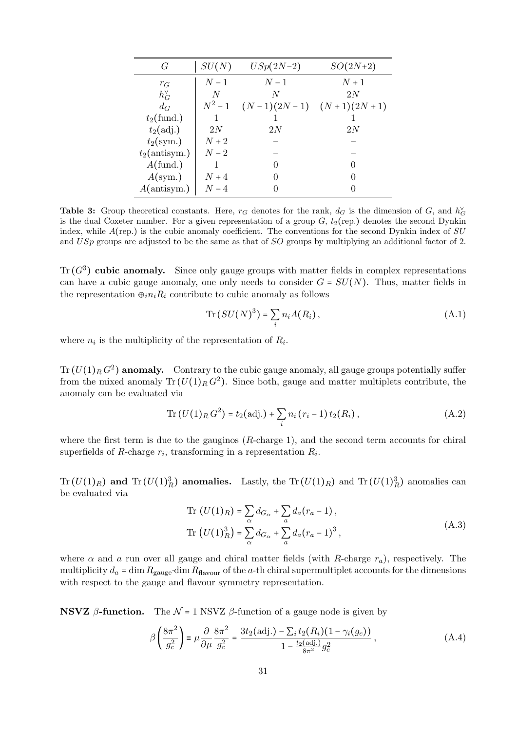| $G$ | $SU(N)$ | $USp(2N-2)$ | $SO(2N+2)$ |
|---|---|---|---|
| $r_G$ | $N-1$ | $N-1$ | $N+1$ |
| $h^\vee_G$ | $N$ | $N$ | $2N$ |
| $d_G$ | $N^2-1$ | $(N-1)(2N-1)$ | $(N+1)(2N+1)$ |
| $t_2(\text{fund.})$ | $1$ | $1$ | $1$ |
| $t_2(\text{adj.})$ | $2N$ | $2N$ | $2N$ |
| $t_2(\text{sym.})$ | $N+2$ | – | – |
| $t_2(\text{antisym.})$ | $N-2$ | – | – |
| $A(\text{fund.})$ | $1$ | $0$ | $0$ |
| $A(\text{sym.})$ | $N+4$ | $0$ | $0$ |
| $A(\text{antisym.})$ | $N-4$ | $0$ | $0$ |

**Table 3:** Group theoretical constants. Here, $r_G$ denotes for the rank, $d_G$ is the dimension of $G$, and $h^\vee_G$ is the dual Coxeter number. For a given representation of a group $G$, $t_2(\text{rep.})$ denotes the second Dynkin index, while $A(\text{rep.})$ is the cubic anomaly coefficient. The conventions for the second Dynkin index of $SU$ and $USp$ groups are adjusted to be the same as that of $SO$ groups by multiplying an additional factor of 2.

**$\mathrm{Tr}\,(G^3)$ cubic anomaly.** Since only gauge groups with matter fields in complex representations can have a cubic gauge anomaly, one only needs to consider $G = SU(N)$. Thus, matter fields in the representation $\oplus_i n_i R_i$ contribute to cubic anomaly as follows

$$\mathrm{Tr}\,(SU(N)^3) = \sum_i n_i A(R_i)\,, \tag{A.1}$$

where $n_i$ is the multiplicity of the representation of $R_i$.

**$\mathrm{Tr}\,(U(1)_R\, G^2)$ anomaly.** Contrary to the cubic gauge anomaly, all gauge groups potentially suffer from the mixed anomaly $\mathrm{Tr}\,(U(1)_R\, G^2)$. Since both, gauge and matter multiplets contribute, the anomaly can be evaluated via

$$\mathrm{Tr}\,(U(1)_R\, G^2) = t_2(\text{adj.}) + \sum_i n_i\,(r_i - 1)\, t_2(R_i)\,, \tag{A.2}$$

where the first term is due to the gauginos ($R$-charge 1), and the second term accounts for chiral superfields of $R$-charge $r_i$, transforming in a representation $R_i$.

**$\mathrm{Tr}\,(U(1)_R)$ and $\mathrm{Tr}\,(U(1)_R^3)$ anomalies.** Lastly, the $\mathrm{Tr}\,(U(1)_R)$ and $\mathrm{Tr}\,(U(1)_R^3)$ anomalies can be evaluated via

$$\begin{aligned}
\mathrm{Tr}\ (U(1)_R) &= \sum_\alpha d_{G_\alpha} + \sum_a d_a (r_a - 1)\,,\\
\mathrm{Tr}\ \left(U(1)_R^3\right) &= \sum_\alpha d_{G_\alpha} + \sum_a d_a (r_a - 1)^3\,,
\end{aligned} \tag{A.3}$$

where $\alpha$ and $a$ run over all gauge and chiral matter fields (with $R$-charge $r_a$), respectively. The multiplicity $d_a = \dim R_{\text{gauge}} \cdot \dim R_{\text{flavour}}$ of the $a$-th chiral supermultiplet accounts for the dimensions with respect to the gauge and flavour symmetry representation.

**NSVZ $\beta$-function.** The $\mathcal{N} = 1$ NSVZ $\beta$-function of a gauge node is given by

$$\beta\left(\frac{8\pi^2}{g_c^2}\right) \equiv \mu \frac{\partial}{\partial \mu} \frac{8\pi^2}{g_c^2} = \frac{3 t_2(\text{adj.}) - \sum_i t_2(R_i)(1 - \gamma_i(g_c))}{1 - \frac{t_2(\text{adj.})}{8\pi^2} g_c^2}\,, \tag{A.4}$$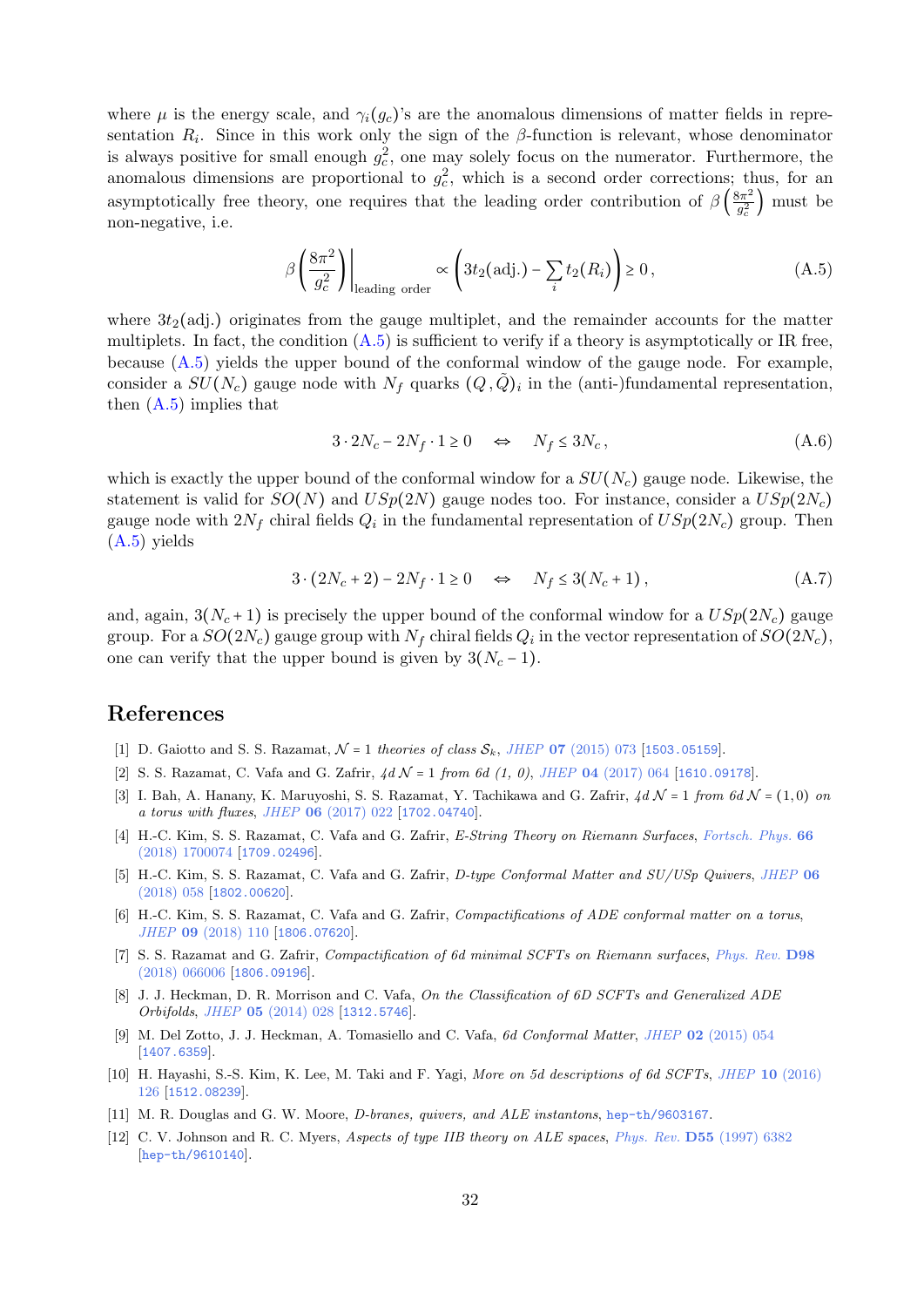where $\mu$ is the energy scale, and $\gamma_i(g_c)$'s are the anomalous dimensions of matter fields in representation $R_i$. Since in this work only the sign of the $\beta$-function is relevant, whose denominator is always positive for small enough $g_c^2$, one may solely focus on the numerator. Furthermore, the anomalous dimensions are proportional to $g_c^2$, which is a second order corrections; thus, for an asymptotically free theory, one requires that the leading order contribution of $\beta\left(\frac{8\pi^2}{g_c^2}\right)$ must be non-negative, i.e.

$$\beta\left(\frac{8\pi^2}{g_c^2}\right)\bigg|_{\text{leading order}} \propto \left(3t_2(\text{adj.}) - \sum_i t_2(R_i)\right) \geq 0\,, \tag{A.5}$$

where $3t_2(\text{adj.})$ originates from the gauge multiplet, and the remainder accounts for the matter multiplets. In fact, the condition (A.5) is sufficient to verify if a theory is asymptotically or IR free, because (A.5) yields the upper bound of the conformal window of the gauge node. For example, consider a $SU(N_c)$ gauge node with $N_f$ quarks $(Q\,,\tilde{Q})_i$ in the (anti-)fundamental representation, then (A.5) implies that

$$3\cdot 2N_c - 2N_f\cdot 1 \geq 0 \quad \Leftrightarrow \quad N_f \leq 3N_c\,, \tag{A.6}$$

which is exactly the upper bound of the conformal window for a $SU(N_c)$ gauge node. Likewise, the statement is valid for $SO(N)$ and $USp(2N)$ gauge nodes too. For instance, consider a $USp(2N_c)$ gauge node with $2N_f$ chiral fields $Q_i$ in the fundamental representation of $USp(2N_c)$ group. Then (A.5) yields

$$3\cdot(2N_c+2) - 2N_f\cdot 1 \geq 0 \quad \Leftrightarrow \quad N_f \leq 3(N_c+1)\,, \tag{A.7}$$

and, again, $3(N_c+1)$ is precisely the upper bound of the conformal window for a $USp(2N_c)$ gauge group. For a $SO(2N_c)$ gauge group with $N_f$ chiral fields $Q_i$ in the vector representation of $SO(2N_c)$, one can verify that the upper bound is given by $3(N_c-1)$.

# References

[1] D. Gaiotto and S. S. Razamat, *$\mathcal{N}=1$ theories of class $\mathcal{S}_k$*, JHEP **07** (2015) 073 [1503.05159].

[2] S. S. Razamat, C. Vafa and G. Zafrir, *4d $\mathcal{N}=1$ from 6d (1, 0)*, JHEP **04** (2017) 064 [1610.09178].

[3] I. Bah, A. Hanany, K. Maruyoshi, S. S. Razamat, Y. Tachikawa and G. Zafrir, *4d $\mathcal{N}=1$ from 6d $\mathcal{N}=(1,0)$ on a torus with fluxes*, JHEP **06** (2017) 022 [1702.04740].

[4] H.-C. Kim, S. S. Razamat, C. Vafa and G. Zafrir, *E-String Theory on Riemann Surfaces*, Fortsch. Phys. **66** (2018) 1700074 [1709.02496].

[5] H.-C. Kim, S. S. Razamat, C. Vafa and G. Zafrir, *D-type Conformal Matter and SU/USp Quivers*, JHEP **06** (2018) 058 [1802.00620].

[6] H.-C. Kim, S. S. Razamat, C. Vafa and G. Zafrir, *Compactifications of ADE conformal matter on a torus*, JHEP **09** (2018) 110 [1806.07620].

[7] S. S. Razamat and G. Zafrir, *Compactification of 6d minimal SCFTs on Riemann surfaces*, Phys. Rev. **D98** (2018) 066006 [1806.09196].

[8] J. J. Heckman, D. R. Morrison and C. Vafa, *On the Classification of 6D SCFTs and Generalized ADE Orbifolds*, JHEP **05** (2014) 028 [1312.5746].

[9] M. Del Zotto, J. J. Heckman, A. Tomasiello and C. Vafa, *6d Conformal Matter*, JHEP **02** (2015) 054 [1407.6359].

[10] H. Hayashi, S.-S. Kim, K. Lee, M. Taki and F. Yagi, *More on 5d descriptions of 6d SCFTs*, JHEP **10** (2016) 126 [1512.08239].

[11] M. R. Douglas and G. W. Moore, *D-branes, quivers, and ALE instantons*, hep-th/9603167.

[12] C. V. Johnson and R. C. Myers, *Aspects of type IIB theory on ALE spaces*, Phys. Rev. **D55** (1997) 6382 [hep-th/9610140].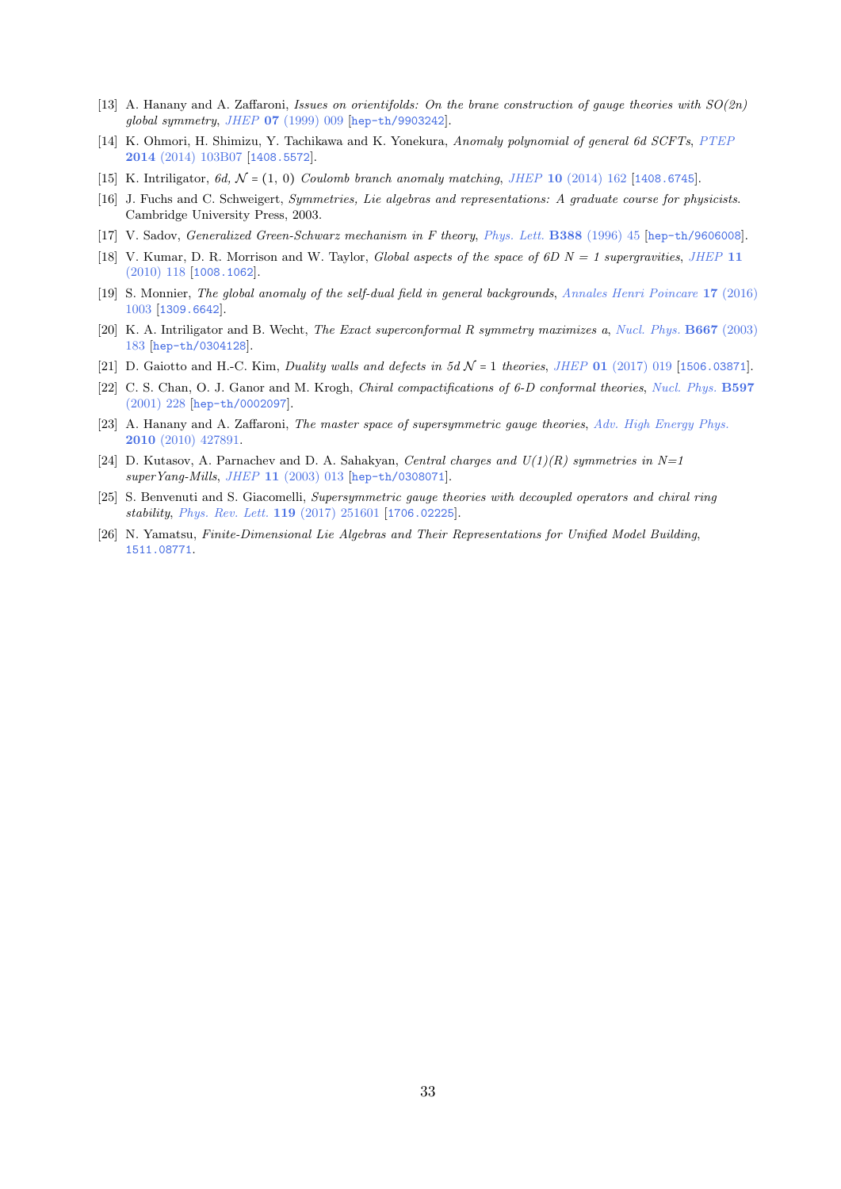[13] A. Hanany and A. Zaffaroni, *Issues on orientifolds: On the brane construction of gauge theories with SO(2n) global symmetry*, *JHEP* **07** (1999) 009 [hep-th/9903242].

[14] K. Ohmori, H. Shimizu, Y. Tachikawa and K. Yonekura, *Anomaly polynomial of general 6d SCFTs*, *PTEP* **2014** (2014) 103B07 [1408.5572].

[15] K. Intriligator, *6d, $\mathcal{N} = (1, 0)$ Coulomb branch anomaly matching*, *JHEP* **10** (2014) 162 [1408.6745].

[16] J. Fuchs and C. Schweigert, *Symmetries, Lie algebras and representations: A graduate course for physicists*. Cambridge University Press, 2003.

[17] V. Sadov, *Generalized Green-Schwarz mechanism in F theory*, *Phys. Lett.* **B388** (1996) 45 [hep-th/9606008].

[18] V. Kumar, D. R. Morrison and W. Taylor, *Global aspects of the space of 6D N = 1 supergravities*, *JHEP* **11** (2010) 118 [1008.1062].

[19] S. Monnier, *The global anomaly of the self-dual field in general backgrounds*, *Annales Henri Poincare* **17** (2016) 1003 [1309.6642].

[20] K. A. Intriligator and B. Wecht, *The Exact superconformal R symmetry maximizes a*, *Nucl. Phys.* **B667** (2003) 183 [hep-th/0304128].

[21] D. Gaiotto and H.-C. Kim, *Duality walls and defects in 5d $\mathcal{N} = 1$ theories*, *JHEP* **01** (2017) 019 [1506.03871].

[22] C. S. Chan, O. J. Ganor and M. Krogh, *Chiral compactifications of 6-D conformal theories*, *Nucl. Phys.* **B597** (2001) 228 [hep-th/0002097].

[23] A. Hanany and A. Zaffaroni, *The master space of supersymmetric gauge theories*, *Adv. High Energy Phys.* **2010** (2010) 427891.

[24] D. Kutasov, A. Parnachev and D. A. Sahakyan, *Central charges and U(1)(R) symmetries in N=1 superYang-Mills*, *JHEP* **11** (2003) 013 [hep-th/0308071].

[25] S. Benvenuti and S. Giacomelli, *Supersymmetric gauge theories with decoupled operators and chiral ring stability*, *Phys. Rev. Lett.* **119** (2017) 251601 [1706.02225].

[26] N. Yamatsu, *Finite-Dimensional Lie Algebras and Their Representations for Unified Model Building*, 1511.08771.